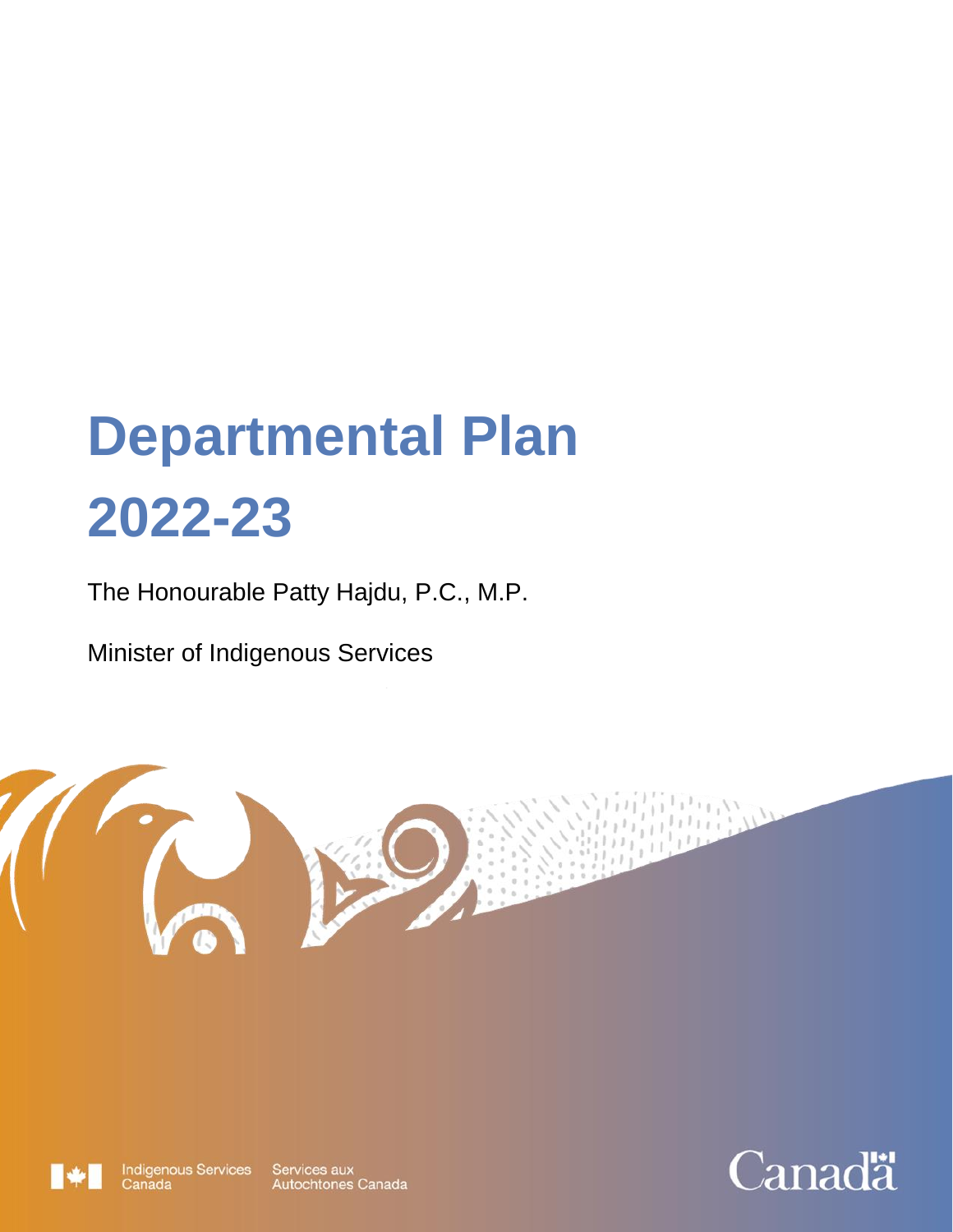# Departmental Plan 2022-23

The Honourable Patty Hajdu, P.C., M.P.

Minister of Indigenous Services

Indigenous Services Canada | Services aux Autochtones Canada

Canada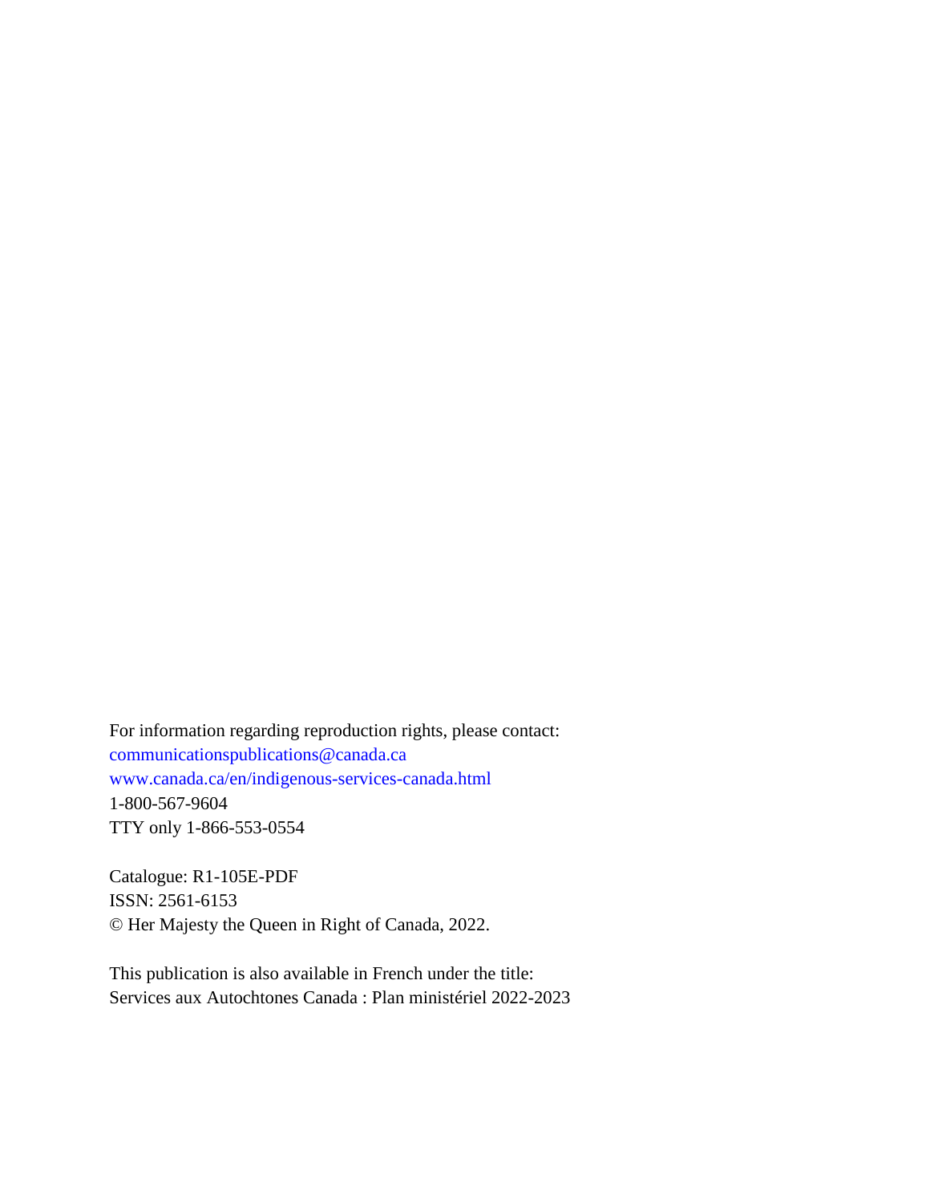For information regarding reproduction rights, please contact:
communicationspublications@canada.ca
www.canada.ca/en/indigenous-services-canada.html
1-800-567-9604
TTY only 1-866-553-0554

Catalogue: R1-105E-PDF
ISSN: 2561-6153
© Her Majesty the Queen in Right of Canada, 2022.

This publication is also available in French under the title:
Services aux Autochtones Canada : Plan ministériel 2022-2023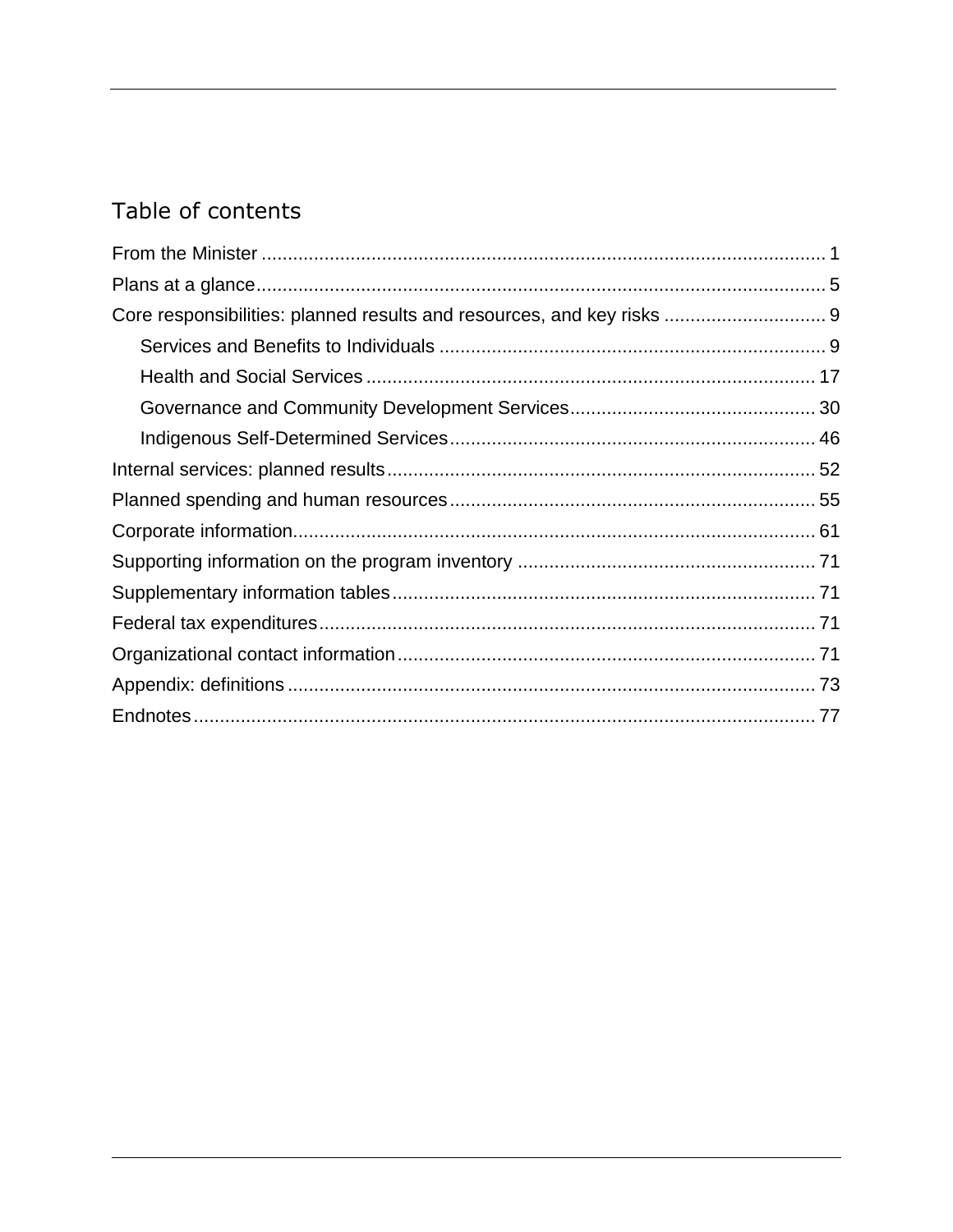## Table of contents

From the Minister ........................................................................................................... 1

Plans at a glance............................................................................................................ 5

Core responsibilities: planned results and resources, and key risks ............................... 9

- Services and Benefits to Individuals ......................................................................... 9
- Health and Social Services ..................................................................................... 17
- Governance and Community Development Services............................................... 30
- Indigenous Self-Determined Services..................................................................... 46

Internal services: planned results................................................................................. 52

Planned spending and human resources..................................................................... 55

Corporate information.................................................................................................... 61

Supporting information on the program inventory ........................................................ 71

Supplementary information tables................................................................................ 71

Federal tax expenditures.............................................................................................. 71

Organizational contact information............................................................................... 71

Appendix: definitions .................................................................................................... 73

Endnotes....................................................................................................................... 77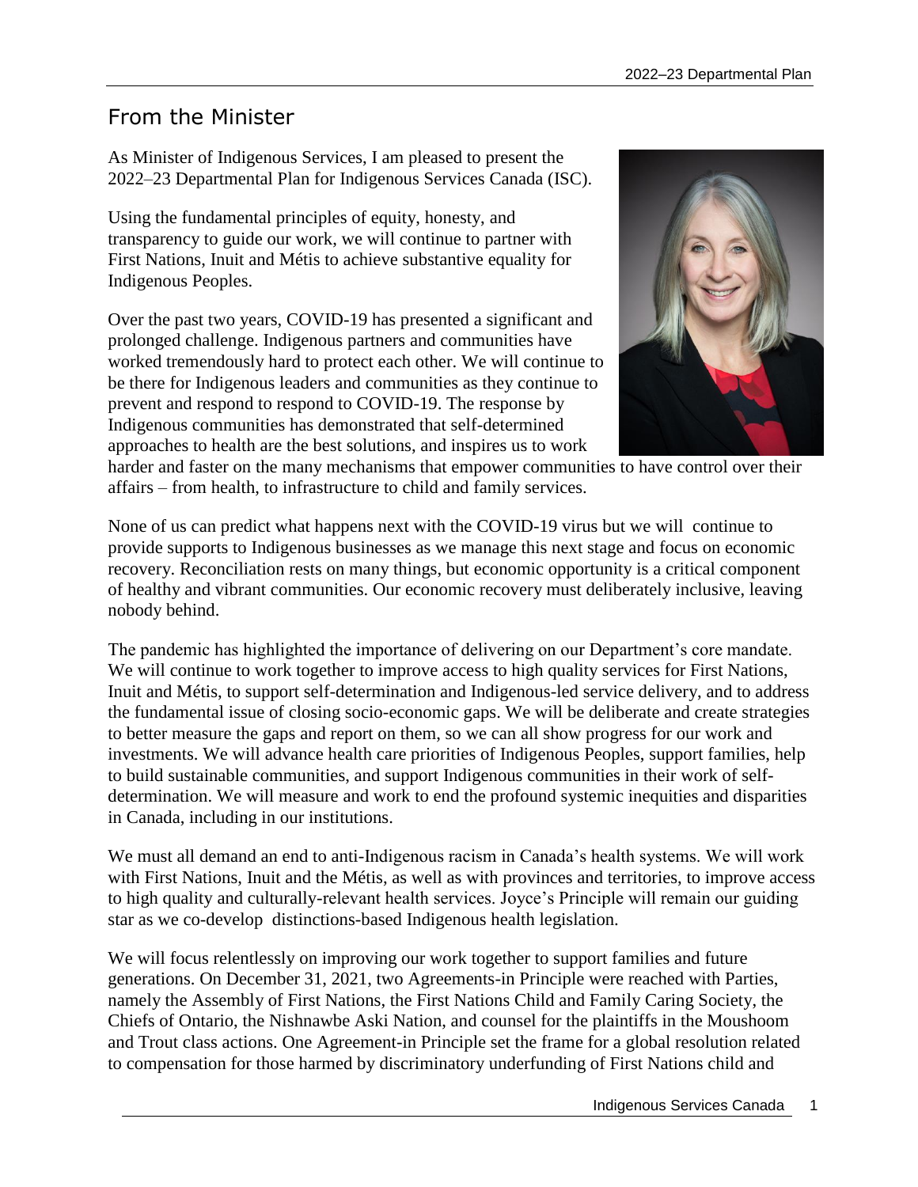## From the Minister

As Minister of Indigenous Services, I am pleased to present the 2022–23 Departmental Plan for Indigenous Services Canada (ISC).

Using the fundamental principles of equity, honesty, and transparency to guide our work, we will continue to partner with First Nations, Inuit and Métis to achieve substantive equality for Indigenous Peoples.

Over the past two years, COVID-19 has presented a significant and prolonged challenge. Indigenous partners and communities have worked tremendously hard to protect each other. We will continue to be there for Indigenous leaders and communities as they continue to prevent and respond to respond to COVID-19. The response by Indigenous communities has demonstrated that self-determined approaches to health are the best solutions, and inspires us to work harder and faster on the many mechanisms that empower communities to have control over their affairs – from health, to infrastructure to child and family services.

None of us can predict what happens next with the COVID-19 virus but we will continue to provide supports to Indigenous businesses as we manage this next stage and focus on economic recovery. Reconciliation rests on many things, but economic opportunity is a critical component of healthy and vibrant communities. Our economic recovery must deliberately inclusive, leaving nobody behind.

The pandemic has highlighted the importance of delivering on our Department's core mandate. We will continue to work together to improve access to high quality services for First Nations, Inuit and Métis, to support self-determination and Indigenous-led service delivery, and to address the fundamental issue of closing socio-economic gaps. We will be deliberate and create strategies to better measure the gaps and report on them, so we can all show progress for our work and investments. We will advance health care priorities of Indigenous Peoples, support families, help to build sustainable communities, and support Indigenous communities in their work of self-determination. We will measure and work to end the profound systemic inequities and disparities in Canada, including in our institutions.

We must all demand an end to anti-Indigenous racism in Canada's health systems. We will work with First Nations, Inuit and the Métis, as well as with provinces and territories, to improve access to high quality and culturally-relevant health services. Joyce's Principle will remain our guiding star as we co-develop distinctions-based Indigenous health legislation.

We will focus relentlessly on improving our work together to support families and future generations. On December 31, 2021, two Agreements-in Principle were reached with Parties, namely the Assembly of First Nations, the First Nations Child and Family Caring Society, the Chiefs of Ontario, the Nishnawbe Aski Nation, and counsel for the plaintiffs in the Moushoom and Trout class actions. One Agreement-in Principle set the frame for a global resolution related to compensation for those harmed by discriminatory underfunding of First Nations child and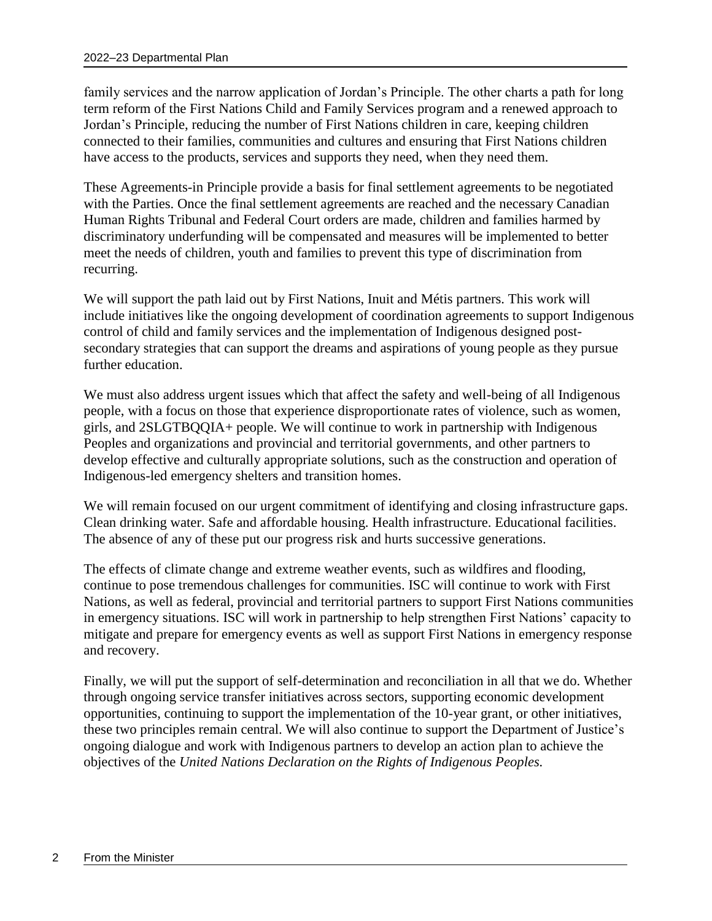family services and the narrow application of Jordan's Principle. The other charts a path for long term reform of the First Nations Child and Family Services program and a renewed approach to Jordan's Principle, reducing the number of First Nations children in care, keeping children connected to their families, communities and cultures and ensuring that First Nations children have access to the products, services and supports they need, when they need them.

These Agreements-in Principle provide a basis for final settlement agreements to be negotiated with the Parties. Once the final settlement agreements are reached and the necessary Canadian Human Rights Tribunal and Federal Court orders are made, children and families harmed by discriminatory underfunding will be compensated and measures will be implemented to better meet the needs of children, youth and families to prevent this type of discrimination from recurring.

We will support the path laid out by First Nations, Inuit and Métis partners. This work will include initiatives like the ongoing development of coordination agreements to support Indigenous control of child and family services and the implementation of Indigenous designed post-secondary strategies that can support the dreams and aspirations of young people as they pursue further education.

We must also address urgent issues which that affect the safety and well-being of all Indigenous people, with a focus on those that experience disproportionate rates of violence, such as women, girls, and 2SLGTBQQIA+ people. We will continue to work in partnership with Indigenous Peoples and organizations and provincial and territorial governments, and other partners to develop effective and culturally appropriate solutions, such as the construction and operation of Indigenous-led emergency shelters and transition homes.

We will remain focused on our urgent commitment of identifying and closing infrastructure gaps. Clean drinking water. Safe and affordable housing. Health infrastructure. Educational facilities. The absence of any of these put our progress risk and hurts successive generations.

The effects of climate change and extreme weather events, such as wildfires and flooding, continue to pose tremendous challenges for communities. ISC will continue to work with First Nations, as well as federal, provincial and territorial partners to support First Nations communities in emergency situations. ISC will work in partnership to help strengthen First Nations' capacity to mitigate and prepare for emergency events as well as support First Nations in emergency response and recovery.

Finally, we will put the support of self-determination and reconciliation in all that we do. Whether through ongoing service transfer initiatives across sectors, supporting economic development opportunities, continuing to support the implementation of the 10-year grant, or other initiatives, these two principles remain central. We will also continue to support the Department of Justice's ongoing dialogue and work with Indigenous partners to develop an action plan to achieve the objectives of the *United Nations Declaration on the Rights of Indigenous Peoples.*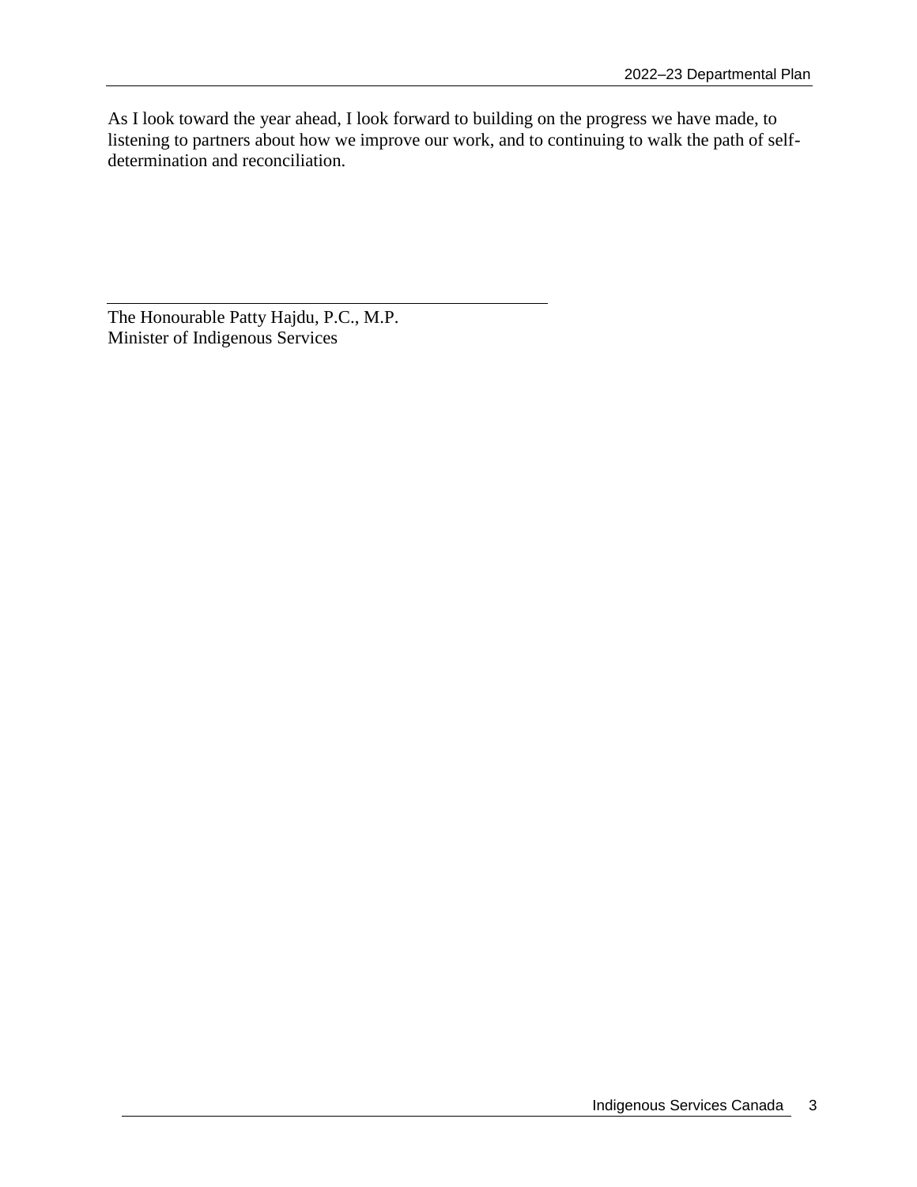As I look toward the year ahead, I look forward to building on the progress we have made, to listening to partners about how we improve our work, and to continuing to walk the path of self-determination and reconciliation.

The Honourable Patty Hajdu, P.C., M.P.
Minister of Indigenous Services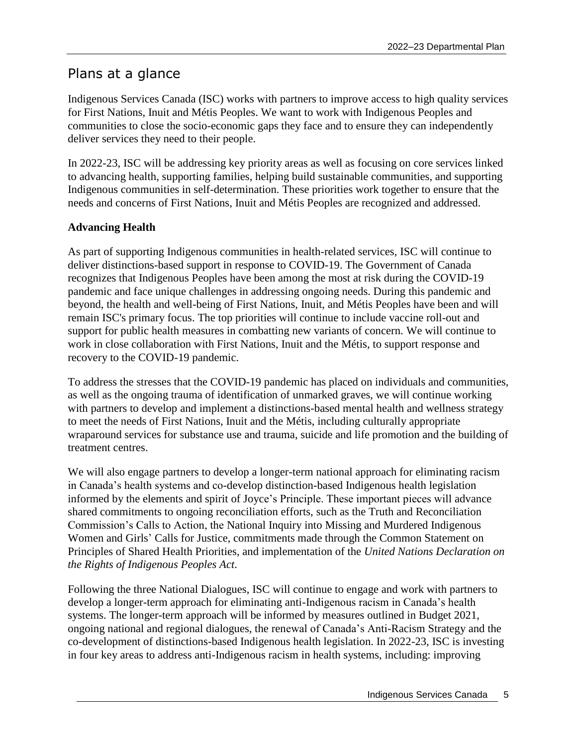## Plans at a glance

Indigenous Services Canada (ISC) works with partners to improve access to high quality services for First Nations, Inuit and Métis Peoples. We want to work with Indigenous Peoples and communities to close the socio-economic gaps they face and to ensure they can independently deliver services they need to their people.

In 2022-23, ISC will be addressing key priority areas as well as focusing on core services linked to advancing health, supporting families, helping build sustainable communities, and supporting Indigenous communities in self-determination. These priorities work together to ensure that the needs and concerns of First Nations, Inuit and Métis Peoples are recognized and addressed.

**Advancing Health**

As part of supporting Indigenous communities in health-related services, ISC will continue to deliver distinctions-based support in response to COVID-19. The Government of Canada recognizes that Indigenous Peoples have been among the most at risk during the COVID-19 pandemic and face unique challenges in addressing ongoing needs. During this pandemic and beyond, the health and well-being of First Nations, Inuit, and Métis Peoples have been and will remain ISC's primary focus. The top priorities will continue to include vaccine roll-out and support for public health measures in combatting new variants of concern. We will continue to work in close collaboration with First Nations, Inuit and the Métis, to support response and recovery to the COVID-19 pandemic.

To address the stresses that the COVID-19 pandemic has placed on individuals and communities, as well as the ongoing trauma of identification of unmarked graves, we will continue working with partners to develop and implement a distinctions-based mental health and wellness strategy to meet the needs of First Nations, Inuit and the Métis, including culturally appropriate wraparound services for substance use and trauma, suicide and life promotion and the building of treatment centres.

We will also engage partners to develop a longer-term national approach for eliminating racism in Canada's health systems and co-develop distinction-based Indigenous health legislation informed by the elements and spirit of Joyce's Principle. These important pieces will advance shared commitments to ongoing reconciliation efforts, such as the Truth and Reconciliation Commission's Calls to Action, the National Inquiry into Missing and Murdered Indigenous Women and Girls' Calls for Justice, commitments made through the Common Statement on Principles of Shared Health Priorities, and implementation of the *United Nations Declaration on the Rights of Indigenous Peoples Act*.

Following the three National Dialogues, ISC will continue to engage and work with partners to develop a longer-term approach for eliminating anti-Indigenous racism in Canada's health systems. The longer-term approach will be informed by measures outlined in Budget 2021, ongoing national and regional dialogues, the renewal of Canada's Anti-Racism Strategy and the co-development of distinctions-based Indigenous health legislation. In 2022-23, ISC is investing in four key areas to address anti-Indigenous racism in health systems, including: improving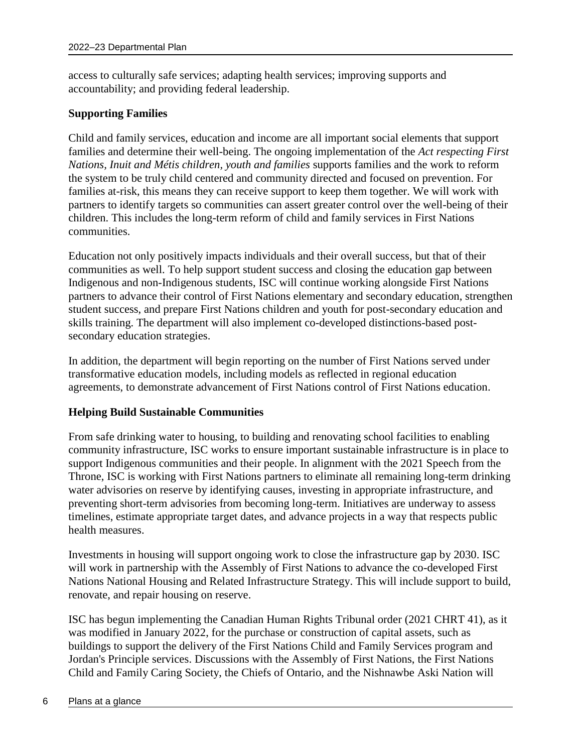access to culturally safe services; adapting health services; improving supports and accountability; and providing federal leadership.

**Supporting Families**

Child and family services, education and income are all important social elements that support families and determine their well-being. The ongoing implementation of the *Act respecting First Nations, Inuit and Métis children, youth and families* supports families and the work to reform the system to be truly child centered and community directed and focused on prevention. For families at-risk, this means they can receive support to keep them together. We will work with partners to identify targets so communities can assert greater control over the well-being of their children. This includes the long-term reform of child and family services in First Nations communities.

Education not only positively impacts individuals and their overall success, but that of their communities as well. To help support student success and closing the education gap between Indigenous and non-Indigenous students, ISC will continue working alongside First Nations partners to advance their control of First Nations elementary and secondary education, strengthen student success, and prepare First Nations children and youth for post-secondary education and skills training. The department will also implement co-developed distinctions-based post-secondary education strategies.

In addition, the department will begin reporting on the number of First Nations served under transformative education models, including models as reflected in regional education agreements, to demonstrate advancement of First Nations control of First Nations education.

**Helping Build Sustainable Communities**

From safe drinking water to housing, to building and renovating school facilities to enabling community infrastructure, ISC works to ensure important sustainable infrastructure is in place to support Indigenous communities and their people. In alignment with the 2021 Speech from the Throne, ISC is working with First Nations partners to eliminate all remaining long-term drinking water advisories on reserve by identifying causes, investing in appropriate infrastructure, and preventing short-term advisories from becoming long-term. Initiatives are underway to assess timelines, estimate appropriate target dates, and advance projects in a way that respects public health measures.

Investments in housing will support ongoing work to close the infrastructure gap by 2030. ISC will work in partnership with the Assembly of First Nations to advance the co-developed First Nations National Housing and Related Infrastructure Strategy. This will include support to build, renovate, and repair housing on reserve.

ISC has begun implementing the Canadian Human Rights Tribunal order (2021 CHRT 41), as it was modified in January 2022, for the purchase or construction of capital assets, such as buildings to support the delivery of the First Nations Child and Family Services program and Jordan's Principle services. Discussions with the Assembly of First Nations, the First Nations Child and Family Caring Society, the Chiefs of Ontario, and the Nishnawbe Aski Nation will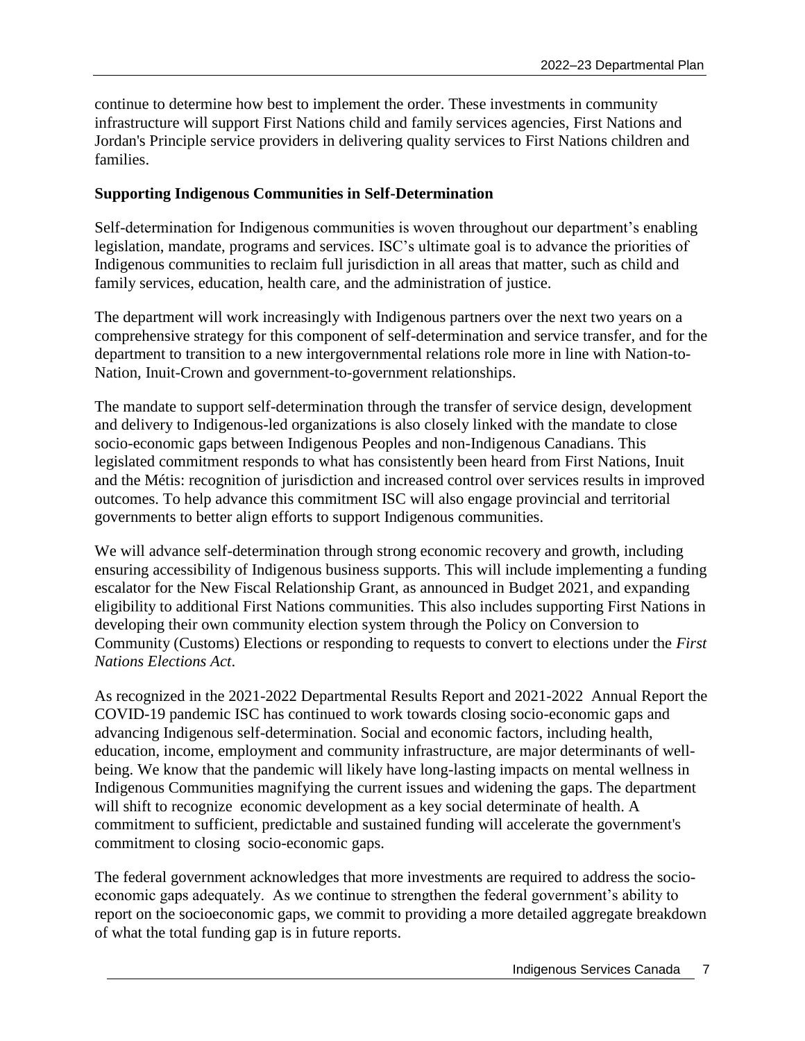continue to determine how best to implement the order. These investments in community infrastructure will support First Nations child and family services agencies, First Nations and Jordan's Principle service providers in delivering quality services to First Nations children and families.

**Supporting Indigenous Communities in Self-Determination**

Self-determination for Indigenous communities is woven throughout our department's enabling legislation, mandate, programs and services. ISC's ultimate goal is to advance the priorities of Indigenous communities to reclaim full jurisdiction in all areas that matter, such as child and family services, education, health care, and the administration of justice.

The department will work increasingly with Indigenous partners over the next two years on a comprehensive strategy for this component of self-determination and service transfer, and for the department to transition to a new intergovernmental relations role more in line with Nation-to-Nation, Inuit-Crown and government-to-government relationships.

The mandate to support self-determination through the transfer of service design, development and delivery to Indigenous-led organizations is also closely linked with the mandate to close socio-economic gaps between Indigenous Peoples and non-Indigenous Canadians. This legislated commitment responds to what has consistently been heard from First Nations, Inuit and the Métis: recognition of jurisdiction and increased control over services results in improved outcomes. To help advance this commitment ISC will also engage provincial and territorial governments to better align efforts to support Indigenous communities.

We will advance self-determination through strong economic recovery and growth, including ensuring accessibility of Indigenous business supports. This will include implementing a funding escalator for the New Fiscal Relationship Grant, as announced in Budget 2021, and expanding eligibility to additional First Nations communities. This also includes supporting First Nations in developing their own community election system through the Policy on Conversion to Community (Customs) Elections or responding to requests to convert to elections under the *First Nations Elections Act*.

As recognized in the 2021-2022 Departmental Results Report and 2021-2022 Annual Report the COVID-19 pandemic ISC has continued to work towards closing socio-economic gaps and advancing Indigenous self-determination. Social and economic factors, including health, education, income, employment and community infrastructure, are major determinants of well-being. We know that the pandemic will likely have long-lasting impacts on mental wellness in Indigenous Communities magnifying the current issues and widening the gaps. The department will shift to recognize economic development as a key social determinate of health. A commitment to sufficient, predictable and sustained funding will accelerate the government's commitment to closing socio-economic gaps.

The federal government acknowledges that more investments are required to address the socio-economic gaps adequately. As we continue to strengthen the federal government's ability to report on the socioeconomic gaps, we commit to providing a more detailed aggregate breakdown of what the total funding gap is in future reports.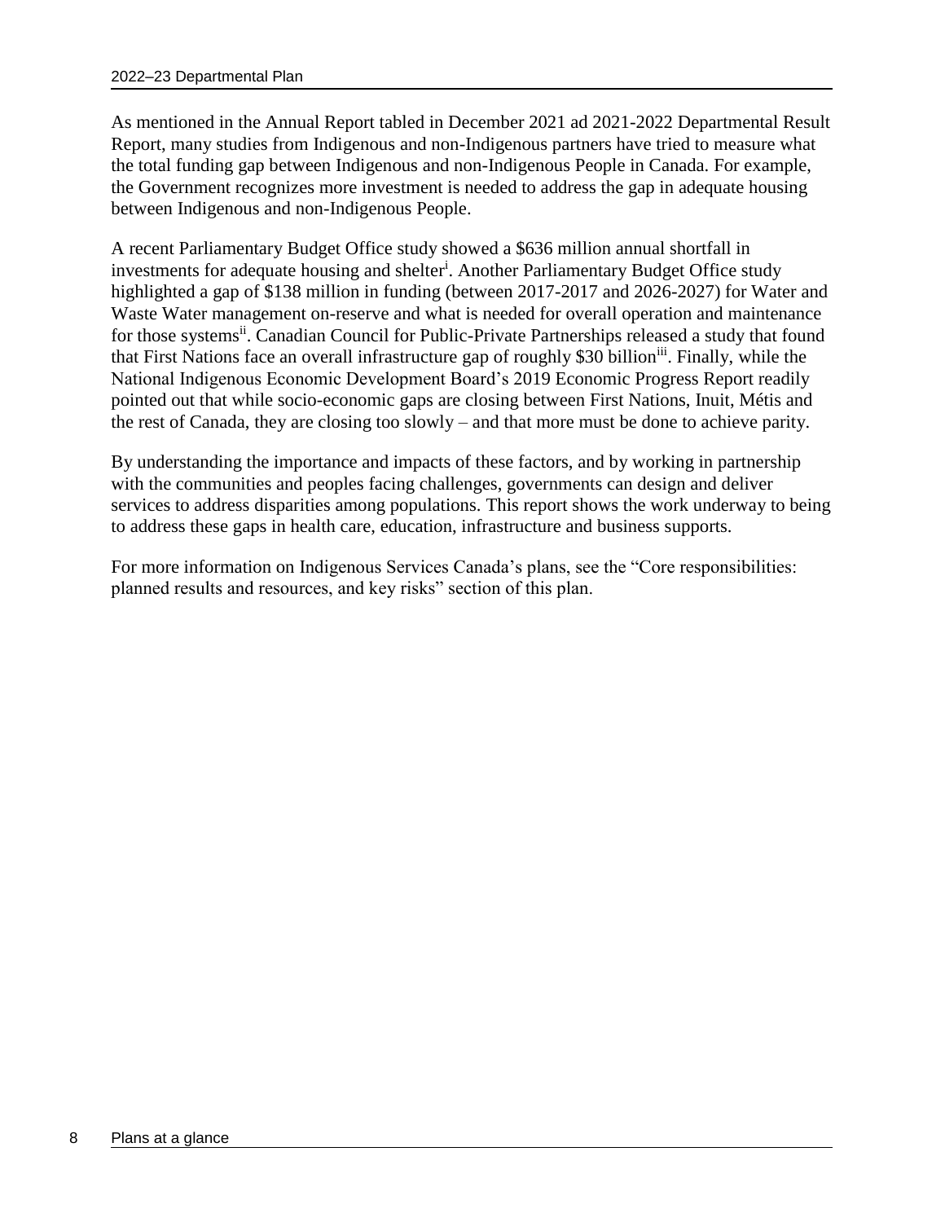As mentioned in the Annual Report tabled in December 2021 ad 2021-2022 Departmental Result Report, many studies from Indigenous and non-Indigenous partners have tried to measure what the total funding gap between Indigenous and non-Indigenous People in Canada. For example, the Government recognizes more investment is needed to address the gap in adequate housing between Indigenous and non-Indigenous People.

A recent Parliamentary Budget Office study showed a $636 million annual shortfall in investments for adequate housing and shelter[i]. Another Parliamentary Budget Office study highlighted a gap of $138 million in funding (between 2017-2017 and 2026-2027) for Water and Waste Water management on-reserve and what is needed for overall operation and maintenance for those systems[ii]. Canadian Council for Public-Private Partnerships released a study that found that First Nations face an overall infrastructure gap of roughly $30 billion[iii]. Finally, while the National Indigenous Economic Development Board's 2019 Economic Progress Report readily pointed out that while socio-economic gaps are closing between First Nations, Inuit, Métis and the rest of Canada, they are closing too slowly – and that more must be done to achieve parity.

By understanding the importance and impacts of these factors, and by working in partnership with the communities and peoples facing challenges, governments can design and deliver services to address disparities among populations. This report shows the work underway to being to address these gaps in health care, education, infrastructure and business supports.

For more information on Indigenous Services Canada's plans, see the "Core responsibilities: planned results and resources, and key risks" section of this plan.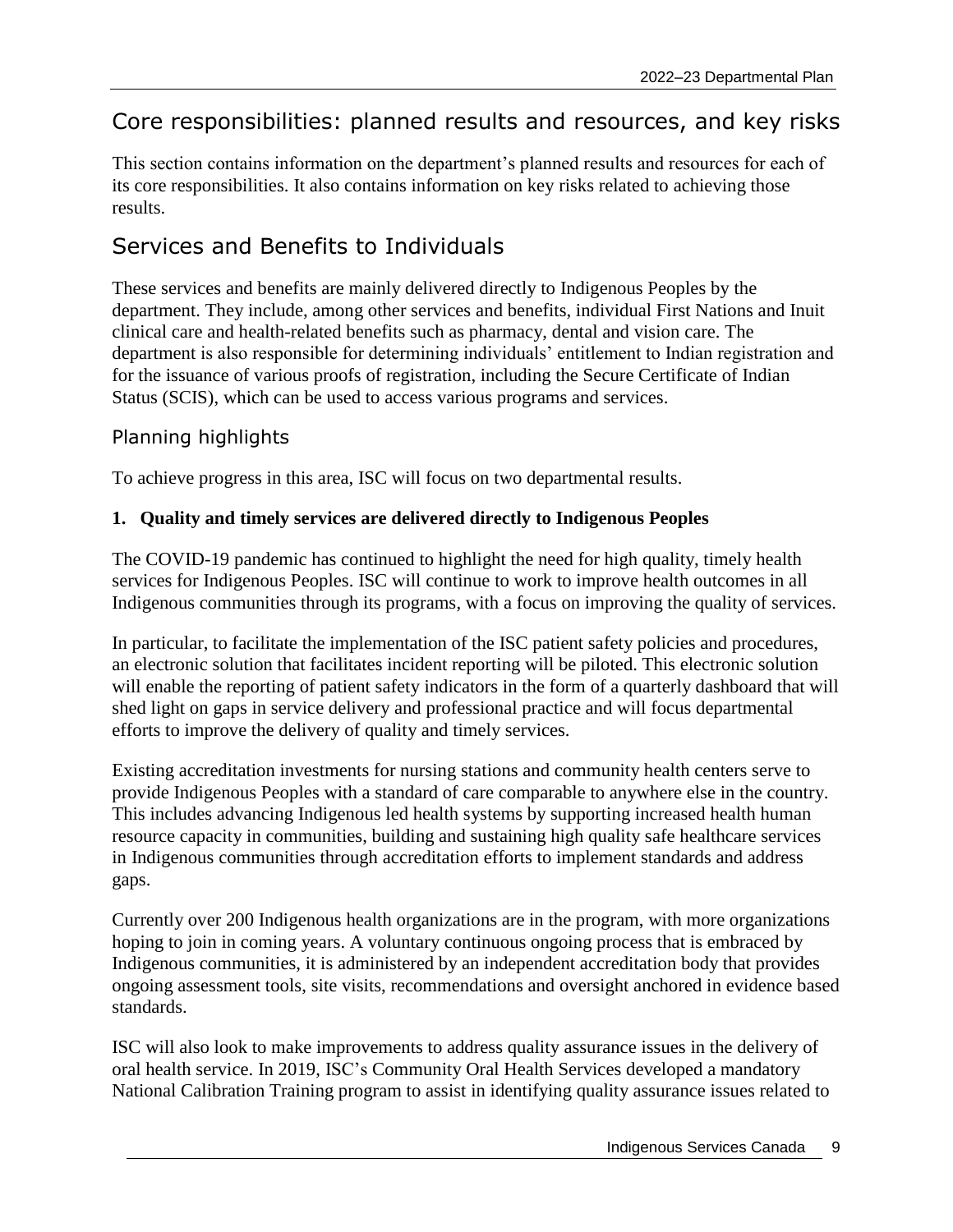## Core responsibilities: planned results and resources, and key risks

This section contains information on the department's planned results and resources for each of its core responsibilities. It also contains information on key risks related to achieving those results.

## Services and Benefits to Individuals

These services and benefits are mainly delivered directly to Indigenous Peoples by the department. They include, among other services and benefits, individual First Nations and Inuit clinical care and health-related benefits such as pharmacy, dental and vision care. The department is also responsible for determining individuals' entitlement to Indian registration and for the issuance of various proofs of registration, including the Secure Certificate of Indian Status (SCIS), which can be used to access various programs and services.

### Planning highlights

To achieve progress in this area, ISC will focus on two departmental results.

**1. Quality and timely services are delivered directly to Indigenous Peoples**

The COVID-19 pandemic has continued to highlight the need for high quality, timely health services for Indigenous Peoples. ISC will continue to work to improve health outcomes in all Indigenous communities through its programs, with a focus on improving the quality of services.

In particular, to facilitate the implementation of the ISC patient safety policies and procedures, an electronic solution that facilitates incident reporting will be piloted. This electronic solution will enable the reporting of patient safety indicators in the form of a quarterly dashboard that will shed light on gaps in service delivery and professional practice and will focus departmental efforts to improve the delivery of quality and timely services.

Existing accreditation investments for nursing stations and community health centers serve to provide Indigenous Peoples with a standard of care comparable to anywhere else in the country. This includes advancing Indigenous led health systems by supporting increased health human resource capacity in communities, building and sustaining high quality safe healthcare services in Indigenous communities through accreditation efforts to implement standards and address gaps.

Currently over 200 Indigenous health organizations are in the program, with more organizations hoping to join in coming years. A voluntary continuous ongoing process that is embraced by Indigenous communities, it is administered by an independent accreditation body that provides ongoing assessment tools, site visits, recommendations and oversight anchored in evidence based standards.

ISC will also look to make improvements to address quality assurance issues in the delivery of oral health service. In 2019, ISC's Community Oral Health Services developed a mandatory National Calibration Training program to assist in identifying quality assurance issues related to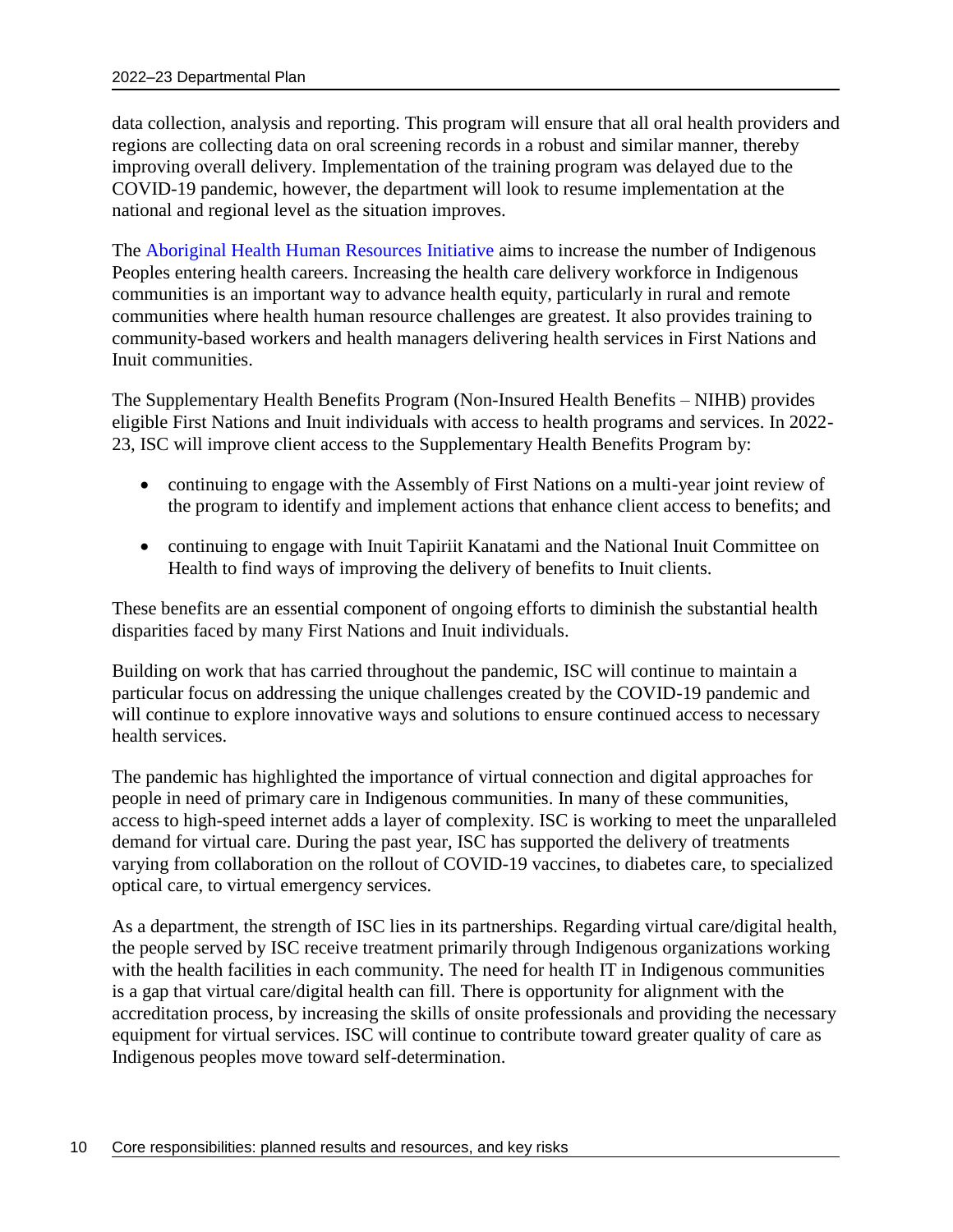data collection, analysis and reporting. This program will ensure that all oral health providers and regions are collecting data on oral screening records in a robust and similar manner, thereby improving overall delivery. Implementation of the training program was delayed due to the COVID-19 pandemic, however, the department will look to resume implementation at the national and regional level as the situation improves.

The Aboriginal Health Human Resources Initiative aims to increase the number of Indigenous Peoples entering health careers. Increasing the health care delivery workforce in Indigenous communities is an important way to advance health equity, particularly in rural and remote communities where health human resource challenges are greatest. It also provides training to community-based workers and health managers delivering health services in First Nations and Inuit communities.

The Supplementary Health Benefits Program (Non-Insured Health Benefits – NIHB) provides eligible First Nations and Inuit individuals with access to health programs and services. In 2022-23, ISC will improve client access to the Supplementary Health Benefits Program by:

- continuing to engage with the Assembly of First Nations on a multi-year joint review of the program to identify and implement actions that enhance client access to benefits; and
- continuing to engage with Inuit Tapiriit Kanatami and the National Inuit Committee on Health to find ways of improving the delivery of benefits to Inuit clients.

These benefits are an essential component of ongoing efforts to diminish the substantial health disparities faced by many First Nations and Inuit individuals.

Building on work that has carried throughout the pandemic, ISC will continue to maintain a particular focus on addressing the unique challenges created by the COVID-19 pandemic and will continue to explore innovative ways and solutions to ensure continued access to necessary health services.

The pandemic has highlighted the importance of virtual connection and digital approaches for people in need of primary care in Indigenous communities. In many of these communities, access to high-speed internet adds a layer of complexity. ISC is working to meet the unparalleled demand for virtual care. During the past year, ISC has supported the delivery of treatments varying from collaboration on the rollout of COVID-19 vaccines, to diabetes care, to specialized optical care, to virtual emergency services.

As a department, the strength of ISC lies in its partnerships. Regarding virtual care/digital health, the people served by ISC receive treatment primarily through Indigenous organizations working with the health facilities in each community. The need for health IT in Indigenous communities is a gap that virtual care/digital health can fill. There is opportunity for alignment with the accreditation process, by increasing the skills of onsite professionals and providing the necessary equipment for virtual services. ISC will continue to contribute toward greater quality of care as Indigenous peoples move toward self-determination.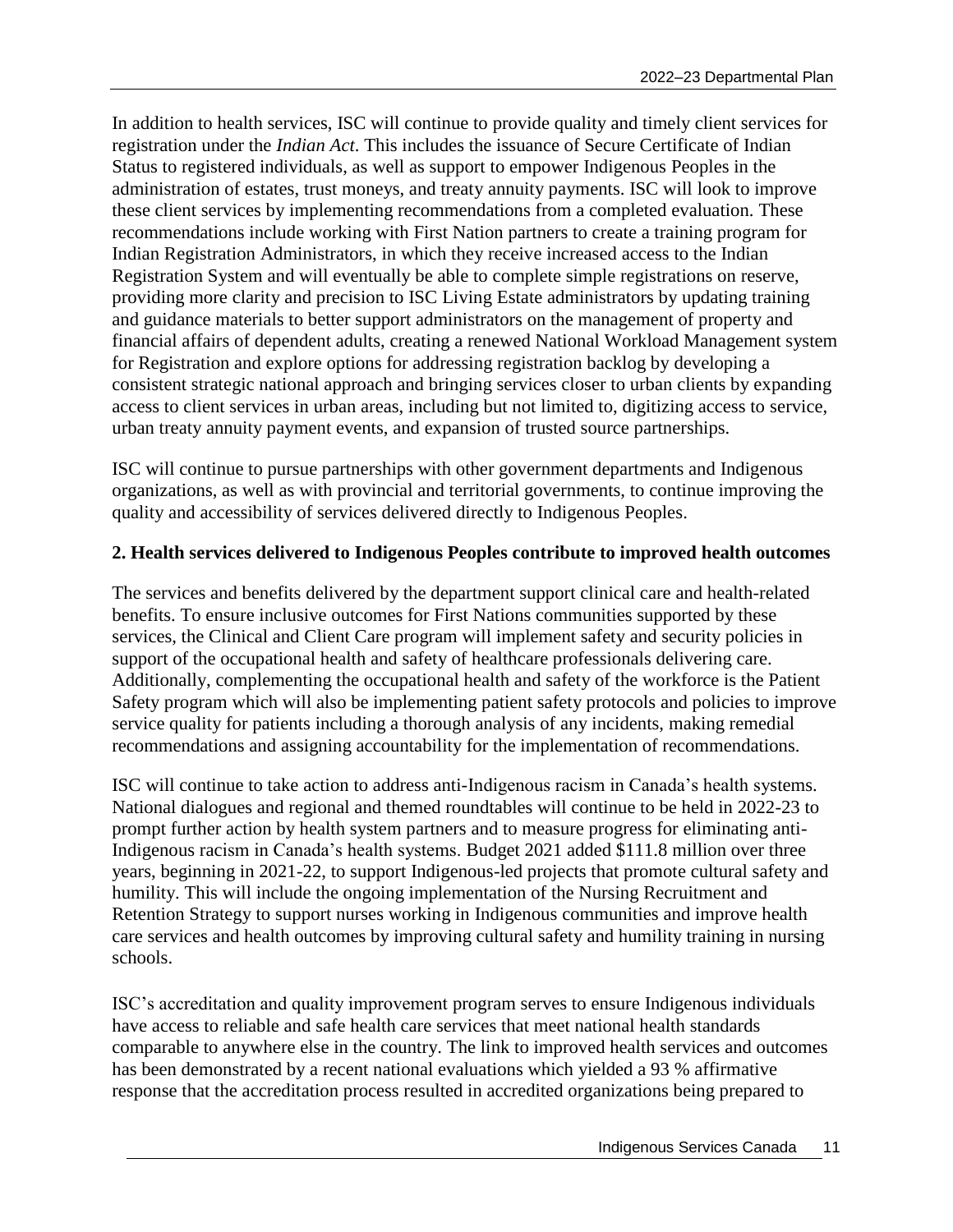In addition to health services, ISC will continue to provide quality and timely client services for registration under the *Indian Act*. This includes the issuance of Secure Certificate of Indian Status to registered individuals, as well as support to empower Indigenous Peoples in the administration of estates, trust moneys, and treaty annuity payments. ISC will look to improve these client services by implementing recommendations from a completed evaluation. These recommendations include working with First Nation partners to create a training program for Indian Registration Administrators, in which they receive increased access to the Indian Registration System and will eventually be able to complete simple registrations on reserve, providing more clarity and precision to ISC Living Estate administrators by updating training and guidance materials to better support administrators on the management of property and financial affairs of dependent adults, creating a renewed National Workload Management system for Registration and explore options for addressing registration backlog by developing a consistent strategic national approach and bringing services closer to urban clients by expanding access to client services in urban areas, including but not limited to, digitizing access to service, urban treaty annuity payment events, and expansion of trusted source partnerships.

ISC will continue to pursue partnerships with other government departments and Indigenous organizations, as well as with provincial and territorial governments, to continue improving the quality and accessibility of services delivered directly to Indigenous Peoples.

**2. Health services delivered to Indigenous Peoples contribute to improved health outcomes**

The services and benefits delivered by the department support clinical care and health-related benefits. To ensure inclusive outcomes for First Nations communities supported by these services, the Clinical and Client Care program will implement safety and security policies in support of the occupational health and safety of healthcare professionals delivering care. Additionally, complementing the occupational health and safety of the workforce is the Patient Safety program which will also be implementing patient safety protocols and policies to improve service quality for patients including a thorough analysis of any incidents, making remedial recommendations and assigning accountability for the implementation of recommendations.

ISC will continue to take action to address anti-Indigenous racism in Canada's health systems. National dialogues and regional and themed roundtables will continue to be held in 2022-23 to prompt further action by health system partners and to measure progress for eliminating anti-Indigenous racism in Canada's health systems. Budget 2021 added $111.8 million over three years, beginning in 2021-22, to support Indigenous-led projects that promote cultural safety and humility. This will include the ongoing implementation of the Nursing Recruitment and Retention Strategy to support nurses working in Indigenous communities and improve health care services and health outcomes by improving cultural safety and humility training in nursing schools.

ISC's accreditation and quality improvement program serves to ensure Indigenous individuals have access to reliable and safe health care services that meet national health standards comparable to anywhere else in the country. The link to improved health services and outcomes has been demonstrated by a recent national evaluations which yielded a 93 % affirmative response that the accreditation process resulted in accredited organizations being prepared to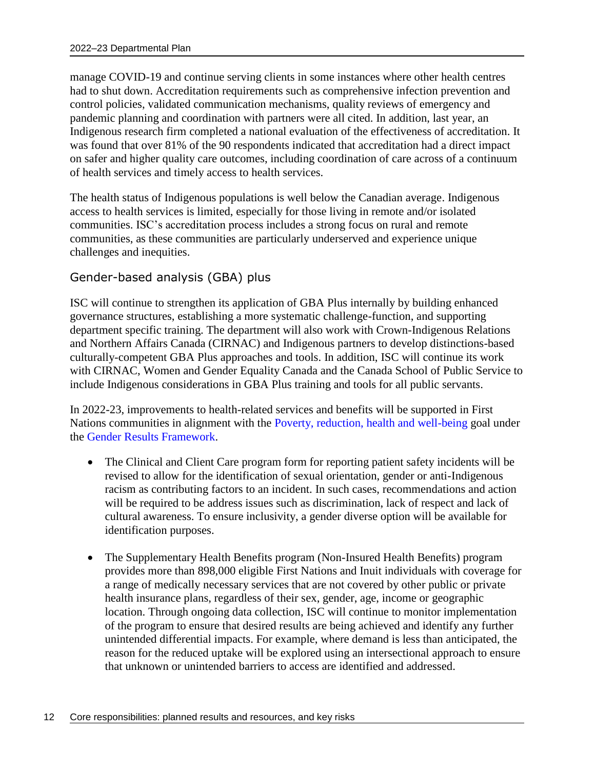manage COVID-19 and continue serving clients in some instances where other health centres had to shut down. Accreditation requirements such as comprehensive infection prevention and control policies, validated communication mechanisms, quality reviews of emergency and pandemic planning and coordination with partners were all cited. In addition, last year, an Indigenous research firm completed a national evaluation of the effectiveness of accreditation. It was found that over 81% of the 90 respondents indicated that accreditation had a direct impact on safer and higher quality care outcomes, including coordination of care across of a continuum of health services and timely access to health services.

The health status of Indigenous populations is well below the Canadian average. Indigenous access to health services is limited, especially for those living in remote and/or isolated communities. ISC's accreditation process includes a strong focus on rural and remote communities, as these communities are particularly underserved and experience unique challenges and inequities.

### Gender-based analysis (GBA) plus

ISC will continue to strengthen its application of GBA Plus internally by building enhanced governance structures, establishing a more systematic challenge-function, and supporting department specific training. The department will also work with Crown-Indigenous Relations and Northern Affairs Canada (CIRNAC) and Indigenous partners to develop distinctions-based culturally-competent GBA Plus approaches and tools. In addition, ISC will continue its work with CIRNAC, Women and Gender Equality Canada and the Canada School of Public Service to include Indigenous considerations in GBA Plus training and tools for all public servants.

In 2022-23, improvements to health-related services and benefits will be supported in First Nations communities in alignment with the Poverty, reduction, health and well-being goal under the Gender Results Framework.

- The Clinical and Client Care program form for reporting patient safety incidents will be revised to allow for the identification of sexual orientation, gender or anti-Indigenous racism as contributing factors to an incident. In such cases, recommendations and action will be required to be address issues such as discrimination, lack of respect and lack of cultural awareness. To ensure inclusivity, a gender diverse option will be available for identification purposes.

- The Supplementary Health Benefits program (Non-Insured Health Benefits) program provides more than 898,000 eligible First Nations and Inuit individuals with coverage for a range of medically necessary services that are not covered by other public or private health insurance plans, regardless of their sex, gender, age, income or geographic location. Through ongoing data collection, ISC will continue to monitor implementation of the program to ensure that desired results are being achieved and identify any further unintended differential impacts. For example, where demand is less than anticipated, the reason for the reduced uptake will be explored using an intersectional approach to ensure that unknown or unintended barriers to access are identified and addressed.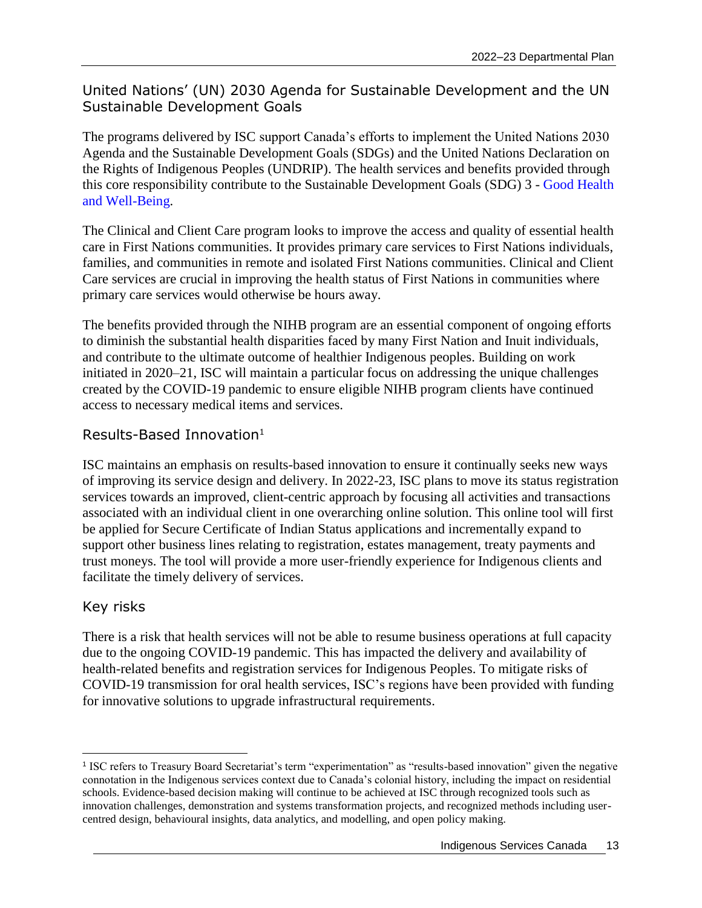## United Nations' (UN) 2030 Agenda for Sustainable Development and the UN Sustainable Development Goals

The programs delivered by ISC support Canada's efforts to implement the United Nations 2030 Agenda and the Sustainable Development Goals (SDGs) and the United Nations Declaration on the Rights of Indigenous Peoples (UNDRIP). The health services and benefits provided through this core responsibility contribute to the Sustainable Development Goals (SDG) 3 - Good Health and Well-Being.

The Clinical and Client Care program looks to improve the access and quality of essential health care in First Nations communities. It provides primary care services to First Nations individuals, families, and communities in remote and isolated First Nations communities. Clinical and Client Care services are crucial in improving the health status of First Nations in communities where primary care services would otherwise be hours away.

The benefits provided through the NIHB program are an essential component of ongoing efforts to diminish the substantial health disparities faced by many First Nation and Inuit individuals, and contribute to the ultimate outcome of healthier Indigenous peoples. Building on work initiated in 2020–21, ISC will maintain a particular focus on addressing the unique challenges created by the COVID-19 pandemic to ensure eligible NIHB program clients have continued access to necessary medical items and services.

## Results-Based Innovation[1]

ISC maintains an emphasis on results-based innovation to ensure it continually seeks new ways of improving its service design and delivery. In 2022-23, ISC plans to move its status registration services towards an improved, client-centric approach by focusing all activities and transactions associated with an individual client in one overarching online solution. This online tool will first be applied for Secure Certificate of Indian Status applications and incrementally expand to support other business lines relating to registration, estates management, treaty payments and trust moneys. The tool will provide a more user-friendly experience for Indigenous clients and facilitate the timely delivery of services.

## Key risks

There is a risk that health services will not be able to resume business operations at full capacity due to the ongoing COVID-19 pandemic. This has impacted the delivery and availability of health-related benefits and registration services for Indigenous Peoples. To mitigate risks of COVID-19 transmission for oral health services, ISC's regions have been provided with funding for innovative solutions to upgrade infrastructural requirements.

---

[1] ISC refers to Treasury Board Secretariat's term "experimentation" as "results-based innovation" given the negative connotation in the Indigenous services context due to Canada's colonial history, including the impact on residential schools. Evidence-based decision making will continue to be achieved at ISC through recognized tools such as innovation challenges, demonstration and systems transformation projects, and recognized methods including user-centred design, behavioural insights, data analytics, and modelling, and open policy making.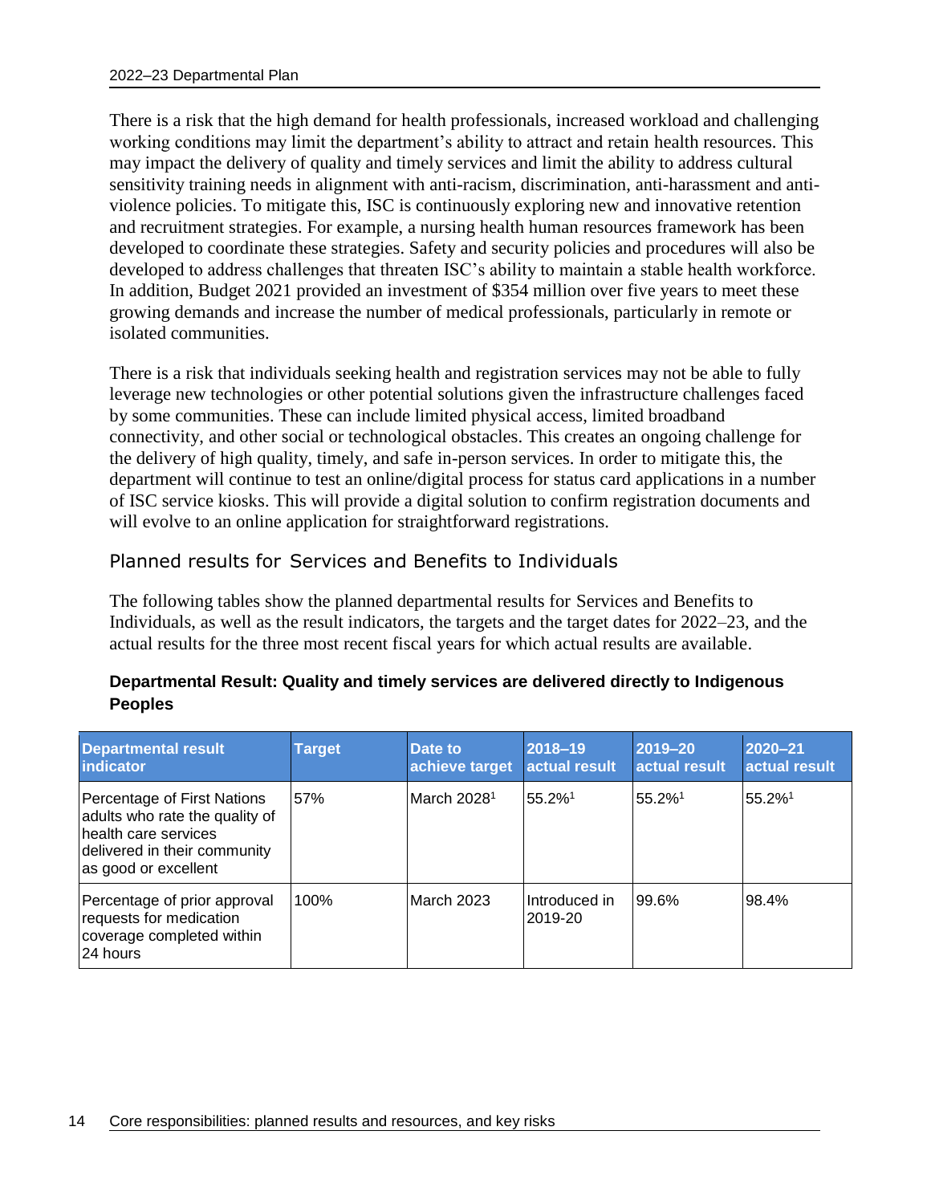There is a risk that the high demand for health professionals, increased workload and challenging working conditions may limit the department's ability to attract and retain health resources. This may impact the delivery of quality and timely services and limit the ability to address cultural sensitivity training needs in alignment with anti-racism, discrimination, anti-harassment and anti-violence policies. To mitigate this, ISC is continuously exploring new and innovative retention and recruitment strategies. For example, a nursing health human resources framework has been developed to coordinate these strategies. Safety and security policies and procedures will also be developed to address challenges that threaten ISC's ability to maintain a stable health workforce. In addition, Budget 2021 provided an investment of $354 million over five years to meet these growing demands and increase the number of medical professionals, particularly in remote or isolated communities.

There is a risk that individuals seeking health and registration services may not be able to fully leverage new technologies or other potential solutions given the infrastructure challenges faced by some communities. These can include limited physical access, limited broadband connectivity, and other social or technological obstacles. This creates an ongoing challenge for the delivery of high quality, timely, and safe in-person services. In order to mitigate this, the department will continue to test an online/digital process for status card applications in a number of ISC service kiosks. This will provide a digital solution to confirm registration documents and will evolve to an online application for straightforward registrations.

## Planned results for Services and Benefits to Individuals

The following tables show the planned departmental results for Services and Benefits to Individuals, as well as the result indicators, the targets and the target dates for 2022–23, and the actual results for the three most recent fiscal years for which actual results are available.

**Departmental Result: Quality and timely services are delivered directly to Indigenous Peoples**

| Departmental result indicator | Target | Date to achieve target | 2018–19 actual result | 2019–20 actual result | 2020–21 actual result |
|---|---|---|---|---|---|
| Percentage of First Nations adults who rate the quality of health care services delivered in their community as good or excellent | 57% | March 2028[1] | 55.2%[1] | 55.2%[1] | 55.2%[1] |
| Percentage of prior approval requests for medication coverage completed within 24 hours | 100% | March 2023 | Introduced in 2019-20 | 99.6% | 98.4% |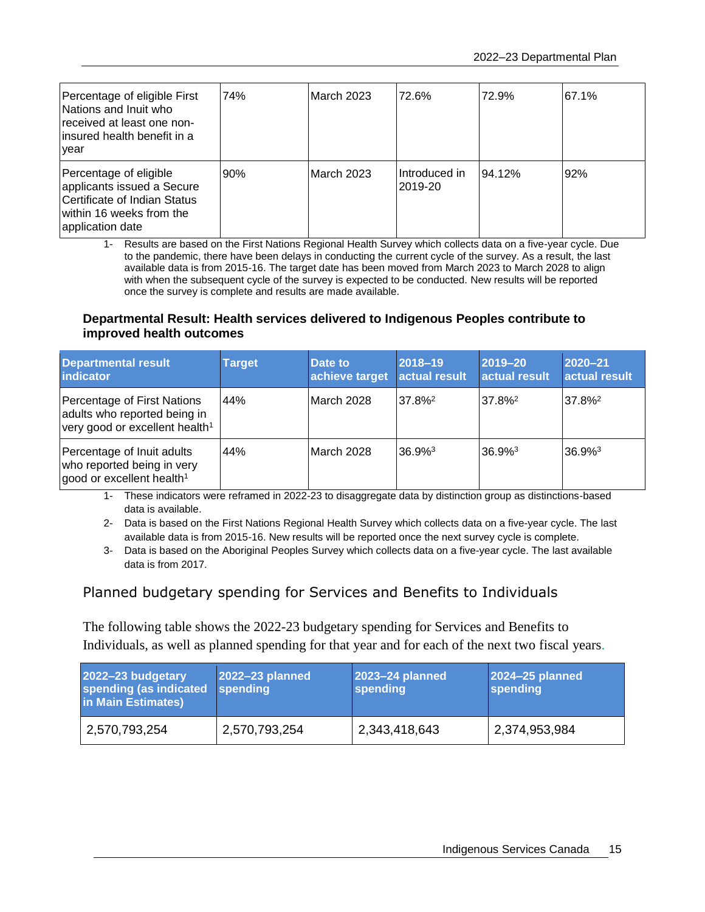| | | | | | |
|---|---|---|---|---|---|
| Percentage of eligible First Nations and Inuit who received at least one non-insured health benefit in a year | 74% | March 2023 | 72.6% | 72.9% | 67.1% |
| Percentage of eligible applicants issued a Secure Certificate of Indian Status within 16 weeks from the application date | 90% | March 2023 | Introduced in 2019-20 | 94.12% | 92% |

1- Results are based on the First Nations Regional Health Survey which collects data on a five-year cycle. Due to the pandemic, there have been delays in conducting the current cycle of the survey. As a result, the last available data is from 2015-16. The target date has been moved from March 2023 to March 2028 to align with when the subsequent cycle of the survey is expected to be conducted. New results will be reported once the survey is complete and results are made available.

**Departmental Result: Health services delivered to Indigenous Peoples contribute to improved health outcomes**

| Departmental result indicator | Target | Date to achieve target | 2018–19 actual result | 2019–20 actual result | 2020–21 actual result |
|---|---|---|---|---|---|
| Percentage of First Nations adults who reported being in very good or excellent health[1] | 44% | March 2028 | 37.8%[2] | 37.8%[2] | 37.8%[2] |
| Percentage of Inuit adults who reported being in very good or excellent health[1] | 44% | March 2028 | 36.9%[3] | 36.9%[3] | 36.9%[3] |

1- These indicators were reframed in 2022-23 to disaggregate data by distinction group as distinctions-based data is available.

2- Data is based on the First Nations Regional Health Survey which collects data on a five-year cycle. The last available data is from 2015-16. New results will be reported once the next survey cycle is complete.

3- Data is based on the Aboriginal Peoples Survey which collects data on a five-year cycle. The last available data is from 2017.

## Planned budgetary spending for Services and Benefits to Individuals

The following table shows the 2022-23 budgetary spending for Services and Benefits to Individuals, as well as planned spending for that year and for each of the next two fiscal years.

| 2022–23 budgetary spending (as indicated in Main Estimates) | 2022–23 planned spending | 2023–24 planned spending | 2024–25 planned spending |
|---|---|---|---|
| 2,570,793,254 | 2,570,793,254 | 2,343,418,643 | 2,374,953,984 |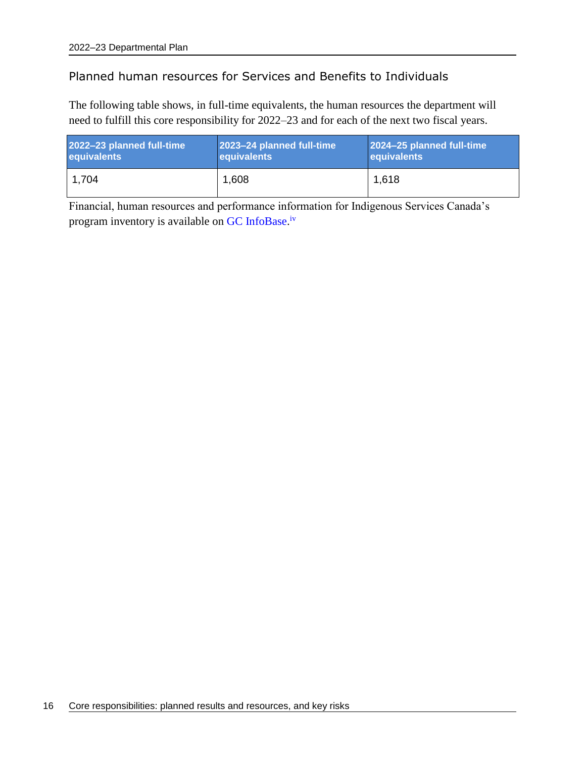### Planned human resources for Services and Benefits to Individuals

The following table shows, in full-time equivalents, the human resources the department will need to fulfill this core responsibility for 2022–23 and for each of the next two fiscal years.

| 2022–23 planned full-time equivalents | 2023–24 planned full-time equivalents | 2024–25 planned full-time equivalents |
|---|---|---|
| 1,704 | 1,608 | 1,618 |

Financial, human resources and performance information for Indigenous Services Canada's program inventory is available on GC InfoBase.[iv]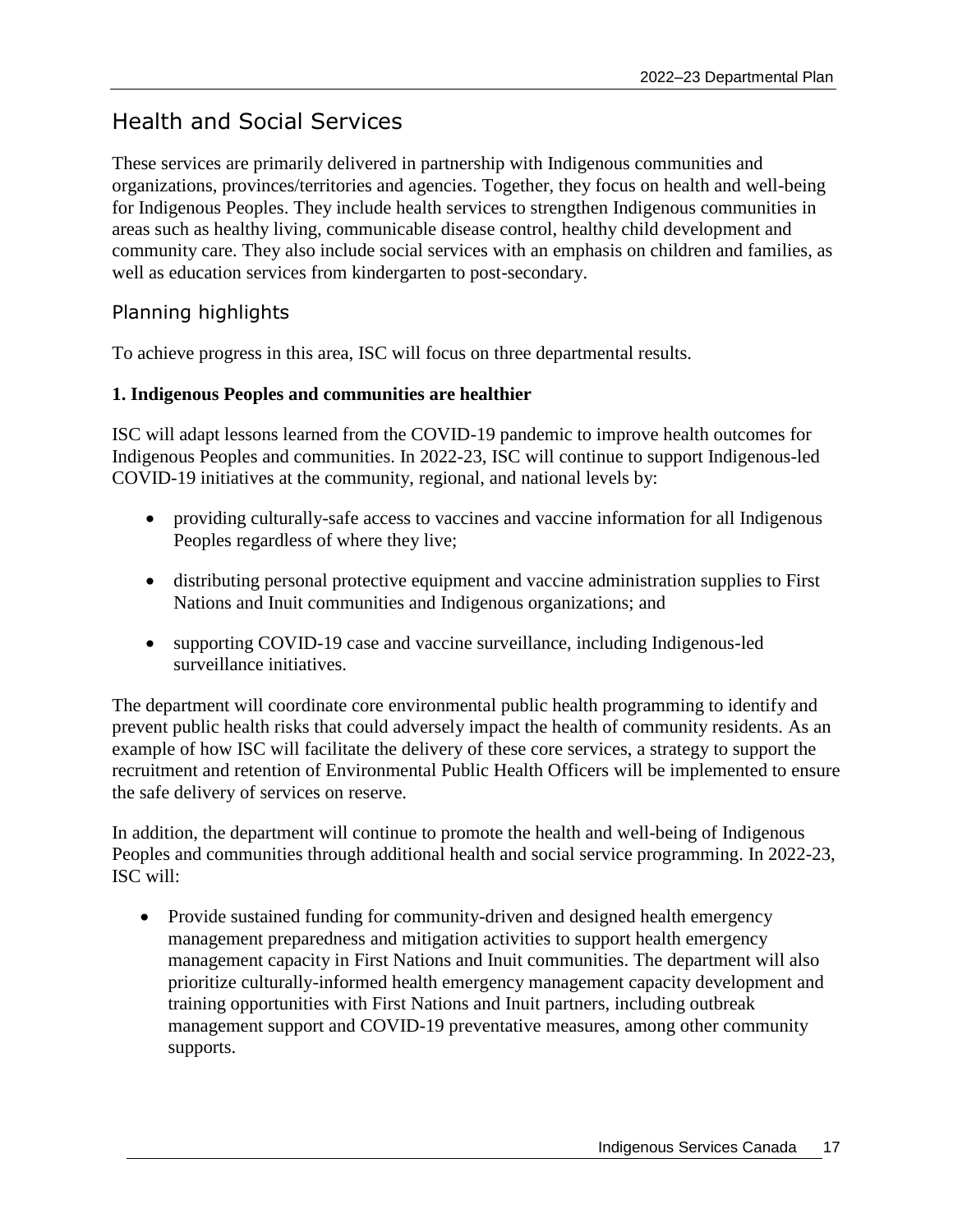## Health and Social Services

These services are primarily delivered in partnership with Indigenous communities and organizations, provinces/territories and agencies. Together, they focus on health and well-being for Indigenous Peoples. They include health services to strengthen Indigenous communities in areas such as healthy living, communicable disease control, healthy child development and community care. They also include social services with an emphasis on children and families, as well as education services from kindergarten to post-secondary.

### Planning highlights

To achieve progress in this area, ISC will focus on three departmental results.

**1. Indigenous Peoples and communities are healthier**

ISC will adapt lessons learned from the COVID-19 pandemic to improve health outcomes for Indigenous Peoples and communities. In 2022-23, ISC will continue to support Indigenous-led COVID-19 initiatives at the community, regional, and national levels by:

- providing culturally-safe access to vaccines and vaccine information for all Indigenous Peoples regardless of where they live;
- distributing personal protective equipment and vaccine administration supplies to First Nations and Inuit communities and Indigenous organizations; and
- supporting COVID-19 case and vaccine surveillance, including Indigenous-led surveillance initiatives.

The department will coordinate core environmental public health programming to identify and prevent public health risks that could adversely impact the health of community residents. As an example of how ISC will facilitate the delivery of these core services, a strategy to support the recruitment and retention of Environmental Public Health Officers will be implemented to ensure the safe delivery of services on reserve.

In addition, the department will continue to promote the health and well-being of Indigenous Peoples and communities through additional health and social service programming. In 2022-23, ISC will:

- Provide sustained funding for community-driven and designed health emergency management preparedness and mitigation activities to support health emergency management capacity in First Nations and Inuit communities. The department will also prioritize culturally-informed health emergency management capacity development and training opportunities with First Nations and Inuit partners, including outbreak management support and COVID-19 preventative measures, among other community supports.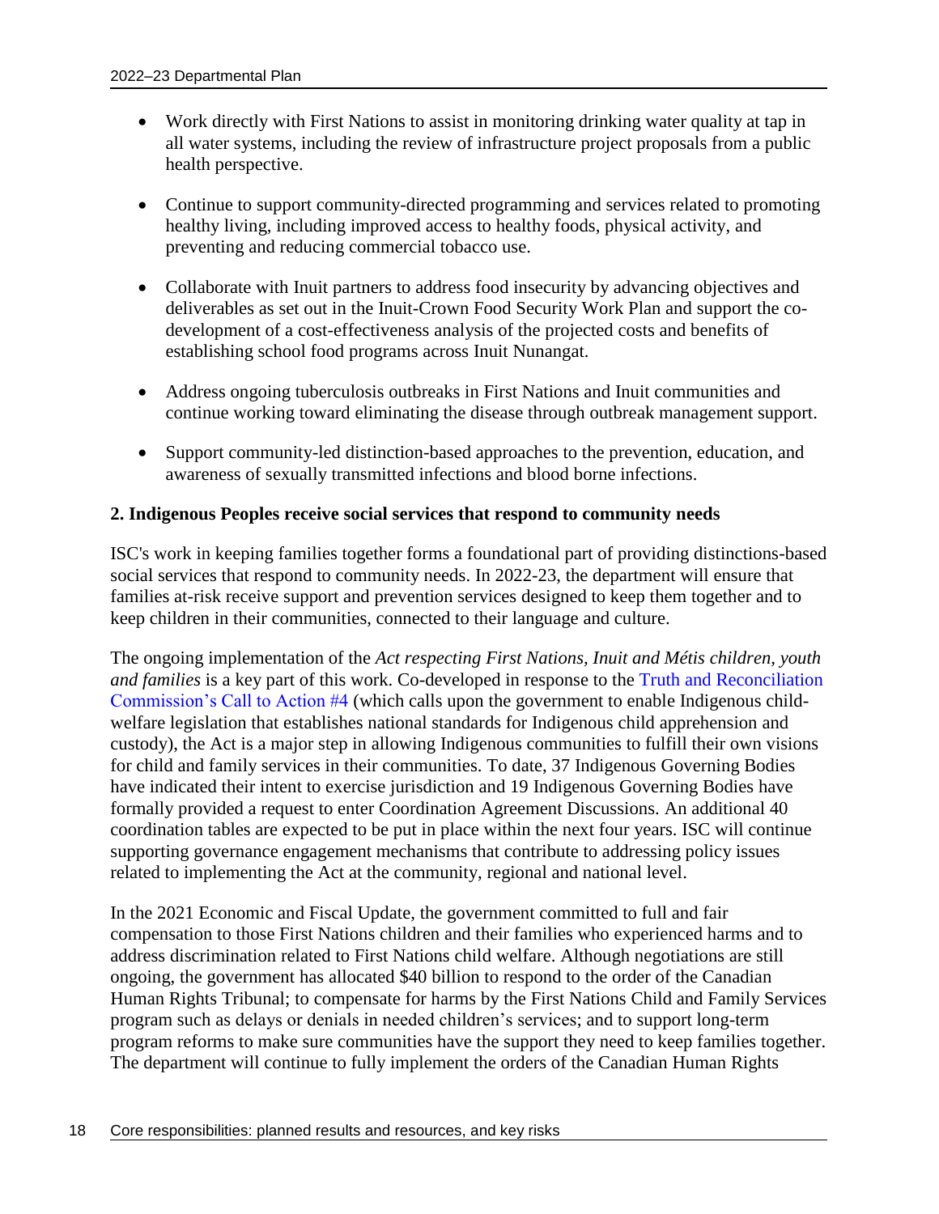- Work directly with First Nations to assist in monitoring drinking water quality at tap in all water systems, including the review of infrastructure project proposals from a public health perspective.

- Continue to support community-directed programming and services related to promoting healthy living, including improved access to healthy foods, physical activity, and preventing and reducing commercial tobacco use.

- Collaborate with Inuit partners to address food insecurity by advancing objectives and deliverables as set out in the Inuit-Crown Food Security Work Plan and support the co-development of a cost-effectiveness analysis of the projected costs and benefits of establishing school food programs across Inuit Nunangat.

- Address ongoing tuberculosis outbreaks in First Nations and Inuit communities and continue working toward eliminating the disease through outbreak management support.

- Support community-led distinction-based approaches to the prevention, education, and awareness of sexually transmitted infections and blood borne infections.

**2. Indigenous Peoples receive social services that respond to community needs**

ISC's work in keeping families together forms a foundational part of providing distinctions-based social services that respond to community needs. In 2022-23, the department will ensure that families at-risk receive support and prevention services designed to keep them together and to keep children in their communities, connected to their language and culture.

The ongoing implementation of the *Act respecting First Nations, Inuit and Métis children, youth and families* is a key part of this work. Co-developed in response to the Truth and Reconciliation Commission's Call to Action #4 (which calls upon the government to enable Indigenous child-welfare legislation that establishes national standards for Indigenous child apprehension and custody), the Act is a major step in allowing Indigenous communities to fulfill their own visions for child and family services in their communities. To date, 37 Indigenous Governing Bodies have indicated their intent to exercise jurisdiction and 19 Indigenous Governing Bodies have formally provided a request to enter Coordination Agreement Discussions. An additional 40 coordination tables are expected to be put in place within the next four years. ISC will continue supporting governance engagement mechanisms that contribute to addressing policy issues related to implementing the Act at the community, regional and national level.

In the 2021 Economic and Fiscal Update, the government committed to full and fair compensation to those First Nations children and their families who experienced harms and to address discrimination related to First Nations child welfare. Although negotiations are still ongoing, the government has allocated $40 billion to respond to the order of the Canadian Human Rights Tribunal; to compensate for harms by the First Nations Child and Family Services program such as delays or denials in needed children's services; and to support long-term program reforms to make sure communities have the support they need to keep families together. The department will continue to fully implement the orders of the Canadian Human Rights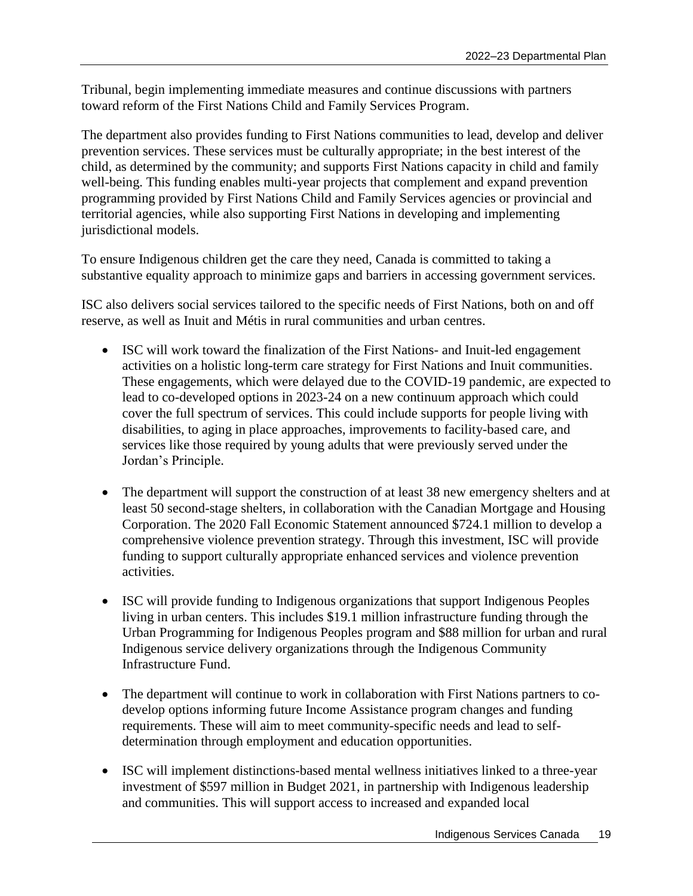Tribunal, begin implementing immediate measures and continue discussions with partners toward reform of the First Nations Child and Family Services Program.

The department also provides funding to First Nations communities to lead, develop and deliver prevention services. These services must be culturally appropriate; in the best interest of the child, as determined by the community; and supports First Nations capacity in child and family well-being. This funding enables multi-year projects that complement and expand prevention programming provided by First Nations Child and Family Services agencies or provincial and territorial agencies, while also supporting First Nations in developing and implementing jurisdictional models.

To ensure Indigenous children get the care they need, Canada is committed to taking a substantive equality approach to minimize gaps and barriers in accessing government services.

ISC also delivers social services tailored to the specific needs of First Nations, both on and off reserve, as well as Inuit and Métis in rural communities and urban centres.

- ISC will work toward the finalization of the First Nations- and Inuit-led engagement activities on a holistic long-term care strategy for First Nations and Inuit communities. These engagements, which were delayed due to the COVID-19 pandemic, are expected to lead to co-developed options in 2023-24 on a new continuum approach which could cover the full spectrum of services. This could include supports for people living with disabilities, to aging in place approaches, improvements to facility-based care, and services like those required by young adults that were previously served under the Jordan's Principle.

- The department will support the construction of at least 38 new emergency shelters and at least 50 second-stage shelters, in collaboration with the Canadian Mortgage and Housing Corporation. The 2020 Fall Economic Statement announced $724.1 million to develop a comprehensive violence prevention strategy. Through this investment, ISC will provide funding to support culturally appropriate enhanced services and violence prevention activities.

- ISC will provide funding to Indigenous organizations that support Indigenous Peoples living in urban centers. This includes $19.1 million infrastructure funding through the Urban Programming for Indigenous Peoples program and $88 million for urban and rural Indigenous service delivery organizations through the Indigenous Community Infrastructure Fund.

- The department will continue to work in collaboration with First Nations partners to co-develop options informing future Income Assistance program changes and funding requirements. These will aim to meet community-specific needs and lead to self-determination through employment and education opportunities.

- ISC will implement distinctions-based mental wellness initiatives linked to a three-year investment of $597 million in Budget 2021, in partnership with Indigenous leadership and communities. This will support access to increased and expanded local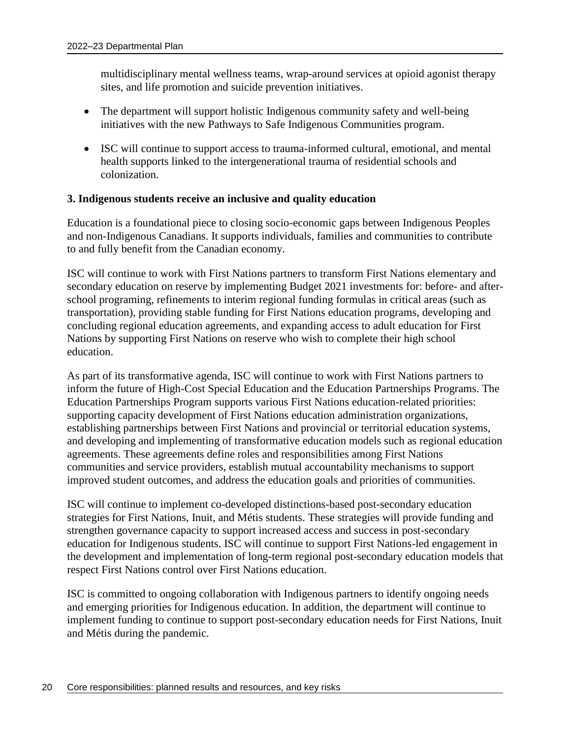multidisciplinary mental wellness teams, wrap-around services at opioid agonist therapy sites, and life promotion and suicide prevention initiatives.

- The department will support holistic Indigenous community safety and well-being initiatives with the new Pathways to Safe Indigenous Communities program.
- ISC will continue to support access to trauma-informed cultural, emotional, and mental health supports linked to the intergenerational trauma of residential schools and colonization.

**3. Indigenous students receive an inclusive and quality education**

Education is a foundational piece to closing socio-economic gaps between Indigenous Peoples and non-Indigenous Canadians. It supports individuals, families and communities to contribute to and fully benefit from the Canadian economy.

ISC will continue to work with First Nations partners to transform First Nations elementary and secondary education on reserve by implementing Budget 2021 investments for: before- and after-school programing, refinements to interim regional funding formulas in critical areas (such as transportation), providing stable funding for First Nations education programs, developing and concluding regional education agreements, and expanding access to adult education for First Nations by supporting First Nations on reserve who wish to complete their high school education.

As part of its transformative agenda, ISC will continue to work with First Nations partners to inform the future of High-Cost Special Education and the Education Partnerships Programs. The Education Partnerships Program supports various First Nations education-related priorities: supporting capacity development of First Nations education administration organizations, establishing partnerships between First Nations and provincial or territorial education systems, and developing and implementing of transformative education models such as regional education agreements. These agreements define roles and responsibilities among First Nations communities and service providers, establish mutual accountability mechanisms to support improved student outcomes, and address the education goals and priorities of communities.

ISC will continue to implement co-developed distinctions-based post-secondary education strategies for First Nations, Inuit, and Métis students. These strategies will provide funding and strengthen governance capacity to support increased access and success in post-secondary education for Indigenous students. ISC will continue to support First Nations-led engagement in the development and implementation of long-term regional post-secondary education models that respect First Nations control over First Nations education.

ISC is committed to ongoing collaboration with Indigenous partners to identify ongoing needs and emerging priorities for Indigenous education. In addition, the department will continue to implement funding to continue to support post-secondary education needs for First Nations, Inuit and Métis during the pandemic.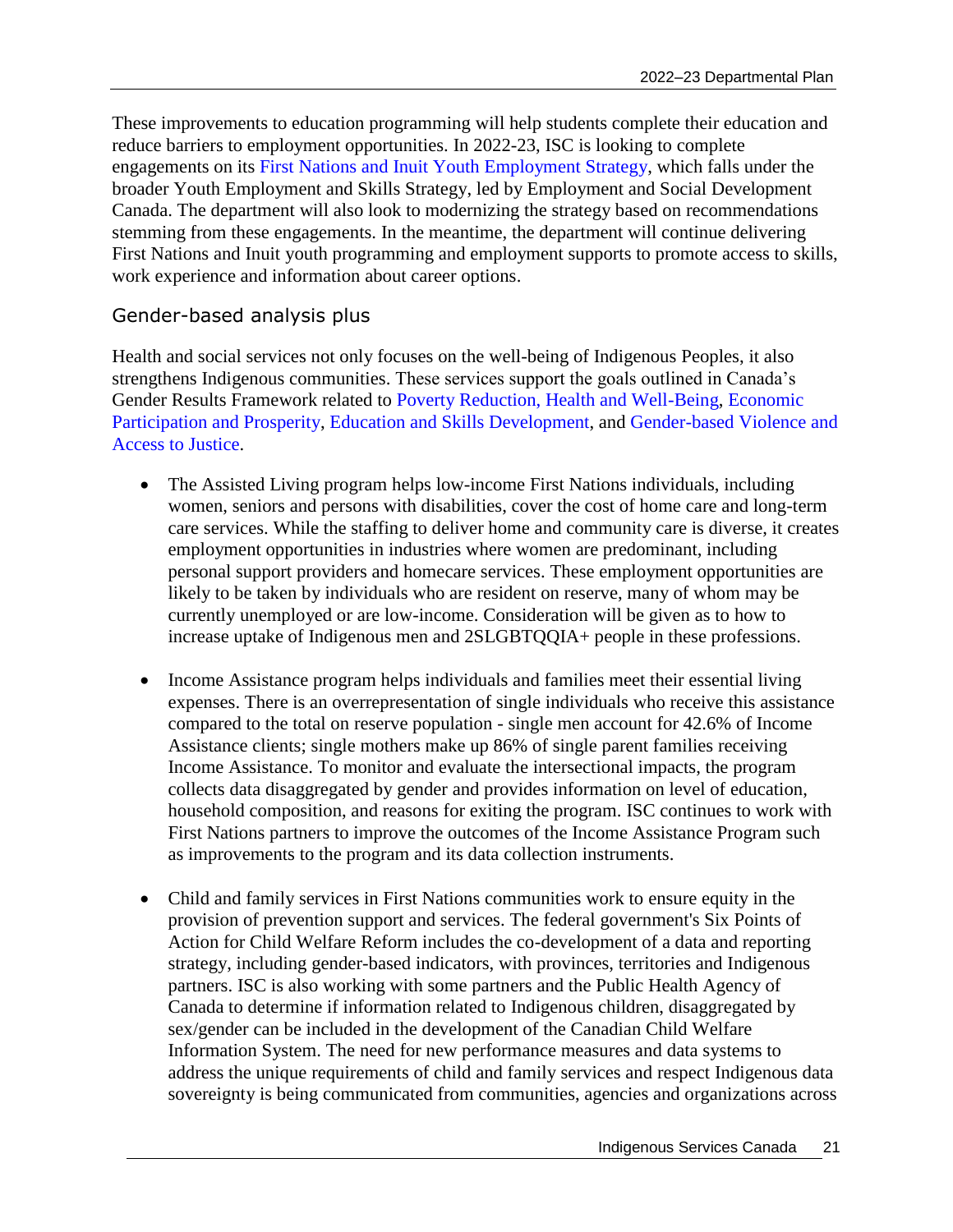These improvements to education programming will help students complete their education and reduce barriers to employment opportunities. In 2022-23, ISC is looking to complete engagements on its First Nations and Inuit Youth Employment Strategy, which falls under the broader Youth Employment and Skills Strategy, led by Employment and Social Development Canada. The department will also look to modernizing the strategy based on recommendations stemming from these engagements. In the meantime, the department will continue delivering First Nations and Inuit youth programming and employment supports to promote access to skills, work experience and information about career options.

### Gender-based analysis plus

Health and social services not only focuses on the well-being of Indigenous Peoples, it also strengthens Indigenous communities. These services support the goals outlined in Canada's Gender Results Framework related to Poverty Reduction, Health and Well-Being, Economic Participation and Prosperity, Education and Skills Development, and Gender-based Violence and Access to Justice.

- The Assisted Living program helps low-income First Nations individuals, including women, seniors and persons with disabilities, cover the cost of home care and long-term care services. While the staffing to deliver home and community care is diverse, it creates employment opportunities in industries where women are predominant, including personal support providers and homecare services. These employment opportunities are likely to be taken by individuals who are resident on reserve, many of whom may be currently unemployed or are low-income. Consideration will be given as to how to increase uptake of Indigenous men and 2SLGBTQQIA+ people in these professions.

- Income Assistance program helps individuals and families meet their essential living expenses. There is an overrepresentation of single individuals who receive this assistance compared to the total on reserve population - single men account for 42.6% of Income Assistance clients; single mothers make up 86% of single parent families receiving Income Assistance. To monitor and evaluate the intersectional impacts, the program collects data disaggregated by gender and provides information on level of education, household composition, and reasons for exiting the program. ISC continues to work with First Nations partners to improve the outcomes of the Income Assistance Program such as improvements to the program and its data collection instruments.

- Child and family services in First Nations communities work to ensure equity in the provision of prevention support and services. The federal government's Six Points of Action for Child Welfare Reform includes the co-development of a data and reporting strategy, including gender-based indicators, with provinces, territories and Indigenous partners. ISC is also working with some partners and the Public Health Agency of Canada to determine if information related to Indigenous children, disaggregated by sex/gender can be included in the development of the Canadian Child Welfare Information System. The need for new performance measures and data systems to address the unique requirements of child and family services and respect Indigenous data sovereignty is being communicated from communities, agencies and organizations across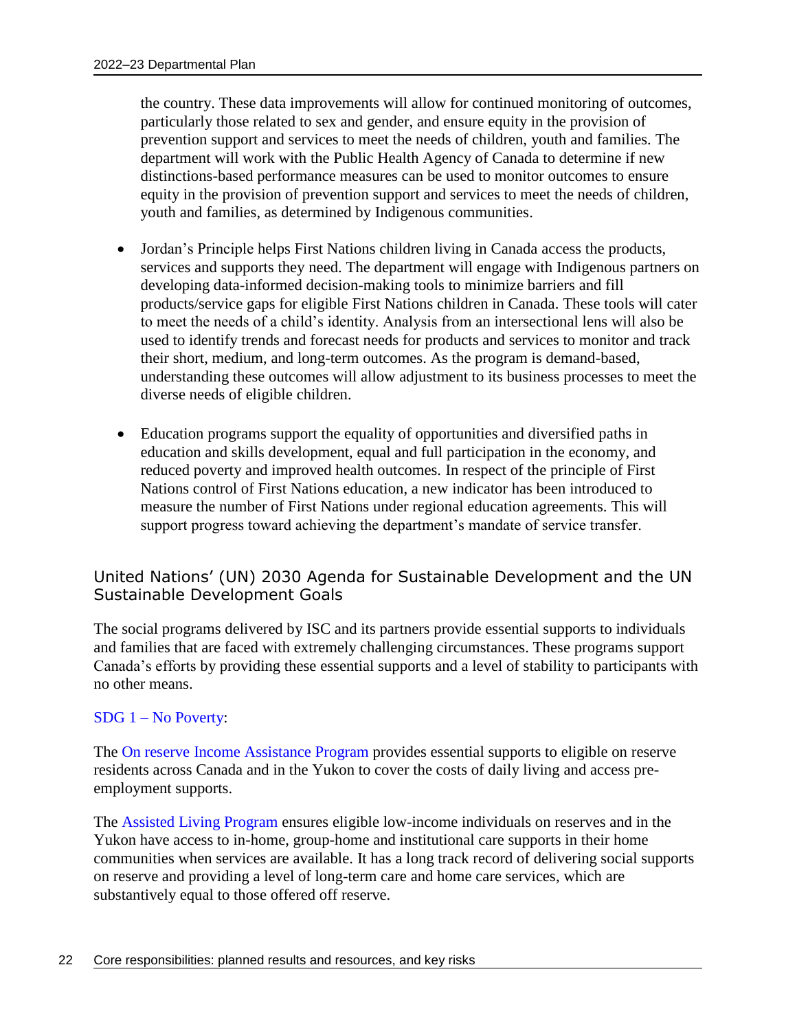the country. These data improvements will allow for continued monitoring of outcomes, particularly those related to sex and gender, and ensure equity in the provision of prevention support and services to meet the needs of children, youth and families. The department will work with the Public Health Agency of Canada to determine if new distinctions-based performance measures can be used to monitor outcomes to ensure equity in the provision of prevention support and services to meet the needs of children, youth and families, as determined by Indigenous communities.

- Jordan's Principle helps First Nations children living in Canada access the products, services and supports they need. The department will engage with Indigenous partners on developing data-informed decision-making tools to minimize barriers and fill products/service gaps for eligible First Nations children in Canada. These tools will cater to meet the needs of a child's identity. Analysis from an intersectional lens will also be used to identify trends and forecast needs for products and services to monitor and track their short, medium, and long-term outcomes. As the program is demand-based, understanding these outcomes will allow adjustment to its business processes to meet the diverse needs of eligible children.

- Education programs support the equality of opportunities and diversified paths in education and skills development, equal and full participation in the economy, and reduced poverty and improved health outcomes. In respect of the principle of First Nations control of First Nations education, a new indicator has been introduced to measure the number of First Nations under regional education agreements. This will support progress toward achieving the department's mandate of service transfer.

### United Nations' (UN) 2030 Agenda for Sustainable Development and the UN Sustainable Development Goals

The social programs delivered by ISC and its partners provide essential supports to individuals and families that are faced with extremely challenging circumstances. These programs support Canada's efforts by providing these essential supports and a level of stability to participants with no other means.

SDG 1 – No Poverty:

The On reserve Income Assistance Program provides essential supports to eligible on reserve residents across Canada and in the Yukon to cover the costs of daily living and access pre-employment supports.

The Assisted Living Program ensures eligible low-income individuals on reserves and in the Yukon have access to in-home, group-home and institutional care supports in their home communities when services are available. It has a long track record of delivering social supports on reserve and providing a level of long-term care and home care services, which are substantively equal to those offered off reserve.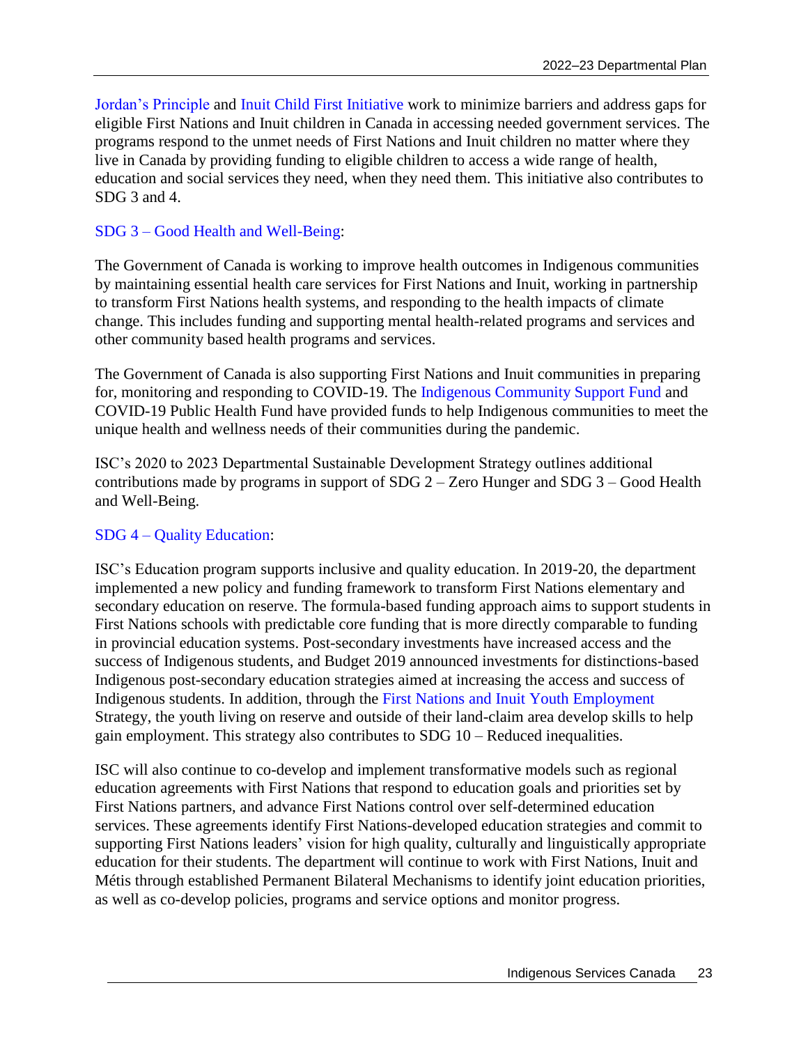Jordan's Principle and Inuit Child First Initiative work to minimize barriers and address gaps for eligible First Nations and Inuit children in Canada in accessing needed government services. The programs respond to the unmet needs of First Nations and Inuit children no matter where they live in Canada by providing funding to eligible children to access a wide range of health, education and social services they need, when they need them. This initiative also contributes to SDG 3 and 4.

SDG 3 – Good Health and Well-Being:

The Government of Canada is working to improve health outcomes in Indigenous communities by maintaining essential health care services for First Nations and Inuit, working in partnership to transform First Nations health systems, and responding to the health impacts of climate change. This includes funding and supporting mental health-related programs and services and other community based health programs and services.

The Government of Canada is also supporting First Nations and Inuit communities in preparing for, monitoring and responding to COVID-19. The Indigenous Community Support Fund and COVID-19 Public Health Fund have provided funds to help Indigenous communities to meet the unique health and wellness needs of their communities during the pandemic.

ISC's 2020 to 2023 Departmental Sustainable Development Strategy outlines additional contributions made by programs in support of SDG 2 – Zero Hunger and SDG 3 – Good Health and Well-Being.

SDG 4 – Quality Education:

ISC's Education program supports inclusive and quality education. In 2019-20, the department implemented a new policy and funding framework to transform First Nations elementary and secondary education on reserve. The formula-based funding approach aims to support students in First Nations schools with predictable core funding that is more directly comparable to funding in provincial education systems. Post-secondary investments have increased access and the success of Indigenous students, and Budget 2019 announced investments for distinctions-based Indigenous post-secondary education strategies aimed at increasing the access and success of Indigenous students. In addition, through the First Nations and Inuit Youth Employment Strategy, the youth living on reserve and outside of their land-claim area develop skills to help gain employment. This strategy also contributes to SDG 10 – Reduced inequalities.

ISC will also continue to co-develop and implement transformative models such as regional education agreements with First Nations that respond to education goals and priorities set by First Nations partners, and advance First Nations control over self-determined education services. These agreements identify First Nations-developed education strategies and commit to supporting First Nations leaders' vision for high quality, culturally and linguistically appropriate education for their students. The department will continue to work with First Nations, Inuit and Métis through established Permanent Bilateral Mechanisms to identify joint education priorities, as well as co-develop policies, programs and service options and monitor progress.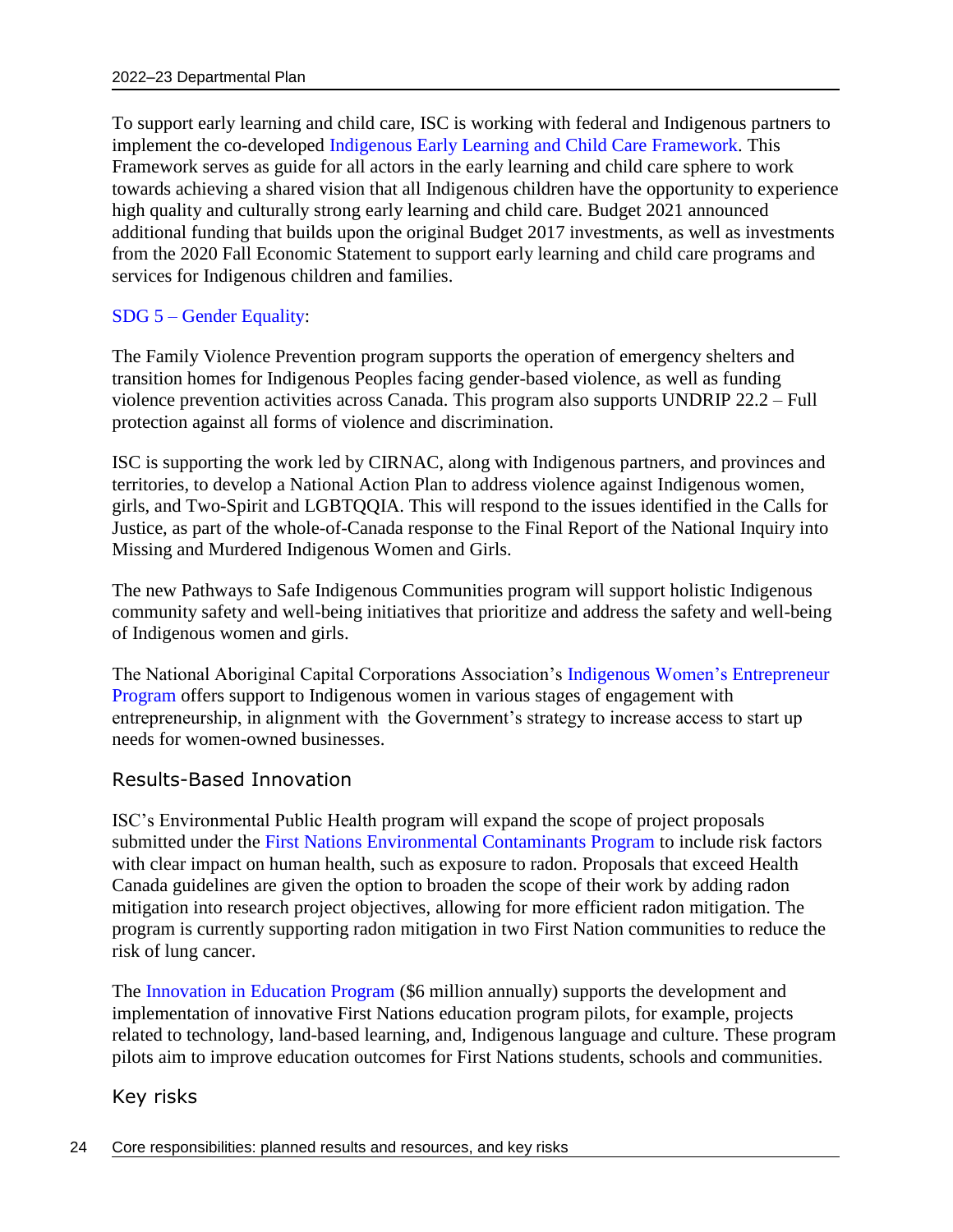To support early learning and child care, ISC is working with federal and Indigenous partners to implement the co-developed Indigenous Early Learning and Child Care Framework. This Framework serves as guide for all actors in the early learning and child care sphere to work towards achieving a shared vision that all Indigenous children have the opportunity to experience high quality and culturally strong early learning and child care. Budget 2021 announced additional funding that builds upon the original Budget 2017 investments, as well as investments from the 2020 Fall Economic Statement to support early learning and child care programs and services for Indigenous children and families.

SDG 5 – Gender Equality:

The Family Violence Prevention program supports the operation of emergency shelters and transition homes for Indigenous Peoples facing gender-based violence, as well as funding violence prevention activities across Canada. This program also supports UNDRIP 22.2 – Full protection against all forms of violence and discrimination.

ISC is supporting the work led by CIRNAC, along with Indigenous partners, and provinces and territories, to develop a National Action Plan to address violence against Indigenous women, girls, and Two-Spirit and LGBTQQIA. This will respond to the issues identified in the Calls for Justice, as part of the whole-of-Canada response to the Final Report of the National Inquiry into Missing and Murdered Indigenous Women and Girls.

The new Pathways to Safe Indigenous Communities program will support holistic Indigenous community safety and well-being initiatives that prioritize and address the safety and well-being of Indigenous women and girls.

The National Aboriginal Capital Corporations Association's Indigenous Women's Entrepreneur Program offers support to Indigenous women in various stages of engagement with entrepreneurship, in alignment with the Government's strategy to increase access to start up needs for women-owned businesses.

## Results-Based Innovation

ISC's Environmental Public Health program will expand the scope of project proposals submitted under the First Nations Environmental Contaminants Program to include risk factors with clear impact on human health, such as exposure to radon. Proposals that exceed Health Canada guidelines are given the option to broaden the scope of their work by adding radon mitigation into research project objectives, allowing for more efficient radon mitigation. The program is currently supporting radon mitigation in two First Nation communities to reduce the risk of lung cancer.

The Innovation in Education Program ($6 million annually) supports the development and implementation of innovative First Nations education program pilots, for example, projects related to technology, land-based learning, and, Indigenous language and culture. These program pilots aim to improve education outcomes for First Nations students, schools and communities.

## Key risks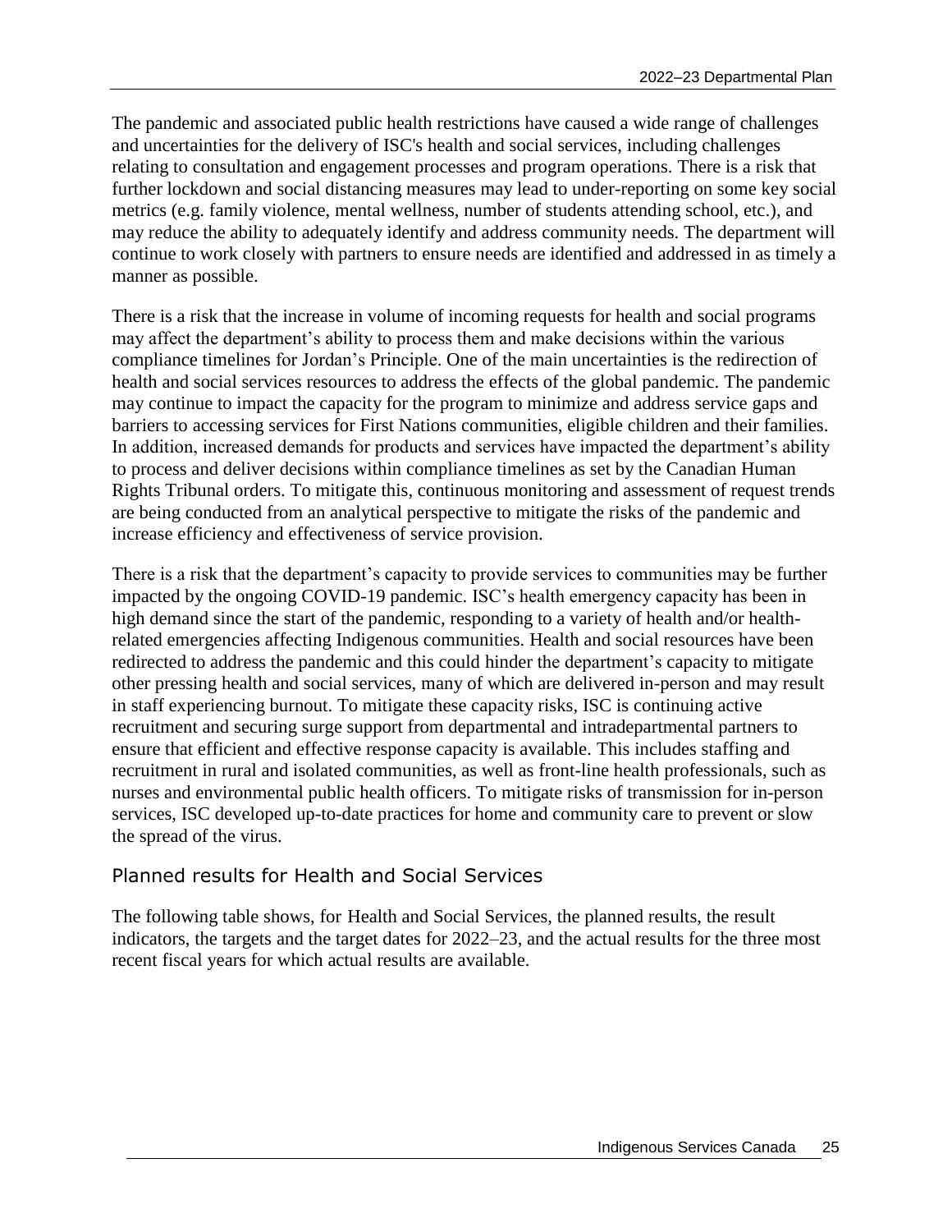The pandemic and associated public health restrictions have caused a wide range of challenges and uncertainties for the delivery of ISC's health and social services, including challenges relating to consultation and engagement processes and program operations. There is a risk that further lockdown and social distancing measures may lead to under-reporting on some key social metrics (e.g. family violence, mental wellness, number of students attending school, etc.), and may reduce the ability to adequately identify and address community needs. The department will continue to work closely with partners to ensure needs are identified and addressed in as timely a manner as possible.

There is a risk that the increase in volume of incoming requests for health and social programs may affect the department's ability to process them and make decisions within the various compliance timelines for Jordan's Principle. One of the main uncertainties is the redirection of health and social services resources to address the effects of the global pandemic. The pandemic may continue to impact the capacity for the program to minimize and address service gaps and barriers to accessing services for First Nations communities, eligible children and their families. In addition, increased demands for products and services have impacted the department's ability to process and deliver decisions within compliance timelines as set by the Canadian Human Rights Tribunal orders. To mitigate this, continuous monitoring and assessment of request trends are being conducted from an analytical perspective to mitigate the risks of the pandemic and increase efficiency and effectiveness of service provision.

There is a risk that the department's capacity to provide services to communities may be further impacted by the ongoing COVID-19 pandemic. ISC's health emergency capacity has been in high demand since the start of the pandemic, responding to a variety of health and/or health-related emergencies affecting Indigenous communities. Health and social resources have been redirected to address the pandemic and this could hinder the department's capacity to mitigate other pressing health and social services, many of which are delivered in-person and may result in staff experiencing burnout. To mitigate these capacity risks, ISC is continuing active recruitment and securing surge support from departmental and intradepartmental partners to ensure that efficient and effective response capacity is available. This includes staffing and recruitment in rural and isolated communities, as well as front-line health professionals, such as nurses and environmental public health officers. To mitigate risks of transmission for in-person services, ISC developed up-to-date practices for home and community care to prevent or slow the spread of the virus.

## Planned results for Health and Social Services

The following table shows, for Health and Social Services, the planned results, the result indicators, the targets and the target dates for 2022–23, and the actual results for the three most recent fiscal years for which actual results are available.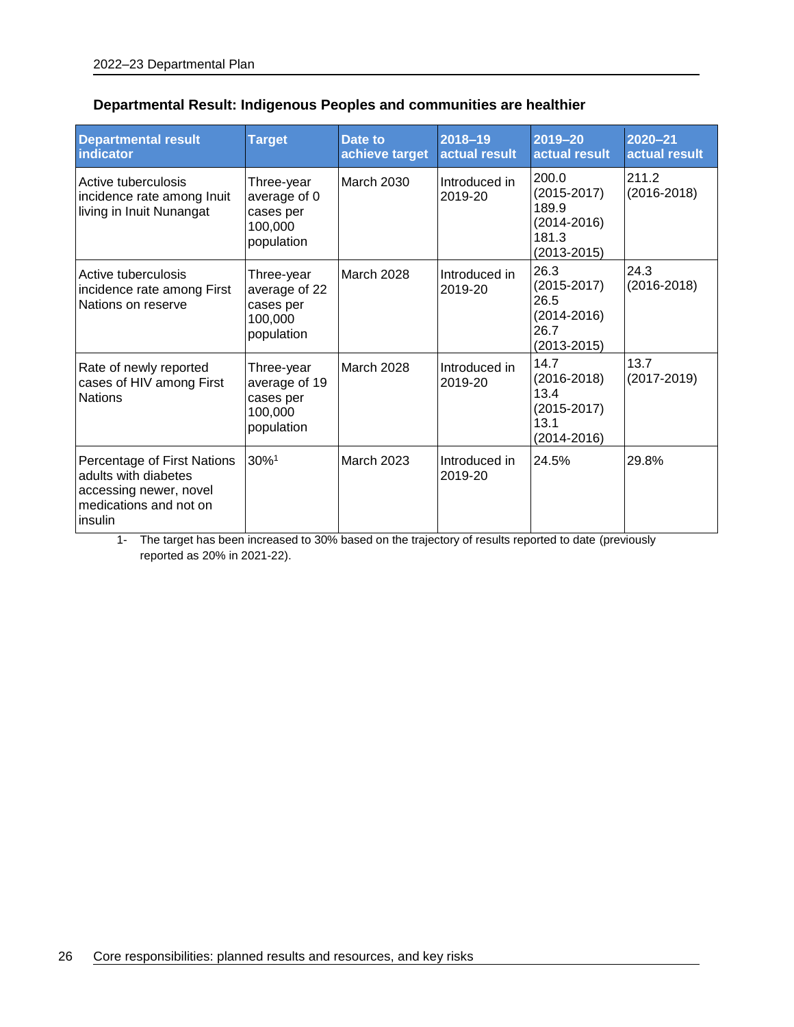**Departmental Result: Indigenous Peoples and communities are healthier**

| Departmental result indicator | Target | Date to achieve target | 2018–19 actual result | 2019–20 actual result | 2020–21 actual result |
|---|---|---|---|---|---|
| Active tuberculosis incidence rate among Inuit living in Inuit Nunangat | Three-year average of 0 cases per 100,000 population | March 2030 | Introduced in 2019-20 | 200.0 (2015-2017) 189.9 (2014-2016) 181.3 (2013-2015) | 211.2 (2016-2018) |
| Active tuberculosis incidence rate among First Nations on reserve | Three-year average of 22 cases per 100,000 population | March 2028 | Introduced in 2019-20 | 26.3 (2015-2017) 26.5 (2014-2016) 26.7 (2013-2015) | 24.3 (2016-2018) |
| Rate of newly reported cases of HIV among First Nations | Three-year average of 19 cases per 100,000 population | March 2028 | Introduced in 2019-20 | 14.7 (2016-2018) 13.4 (2015-2017) 13.1 (2014-2016) | 13.7 (2017-2019) |
| Percentage of First Nations adults with diabetes accessing newer, novel medications and not on insulin | 30%[1] | March 2023 | Introduced in 2019-20 | 24.5% | 29.8% |

1- The target has been increased to 30% based on the trajectory of results reported to date (previously reported as 20% in 2021-22).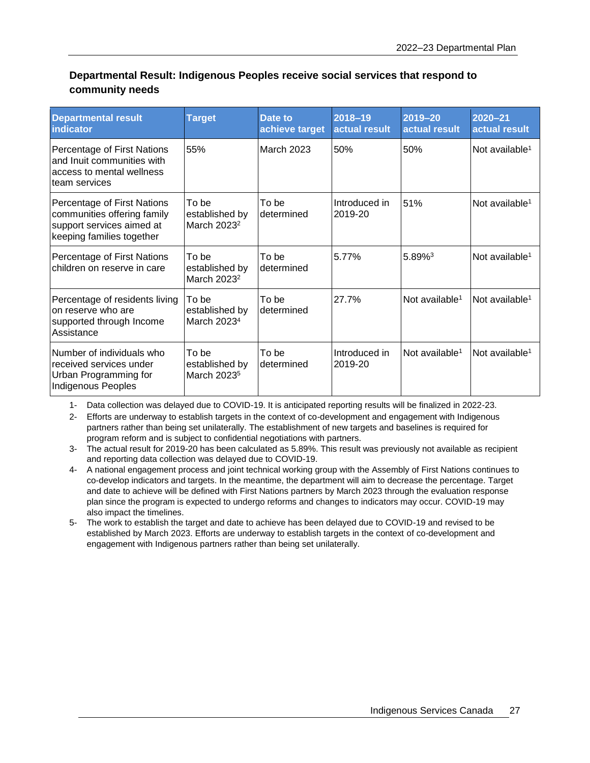### Departmental Result: Indigenous Peoples receive social services that respond to community needs

| Departmental result indicator | Target | Date to achieve target | 2018–19 actual result | 2019–20 actual result | 2020–21 actual result |
|---|---|---|---|---|---|
| Percentage of First Nations and Inuit communities with access to mental wellness team services | 55% | March 2023 | 50% | 50% | Not available[1] |
| Percentage of First Nations communities offering family support services aimed at keeping families together | To be established by March 2023[2] | To be determined | Introduced in 2019-20 | 51% | Not available[1] |
| Percentage of First Nations children on reserve in care | To be established by March 2023[2] | To be determined | 5.77% | 5.89%[3] | Not available[1] |
| Percentage of residents living on reserve who are supported through Income Assistance | To be established by March 2023[4] | To be determined | 27.7% | Not available[1] | Not available[1] |
| Number of individuals who received services under Urban Programming for Indigenous Peoples | To be established by March 2023[5] | To be determined | Introduced in 2019-20 | Not available[1] | Not available[1] |

1- Data collection was delayed due to COVID-19. It is anticipated reporting results will be finalized in 2022-23.

2- Efforts are underway to establish targets in the context of co-development and engagement with Indigenous partners rather than being set unilaterally. The establishment of new targets and baselines is required for program reform and is subject to confidential negotiations with partners.

3- The actual result for 2019-20 has been calculated as 5.89%. This result was previously not available as recipient and reporting data collection was delayed due to COVID-19.

4- A national engagement process and joint technical working group with the Assembly of First Nations continues to co-develop indicators and targets. In the meantime, the department will aim to decrease the percentage. Target and date to achieve will be defined with First Nations partners by March 2023 through the evaluation response plan since the program is expected to undergo reforms and changes to indicators may occur. COVID-19 may also impact the timelines.

5- The work to establish the target and date to achieve has been delayed due to COVID-19 and revised to be established by March 2023. Efforts are underway to establish targets in the context of co-development and engagement with Indigenous partners rather than being set unilaterally.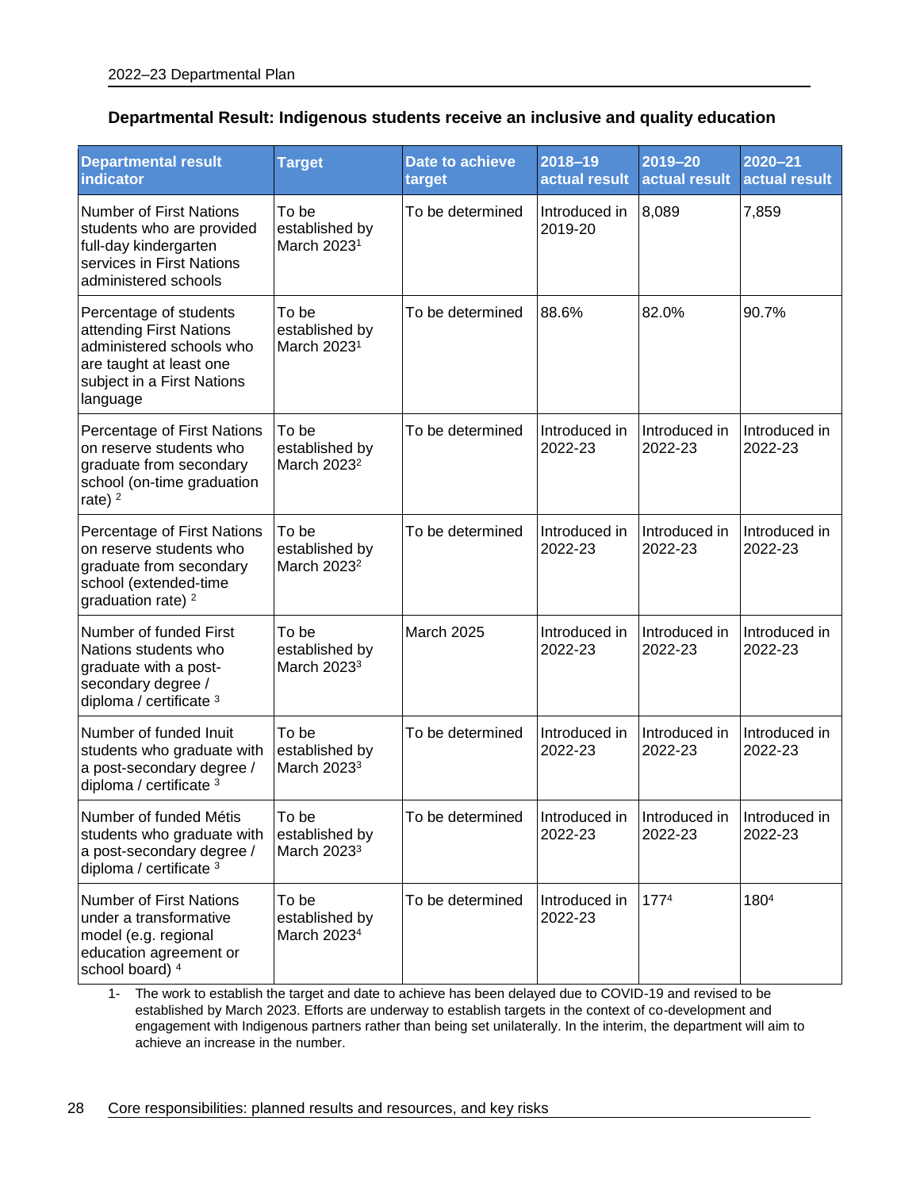### Departmental Result: Indigenous students receive an inclusive and quality education

| Departmental result indicator | Target | Date to achieve target | 2018–19 actual result | 2019–20 actual result | 2020–21 actual result |
|---|---|---|---|---|---|
| Number of First Nations students who are provided full-day kindergarten services in First Nations administered schools | To be established by March 2023[1] | To be determined | Introduced in 2019-20 | 8,089 | 7,859 |
| Percentage of students attending First Nations administered schools who are taught at least one subject in a First Nations language | To be established by March 2023[1] | To be determined | 88.6% | 82.0% | 90.7% |
| Percentage of First Nations on reserve students who graduate from secondary school (on-time graduation rate) [2] | To be established by March 2023[2] | To be determined | Introduced in 2022-23 | Introduced in 2022-23 | Introduced in 2022-23 |
| Percentage of First Nations on reserve students who graduate from secondary school (extended-time graduation rate) [2] | To be established by March 2023[2] | To be determined | Introduced in 2022-23 | Introduced in 2022-23 | Introduced in 2022-23 |
| Number of funded First Nations students who graduate with a post-secondary degree / diploma / certificate [3] | To be established by March 2023[3] | March 2025 | Introduced in 2022-23 | Introduced in 2022-23 | Introduced in 2022-23 |
| Number of funded Inuit students who graduate with a post-secondary degree / diploma / certificate [3] | To be established by March 2023[3] | To be determined | Introduced in 2022-23 | Introduced in 2022-23 | Introduced in 2022-23 |
| Number of funded Métis students who graduate with a post-secondary degree / diploma / certificate [3] | To be established by March 2023[3] | To be determined | Introduced in 2022-23 | Introduced in 2022-23 | Introduced in 2022-23 |
| Number of First Nations under a transformative model (e.g. regional education agreement or school board) [4] | To be established by March 2023[4] | To be determined | Introduced in 2022-23 | 177[4] | 180[4] |

1- The work to establish the target and date to achieve has been delayed due to COVID-19 and revised to be established by March 2023. Efforts are underway to establish targets in the context of co-development and engagement with Indigenous partners rather than being set unilaterally. In the interim, the department will aim to achieve an increase in the number.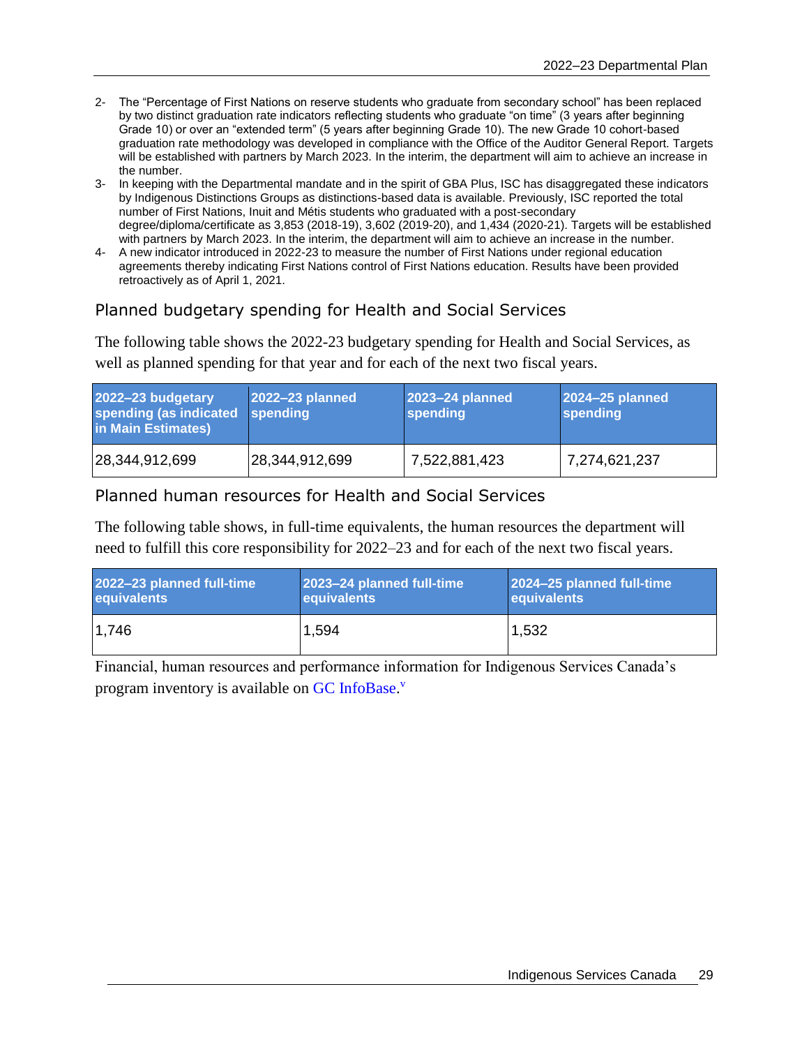2- The "Percentage of First Nations on reserve students who graduate from secondary school" has been replaced by two distinct graduation rate indicators reflecting students who graduate "on time" (3 years after beginning Grade 10) or over an "extended term" (5 years after beginning Grade 10). The new Grade 10 cohort-based graduation rate methodology was developed in compliance with the Office of the Auditor General Report. Targets will be established with partners by March 2023. In the interim, the department will aim to achieve an increase in the number.

3- In keeping with the Departmental mandate and in the spirit of GBA Plus, ISC has disaggregated these indicators by Indigenous Distinctions Groups as distinctions-based data is available. Previously, ISC reported the total number of First Nations, Inuit and Métis students who graduated with a post-secondary degree/diploma/certificate as 3,853 (2018-19), 3,602 (2019-20), and 1,434 (2020-21). Targets will be established with partners by March 2023. In the interim, the department will aim to achieve an increase in the number.

4- A new indicator introduced in 2022-23 to measure the number of First Nations under regional education agreements thereby indicating First Nations control of First Nations education. Results have been provided retroactively as of April 1, 2021.

## Planned budgetary spending for Health and Social Services

The following table shows the 2022-23 budgetary spending for Health and Social Services, as well as planned spending for that year and for each of the next two fiscal years.

| 2022–23 budgetary spending (as indicated in Main Estimates) | 2022–23 planned spending | 2023–24 planned spending | 2024–25 planned spending |
|---|---|---|---|
| 28,344,912,699 | 28,344,912,699 | 7,522,881,423 | 7,274,621,237 |

## Planned human resources for Health and Social Services

The following table shows, in full-time equivalents, the human resources the department will need to fulfill this core responsibility for 2022–23 and for each of the next two fiscal years.

| 2022–23 planned full-time equivalents | 2023–24 planned full-time equivalents | 2024–25 planned full-time equivalents |
|---|---|---|
| 1,746 | 1,594 | 1,532 |

Financial, human resources and performance information for Indigenous Services Canada's program inventory is available on GC InfoBase.[v]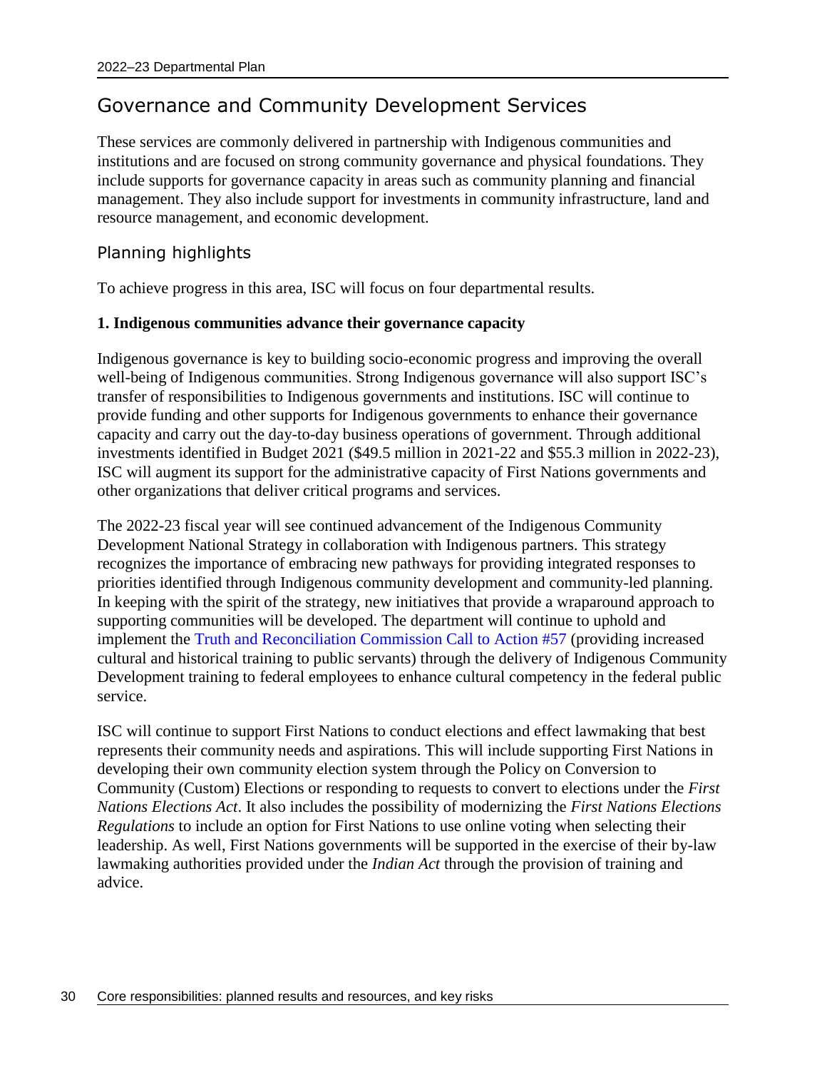## Governance and Community Development Services

These services are commonly delivered in partnership with Indigenous communities and institutions and are focused on strong community governance and physical foundations. They include supports for governance capacity in areas such as community planning and financial management. They also include support for investments in community infrastructure, land and resource management, and economic development.

### Planning highlights

To achieve progress in this area, ISC will focus on four departmental results.

**1. Indigenous communities advance their governance capacity**

Indigenous governance is key to building socio-economic progress and improving the overall well-being of Indigenous communities. Strong Indigenous governance will also support ISC's transfer of responsibilities to Indigenous governments and institutions. ISC will continue to provide funding and other supports for Indigenous governments to enhance their governance capacity and carry out the day-to-day business operations of government. Through additional investments identified in Budget 2021 ($49.5 million in 2021-22 and $55.3 million in 2022-23), ISC will augment its support for the administrative capacity of First Nations governments and other organizations that deliver critical programs and services.

The 2022-23 fiscal year will see continued advancement of the Indigenous Community Development National Strategy in collaboration with Indigenous partners. This strategy recognizes the importance of embracing new pathways for providing integrated responses to priorities identified through Indigenous community development and community-led planning. In keeping with the spirit of the strategy, new initiatives that provide a wraparound approach to supporting communities will be developed. The department will continue to uphold and implement the Truth and Reconciliation Commission Call to Action #57 (providing increased cultural and historical training to public servants) through the delivery of Indigenous Community Development training to federal employees to enhance cultural competency in the federal public service.

ISC will continue to support First Nations to conduct elections and effect lawmaking that best represents their community needs and aspirations. This will include supporting First Nations in developing their own community election system through the Policy on Conversion to Community (Custom) Elections or responding to requests to convert to elections under the *First Nations Elections Act*. It also includes the possibility of modernizing the *First Nations Elections Regulations* to include an option for First Nations to use online voting when selecting their leadership. As well, First Nations governments will be supported in the exercise of their by-law lawmaking authorities provided under the *Indian Act* through the provision of training and advice.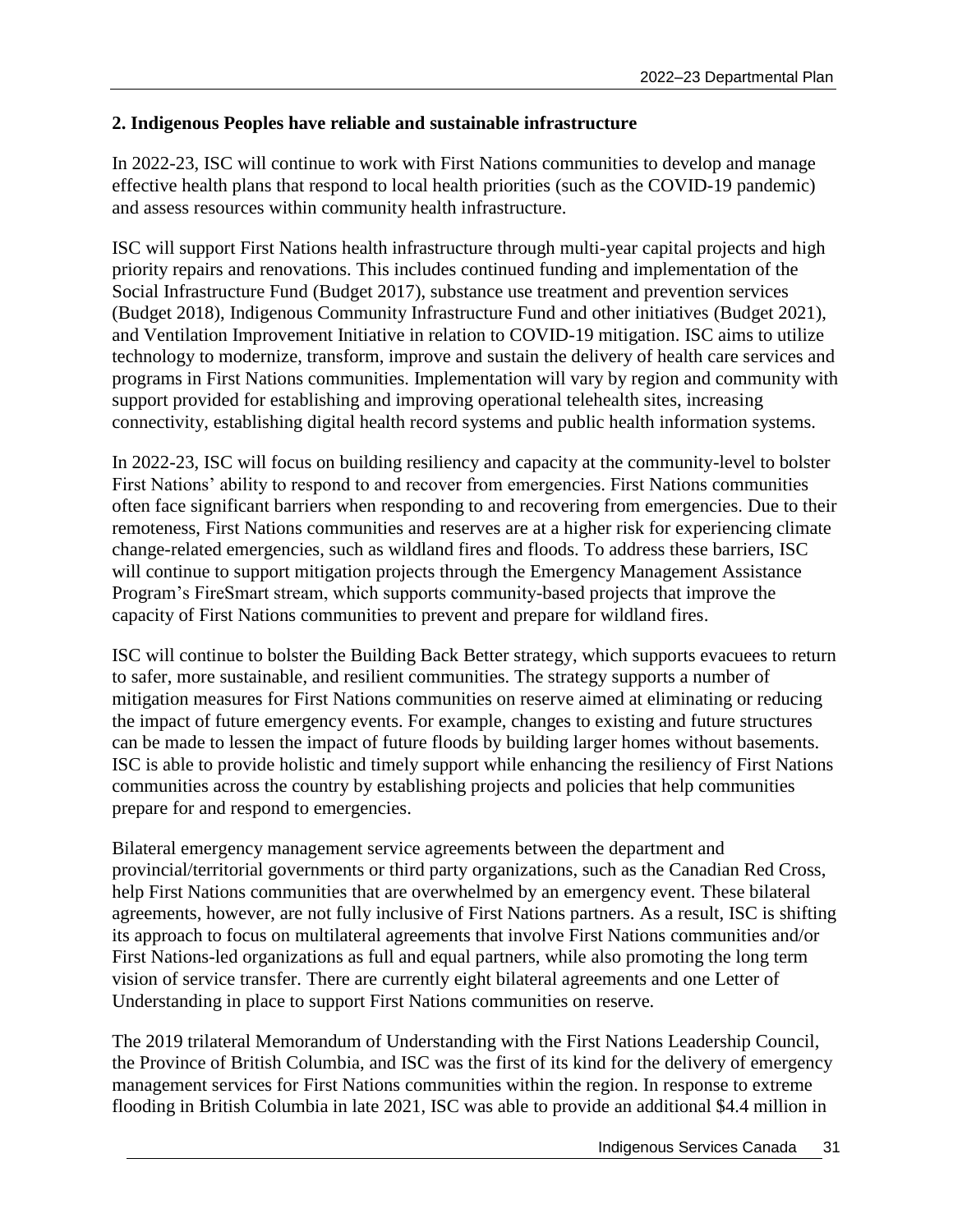**2. Indigenous Peoples have reliable and sustainable infrastructure**

In 2022-23, ISC will continue to work with First Nations communities to develop and manage effective health plans that respond to local health priorities (such as the COVID-19 pandemic) and assess resources within community health infrastructure.

ISC will support First Nations health infrastructure through multi-year capital projects and high priority repairs and renovations. This includes continued funding and implementation of the Social Infrastructure Fund (Budget 2017), substance use treatment and prevention services (Budget 2018), Indigenous Community Infrastructure Fund and other initiatives (Budget 2021), and Ventilation Improvement Initiative in relation to COVID-19 mitigation. ISC aims to utilize technology to modernize, transform, improve and sustain the delivery of health care services and programs in First Nations communities. Implementation will vary by region and community with support provided for establishing and improving operational telehealth sites, increasing connectivity, establishing digital health record systems and public health information systems.

In 2022-23, ISC will focus on building resiliency and capacity at the community-level to bolster First Nations' ability to respond to and recover from emergencies. First Nations communities often face significant barriers when responding to and recovering from emergencies. Due to their remoteness, First Nations communities and reserves are at a higher risk for experiencing climate change-related emergencies, such as wildland fires and floods. To address these barriers, ISC will continue to support mitigation projects through the Emergency Management Assistance Program's FireSmart stream, which supports community-based projects that improve the capacity of First Nations communities to prevent and prepare for wildland fires.

ISC will continue to bolster the Building Back Better strategy, which supports evacuees to return to safer, more sustainable, and resilient communities. The strategy supports a number of mitigation measures for First Nations communities on reserve aimed at eliminating or reducing the impact of future emergency events. For example, changes to existing and future structures can be made to lessen the impact of future floods by building larger homes without basements. ISC is able to provide holistic and timely support while enhancing the resiliency of First Nations communities across the country by establishing projects and policies that help communities prepare for and respond to emergencies.

Bilateral emergency management service agreements between the department and provincial/territorial governments or third party organizations, such as the Canadian Red Cross, help First Nations communities that are overwhelmed by an emergency event. These bilateral agreements, however, are not fully inclusive of First Nations partners. As a result, ISC is shifting its approach to focus on multilateral agreements that involve First Nations communities and/or First Nations-led organizations as full and equal partners, while also promoting the long term vision of service transfer. There are currently eight bilateral agreements and one Letter of Understanding in place to support First Nations communities on reserve.

The 2019 trilateral Memorandum of Understanding with the First Nations Leadership Council, the Province of British Columbia, and ISC was the first of its kind for the delivery of emergency management services for First Nations communities within the region. In response to extreme flooding in British Columbia in late 2021, ISC was able to provide an additional $4.4 million in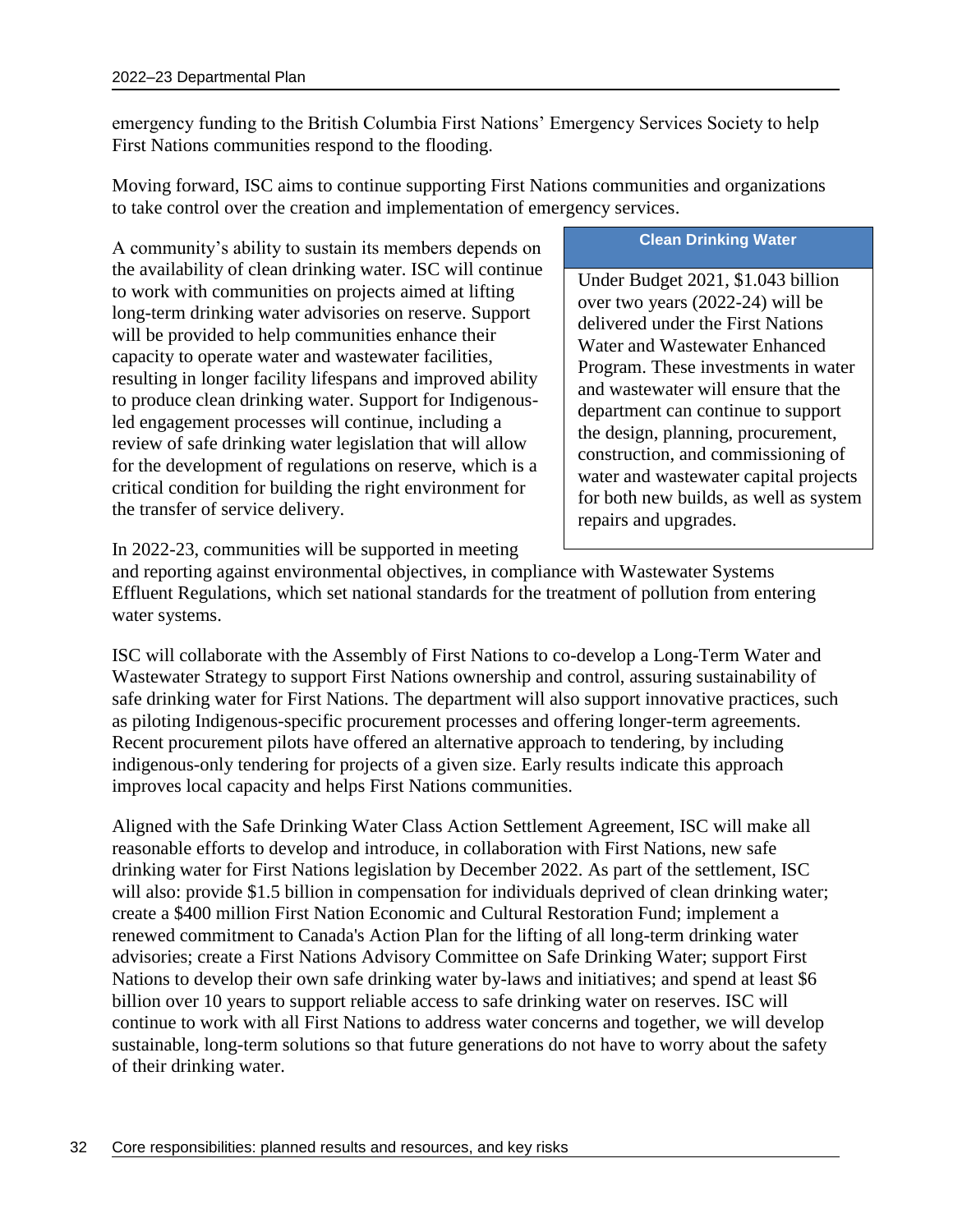emergency funding to the British Columbia First Nations' Emergency Services Society to help First Nations communities respond to the flooding.

Moving forward, ISC aims to continue supporting First Nations communities and organizations to take control over the creation and implementation of emergency services.

A community's ability to sustain its members depends on the availability of clean drinking water. ISC will continue to work with communities on projects aimed at lifting long-term drinking water advisories on reserve. Support will be provided to help communities enhance their capacity to operate water and wastewater facilities, resulting in longer facility lifespans and improved ability to produce clean drinking water. Support for Indigenous-led engagement processes will continue, including a review of safe drinking water legislation that will allow for the development of regulations on reserve, which is a critical condition for building the right environment for the transfer of service delivery.

> **Clean Drinking Water**
>
> Under Budget 2021, $1.043 billion over two years (2022-24) will be delivered under the First Nations Water and Wastewater Enhanced Program. These investments in water and wastewater will ensure that the department can continue to support the design, planning, procurement, construction, and commissioning of water and wastewater capital projects for both new builds, as well as system repairs and upgrades.

In 2022-23, communities will be supported in meeting and reporting against environmental objectives, in compliance with Wastewater Systems Effluent Regulations, which set national standards for the treatment of pollution from entering water systems.

ISC will collaborate with the Assembly of First Nations to co-develop a Long-Term Water and Wastewater Strategy to support First Nations ownership and control, assuring sustainability of safe drinking water for First Nations. The department will also support innovative practices, such as piloting Indigenous-specific procurement processes and offering longer-term agreements. Recent procurement pilots have offered an alternative approach to tendering, by including indigenous-only tendering for projects of a given size. Early results indicate this approach improves local capacity and helps First Nations communities.

Aligned with the Safe Drinking Water Class Action Settlement Agreement, ISC will make all reasonable efforts to develop and introduce, in collaboration with First Nations, new safe drinking water for First Nations legislation by December 2022. As part of the settlement, ISC will also: provide $1.5 billion in compensation for individuals deprived of clean drinking water; create a $400 million First Nation Economic and Cultural Restoration Fund; implement a renewed commitment to Canada's Action Plan for the lifting of all long-term drinking water advisories; create a First Nations Advisory Committee on Safe Drinking Water; support First Nations to develop their own safe drinking water by-laws and initiatives; and spend at least $6 billion over 10 years to support reliable access to safe drinking water on reserves. ISC will continue to work with all First Nations to address water concerns and together, we will develop sustainable, long-term solutions so that future generations do not have to worry about the safety of their drinking water.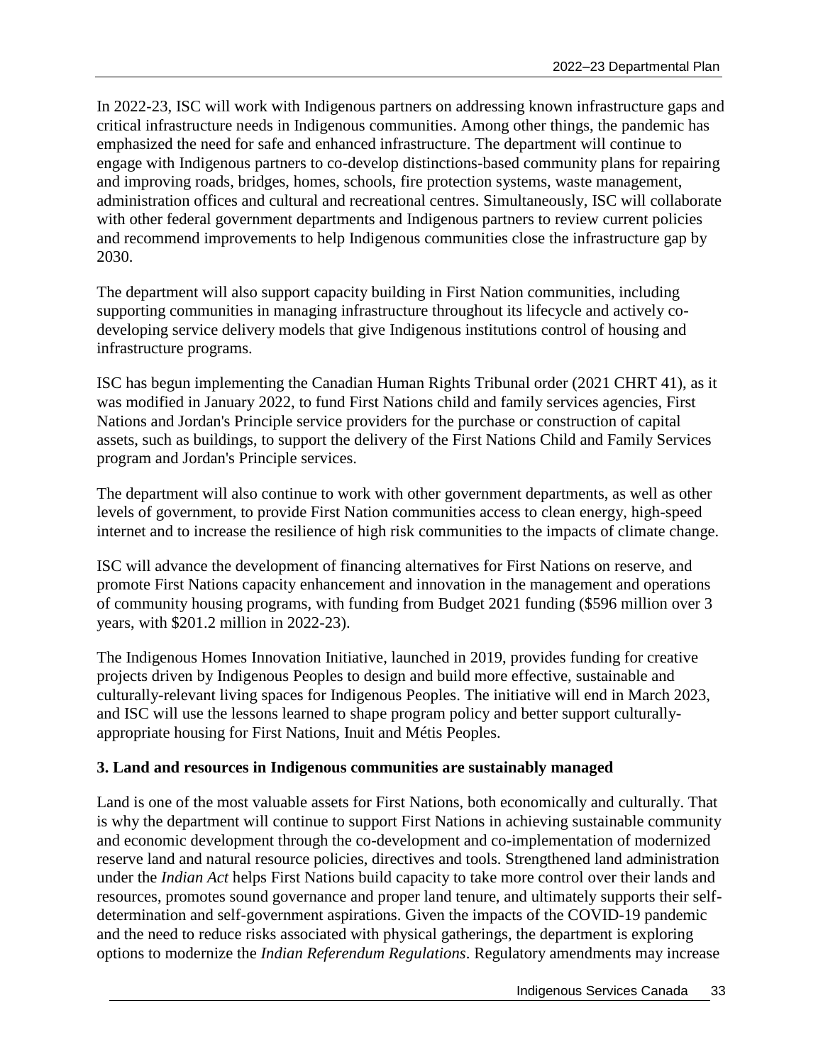In 2022-23, ISC will work with Indigenous partners on addressing known infrastructure gaps and critical infrastructure needs in Indigenous communities. Among other things, the pandemic has emphasized the need for safe and enhanced infrastructure. The department will continue to engage with Indigenous partners to co-develop distinctions-based community plans for repairing and improving roads, bridges, homes, schools, fire protection systems, waste management, administration offices and cultural and recreational centres. Simultaneously, ISC will collaborate with other federal government departments and Indigenous partners to review current policies and recommend improvements to help Indigenous communities close the infrastructure gap by 2030.

The department will also support capacity building in First Nation communities, including supporting communities in managing infrastructure throughout its lifecycle and actively co-developing service delivery models that give Indigenous institutions control of housing and infrastructure programs.

ISC has begun implementing the Canadian Human Rights Tribunal order (2021 CHRT 41), as it was modified in January 2022, to fund First Nations child and family services agencies, First Nations and Jordan's Principle service providers for the purchase or construction of capital assets, such as buildings, to support the delivery of the First Nations Child and Family Services program and Jordan's Principle services.

The department will also continue to work with other government departments, as well as other levels of government, to provide First Nation communities access to clean energy, high-speed internet and to increase the resilience of high risk communities to the impacts of climate change.

ISC will advance the development of financing alternatives for First Nations on reserve, and promote First Nations capacity enhancement and innovation in the management and operations of community housing programs, with funding from Budget 2021 funding ($596 million over 3 years, with $201.2 million in 2022-23).

The Indigenous Homes Innovation Initiative, launched in 2019, provides funding for creative projects driven by Indigenous Peoples to design and build more effective, sustainable and culturally-relevant living spaces for Indigenous Peoples. The initiative will end in March 2023, and ISC will use the lessons learned to shape program policy and better support culturally-appropriate housing for First Nations, Inuit and Métis Peoples.

### 3. Land and resources in Indigenous communities are sustainably managed

Land is one of the most valuable assets for First Nations, both economically and culturally. That is why the department will continue to support First Nations in achieving sustainable community and economic development through the co-development and co-implementation of modernized reserve land and natural resource policies, directives and tools. Strengthened land administration under the *Indian Act* helps First Nations build capacity to take more control over their lands and resources, promotes sound governance and proper land tenure, and ultimately supports their self-determination and self-government aspirations. Given the impacts of the COVID-19 pandemic and the need to reduce risks associated with physical gatherings, the department is exploring options to modernize the *Indian Referendum Regulations*. Regulatory amendments may increase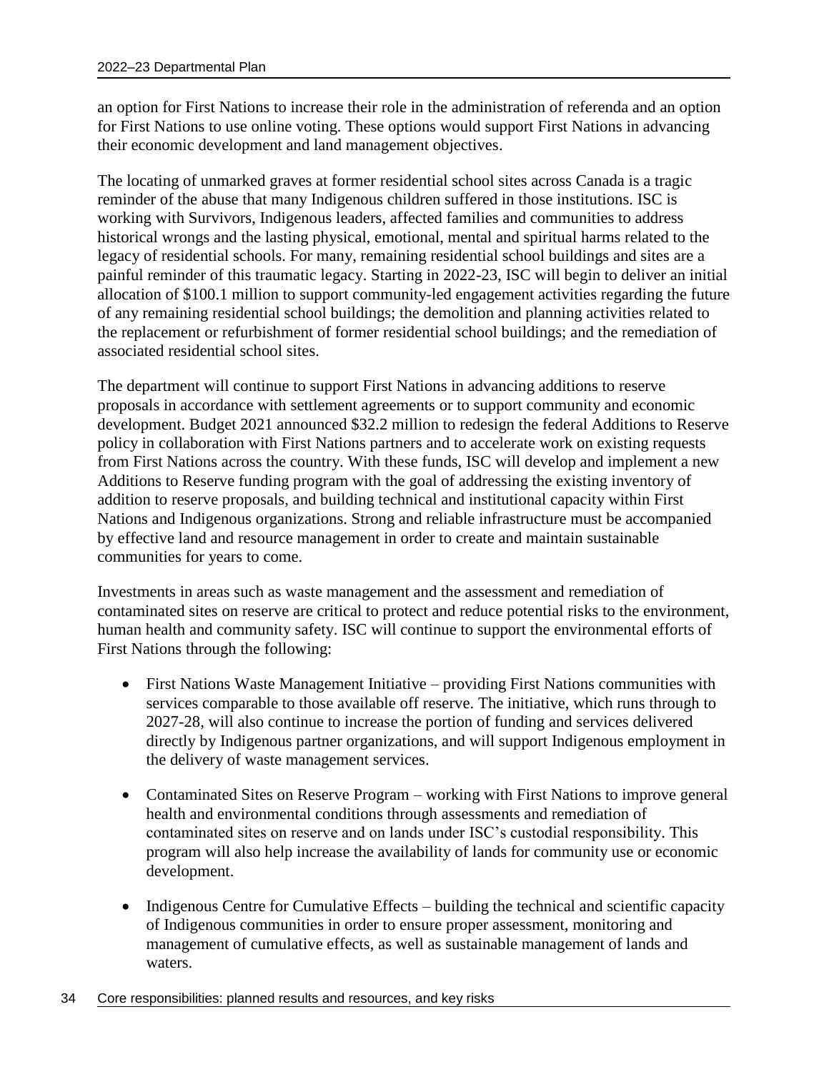an option for First Nations to increase their role in the administration of referenda and an option for First Nations to use online voting. These options would support First Nations in advancing their economic development and land management objectives.

The locating of unmarked graves at former residential school sites across Canada is a tragic reminder of the abuse that many Indigenous children suffered in those institutions. ISC is working with Survivors, Indigenous leaders, affected families and communities to address historical wrongs and the lasting physical, emotional, mental and spiritual harms related to the legacy of residential schools. For many, remaining residential school buildings and sites are a painful reminder of this traumatic legacy. Starting in 2022-23, ISC will begin to deliver an initial allocation of $100.1 million to support community-led engagement activities regarding the future of any remaining residential school buildings; the demolition and planning activities related to the replacement or refurbishment of former residential school buildings; and the remediation of associated residential school sites.

The department will continue to support First Nations in advancing additions to reserve proposals in accordance with settlement agreements or to support community and economic development. Budget 2021 announced $32.2 million to redesign the federal Additions to Reserve policy in collaboration with First Nations partners and to accelerate work on existing requests from First Nations across the country. With these funds, ISC will develop and implement a new Additions to Reserve funding program with the goal of addressing the existing inventory of addition to reserve proposals, and building technical and institutional capacity within First Nations and Indigenous organizations. Strong and reliable infrastructure must be accompanied by effective land and resource management in order to create and maintain sustainable communities for years to come.

Investments in areas such as waste management and the assessment and remediation of contaminated sites on reserve are critical to protect and reduce potential risks to the environment, human health and community safety. ISC will continue to support the environmental efforts of First Nations through the following:

- First Nations Waste Management Initiative – providing First Nations communities with services comparable to those available off reserve. The initiative, which runs through to 2027-28, will also continue to increase the portion of funding and services delivered directly by Indigenous partner organizations, and will support Indigenous employment in the delivery of waste management services.

- Contaminated Sites on Reserve Program – working with First Nations to improve general health and environmental conditions through assessments and remediation of contaminated sites on reserve and on lands under ISC's custodial responsibility. This program will also help increase the availability of lands for community use or economic development.

- Indigenous Centre for Cumulative Effects – building the technical and scientific capacity of Indigenous communities in order to ensure proper assessment, monitoring and management of cumulative effects, as well as sustainable management of lands and waters.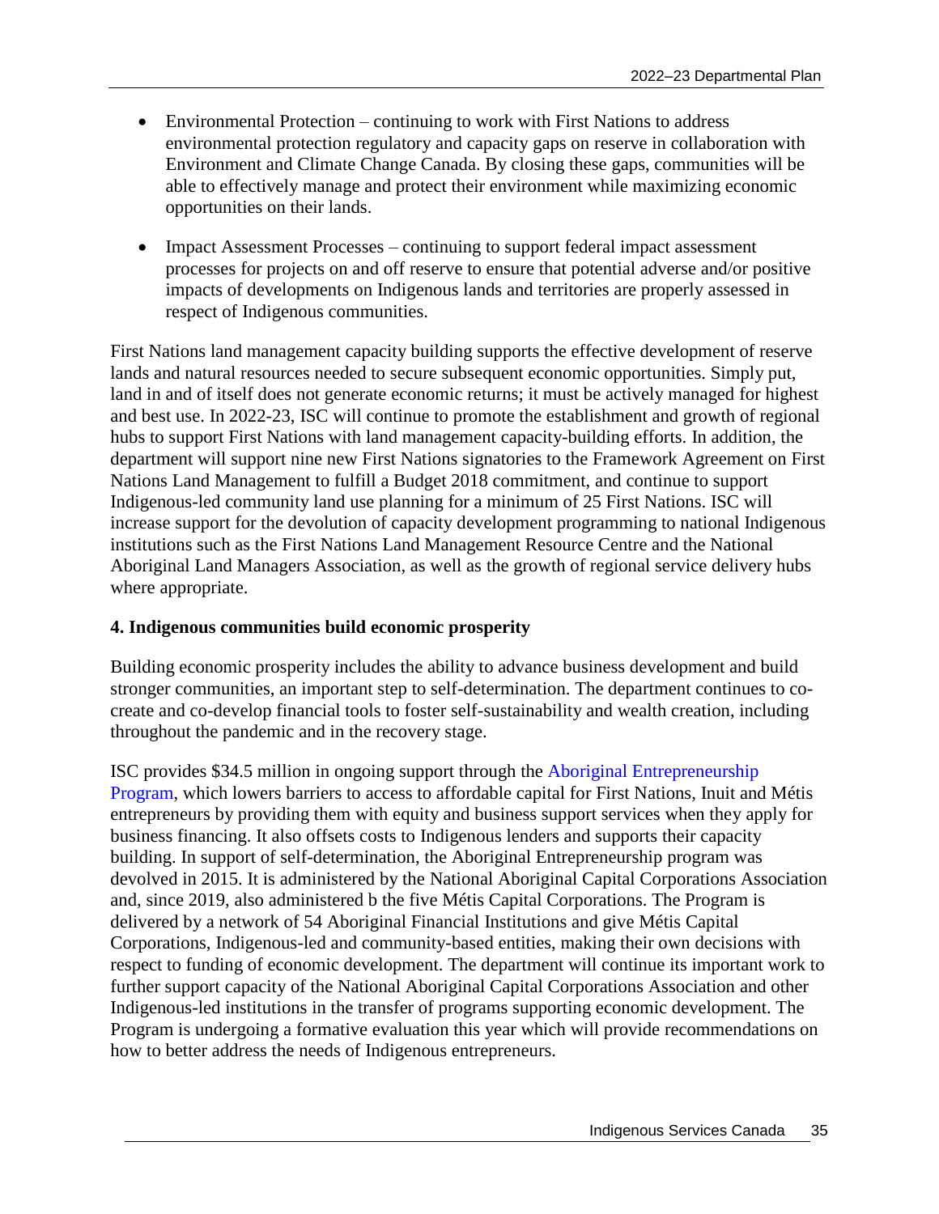- Environmental Protection – continuing to work with First Nations to address environmental protection regulatory and capacity gaps on reserve in collaboration with Environment and Climate Change Canada. By closing these gaps, communities will be able to effectively manage and protect their environment while maximizing economic opportunities on their lands.
- Impact Assessment Processes – continuing to support federal impact assessment processes for projects on and off reserve to ensure that potential adverse and/or positive impacts of developments on Indigenous lands and territories are properly assessed in respect of Indigenous communities.

First Nations land management capacity building supports the effective development of reserve lands and natural resources needed to secure subsequent economic opportunities. Simply put, land in and of itself does not generate economic returns; it must be actively managed for highest and best use. In 2022-23, ISC will continue to promote the establishment and growth of regional hubs to support First Nations with land management capacity-building efforts. In addition, the department will support nine new First Nations signatories to the Framework Agreement on First Nations Land Management to fulfill a Budget 2018 commitment, and continue to support Indigenous-led community land use planning for a minimum of 25 First Nations. ISC will increase support for the devolution of capacity development programming to national Indigenous institutions such as the First Nations Land Management Resource Centre and the National Aboriginal Land Managers Association, as well as the growth of regional service delivery hubs where appropriate.

**4. Indigenous communities build economic prosperity**

Building economic prosperity includes the ability to advance business development and build stronger communities, an important step to self-determination. The department continues to co-create and co-develop financial tools to foster self-sustainability and wealth creation, including throughout the pandemic and in the recovery stage.

ISC provides $34.5 million in ongoing support through the Aboriginal Entrepreneurship Program, which lowers barriers to access to affordable capital for First Nations, Inuit and Métis entrepreneurs by providing them with equity and business support services when they apply for business financing. It also offsets costs to Indigenous lenders and supports their capacity building. In support of self-determination, the Aboriginal Entrepreneurship program was devolved in 2015. It is administered by the National Aboriginal Capital Corporations Association and, since 2019, also administered b the five Métis Capital Corporations. The Program is delivered by a network of 54 Aboriginal Financial Institutions and give Métis Capital Corporations, Indigenous-led and community-based entities, making their own decisions with respect to funding of economic development. The department will continue its important work to further support capacity of the National Aboriginal Capital Corporations Association and other Indigenous-led institutions in the transfer of programs supporting economic development. The Program is undergoing a formative evaluation this year which will provide recommendations on how to better address the needs of Indigenous entrepreneurs.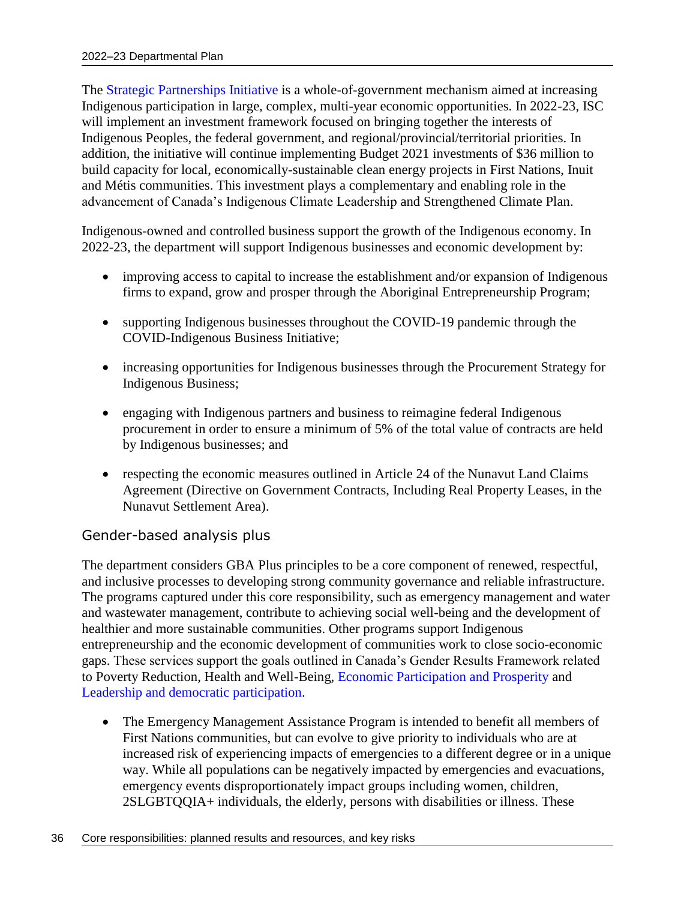The Strategic Partnerships Initiative is a whole-of-government mechanism aimed at increasing Indigenous participation in large, complex, multi-year economic opportunities. In 2022-23, ISC will implement an investment framework focused on bringing together the interests of Indigenous Peoples, the federal government, and regional/provincial/territorial priorities. In addition, the initiative will continue implementing Budget 2021 investments of $36 million to build capacity for local, economically-sustainable clean energy projects in First Nations, Inuit and Métis communities. This investment plays a complementary and enabling role in the advancement of Canada's Indigenous Climate Leadership and Strengthened Climate Plan.

Indigenous-owned and controlled business support the growth of the Indigenous economy. In 2022-23, the department will support Indigenous businesses and economic development by:

- improving access to capital to increase the establishment and/or expansion of Indigenous firms to expand, grow and prosper through the Aboriginal Entrepreneurship Program;
- supporting Indigenous businesses throughout the COVID-19 pandemic through the COVID-Indigenous Business Initiative;
- increasing opportunities for Indigenous businesses through the Procurement Strategy for Indigenous Business;
- engaging with Indigenous partners and business to reimagine federal Indigenous procurement in order to ensure a minimum of 5% of the total value of contracts are held by Indigenous businesses; and
- respecting the economic measures outlined in Article 24 of the Nunavut Land Claims Agreement (Directive on Government Contracts, Including Real Property Leases, in the Nunavut Settlement Area).

## Gender-based analysis plus

The department considers GBA Plus principles to be a core component of renewed, respectful, and inclusive processes to developing strong community governance and reliable infrastructure. The programs captured under this core responsibility, such as emergency management and water and wastewater management, contribute to achieving social well-being and the development of healthier and more sustainable communities. Other programs support Indigenous entrepreneurship and the economic development of communities work to close socio-economic gaps. These services support the goals outlined in Canada's Gender Results Framework related to Poverty Reduction, Health and Well-Being, Economic Participation and Prosperity and Leadership and democratic participation.

- The Emergency Management Assistance Program is intended to benefit all members of First Nations communities, but can evolve to give priority to individuals who are at increased risk of experiencing impacts of emergencies to a different degree or in a unique way. While all populations can be negatively impacted by emergencies and evacuations, emergency events disproportionately impact groups including women, children, 2SLGBTQQIA+ individuals, the elderly, persons with disabilities or illness. These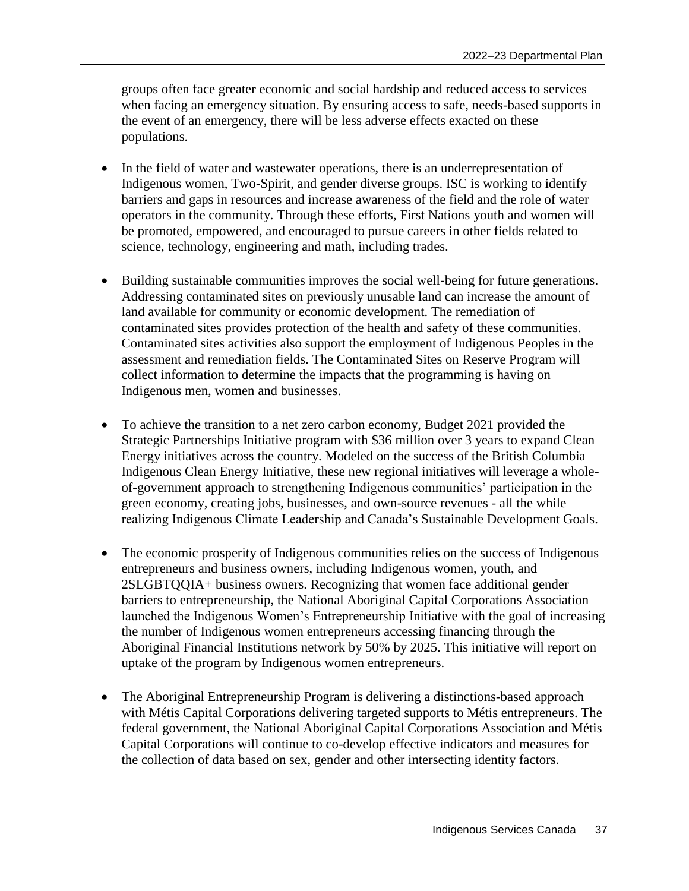groups often face greater economic and social hardship and reduced access to services when facing an emergency situation. By ensuring access to safe, needs-based supports in the event of an emergency, there will be less adverse effects exacted on these populations.

- In the field of water and wastewater operations, there is an underrepresentation of Indigenous women, Two-Spirit, and gender diverse groups. ISC is working to identify barriers and gaps in resources and increase awareness of the field and the role of water operators in the community. Through these efforts, First Nations youth and women will be promoted, empowered, and encouraged to pursue careers in other fields related to science, technology, engineering and math, including trades.

- Building sustainable communities improves the social well-being for future generations. Addressing contaminated sites on previously unusable land can increase the amount of land available for community or economic development. The remediation of contaminated sites provides protection of the health and safety of these communities. Contaminated sites activities also support the employment of Indigenous Peoples in the assessment and remediation fields. The Contaminated Sites on Reserve Program will collect information to determine the impacts that the programming is having on Indigenous men, women and businesses.

- To achieve the transition to a net zero carbon economy, Budget 2021 provided the Strategic Partnerships Initiative program with $36 million over 3 years to expand Clean Energy initiatives across the country. Modeled on the success of the British Columbia Indigenous Clean Energy Initiative, these new regional initiatives will leverage a whole-of-government approach to strengthening Indigenous communities' participation in the green economy, creating jobs, businesses, and own-source revenues - all the while realizing Indigenous Climate Leadership and Canada's Sustainable Development Goals.

- The economic prosperity of Indigenous communities relies on the success of Indigenous entrepreneurs and business owners, including Indigenous women, youth, and 2SLGBTQQIA+ business owners. Recognizing that women face additional gender barriers to entrepreneurship, the National Aboriginal Capital Corporations Association launched the Indigenous Women's Entrepreneurship Initiative with the goal of increasing the number of Indigenous women entrepreneurs accessing financing through the Aboriginal Financial Institutions network by 50% by 2025. This initiative will report on uptake of the program by Indigenous women entrepreneurs.

- The Aboriginal Entrepreneurship Program is delivering a distinctions-based approach with Métis Capital Corporations delivering targeted supports to Métis entrepreneurs. The federal government, the National Aboriginal Capital Corporations Association and Métis Capital Corporations will continue to co-develop effective indicators and measures for the collection of data based on sex, gender and other intersecting identity factors.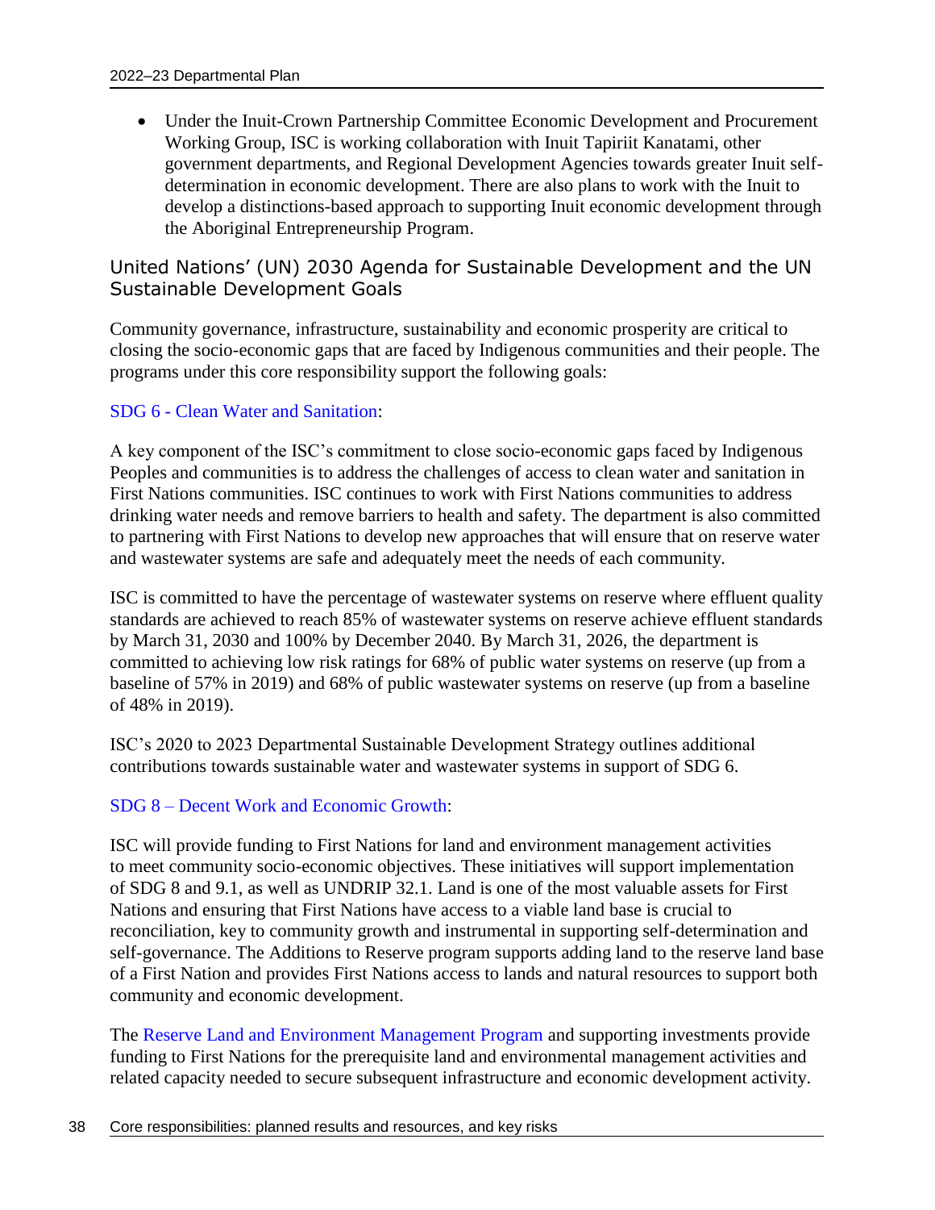- Under the Inuit-Crown Partnership Committee Economic Development and Procurement Working Group, ISC is working collaboration with Inuit Tapiriit Kanatami, other government departments, and Regional Development Agencies towards greater Inuit self-determination in economic development. There are also plans to work with the Inuit to develop a distinctions-based approach to supporting Inuit economic development through the Aboriginal Entrepreneurship Program.

### United Nations' (UN) 2030 Agenda for Sustainable Development and the UN Sustainable Development Goals

Community governance, infrastructure, sustainability and economic prosperity are critical to closing the socio-economic gaps that are faced by Indigenous communities and their people. The programs under this core responsibility support the following goals:

SDG 6 - Clean Water and Sanitation:

A key component of the ISC's commitment to close socio-economic gaps faced by Indigenous Peoples and communities is to address the challenges of access to clean water and sanitation in First Nations communities. ISC continues to work with First Nations communities to address drinking water needs and remove barriers to health and safety. The department is also committed to partnering with First Nations to develop new approaches that will ensure that on reserve water and wastewater systems are safe and adequately meet the needs of each community.

ISC is committed to have the percentage of wastewater systems on reserve where effluent quality standards are achieved to reach 85% of wastewater systems on reserve achieve effluent standards by March 31, 2030 and 100% by December 2040. By March 31, 2026, the department is committed to achieving low risk ratings for 68% of public water systems on reserve (up from a baseline of 57% in 2019) and 68% of public wastewater systems on reserve (up from a baseline of 48% in 2019).

ISC's 2020 to 2023 Departmental Sustainable Development Strategy outlines additional contributions towards sustainable water and wastewater systems in support of SDG 6.

SDG 8 – Decent Work and Economic Growth:

ISC will provide funding to First Nations for land and environment management activities to meet community socio-economic objectives. These initiatives will support implementation of SDG 8 and 9.1, as well as UNDRIP 32.1. Land is one of the most valuable assets for First Nations and ensuring that First Nations have access to a viable land base is crucial to reconciliation, key to community growth and instrumental in supporting self-determination and self-governance. The Additions to Reserve program supports adding land to the reserve land base of a First Nation and provides First Nations access to lands and natural resources to support both community and economic development.

The Reserve Land and Environment Management Program and supporting investments provide funding to First Nations for the prerequisite land and environmental management activities and related capacity needed to secure subsequent infrastructure and economic development activity.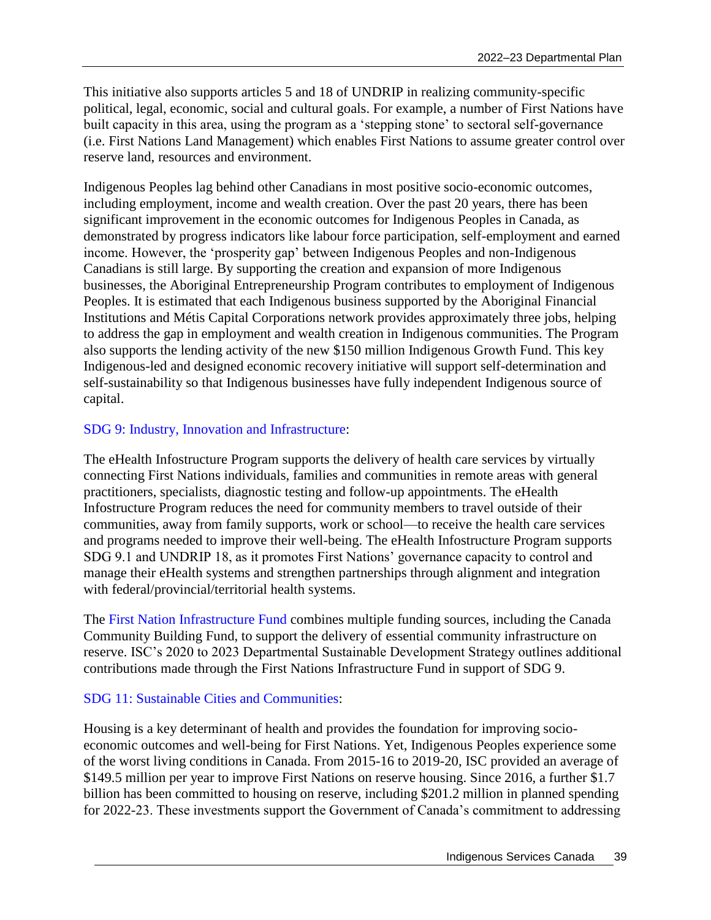This initiative also supports articles 5 and 18 of UNDRIP in realizing community-specific political, legal, economic, social and cultural goals. For example, a number of First Nations have built capacity in this area, using the program as a 'stepping stone' to sectoral self-governance (i.e. First Nations Land Management) which enables First Nations to assume greater control over reserve land, resources and environment.

Indigenous Peoples lag behind other Canadians in most positive socio-economic outcomes, including employment, income and wealth creation. Over the past 20 years, there has been significant improvement in the economic outcomes for Indigenous Peoples in Canada, as demonstrated by progress indicators like labour force participation, self-employment and earned income. However, the 'prosperity gap' between Indigenous Peoples and non-Indigenous Canadians is still large. By supporting the creation and expansion of more Indigenous businesses, the Aboriginal Entrepreneurship Program contributes to employment of Indigenous Peoples. It is estimated that each Indigenous business supported by the Aboriginal Financial Institutions and Métis Capital Corporations network provides approximately three jobs, helping to address the gap in employment and wealth creation in Indigenous communities. The Program also supports the lending activity of the new $150 million Indigenous Growth Fund. This key Indigenous-led and designed economic recovery initiative will support self-determination and self-sustainability so that Indigenous businesses have fully independent Indigenous source of capital.

SDG 9: Industry, Innovation and Infrastructure:

The eHealth Infostructure Program supports the delivery of health care services by virtually connecting First Nations individuals, families and communities in remote areas with general practitioners, specialists, diagnostic testing and follow-up appointments. The eHealth Infostructure Program reduces the need for community members to travel outside of their communities, away from family supports, work or school—to receive the health care services and programs needed to improve their well-being. The eHealth Infostructure Program supports SDG 9.1 and UNDRIP 18, as it promotes First Nations' governance capacity to control and manage their eHealth systems and strengthen partnerships through alignment and integration with federal/provincial/territorial health systems.

The First Nation Infrastructure Fund combines multiple funding sources, including the Canada Community Building Fund, to support the delivery of essential community infrastructure on reserve. ISC's 2020 to 2023 Departmental Sustainable Development Strategy outlines additional contributions made through the First Nations Infrastructure Fund in support of SDG 9.

SDG 11: Sustainable Cities and Communities:

Housing is a key determinant of health and provides the foundation for improving socio-economic outcomes and well-being for First Nations. Yet, Indigenous Peoples experience some of the worst living conditions in Canada. From 2015-16 to 2019-20, ISC provided an average of $149.5 million per year to improve First Nations on reserve housing. Since 2016, a further $1.7 billion has been committed to housing on reserve, including $201.2 million in planned spending for 2022-23. These investments support the Government of Canada's commitment to addressing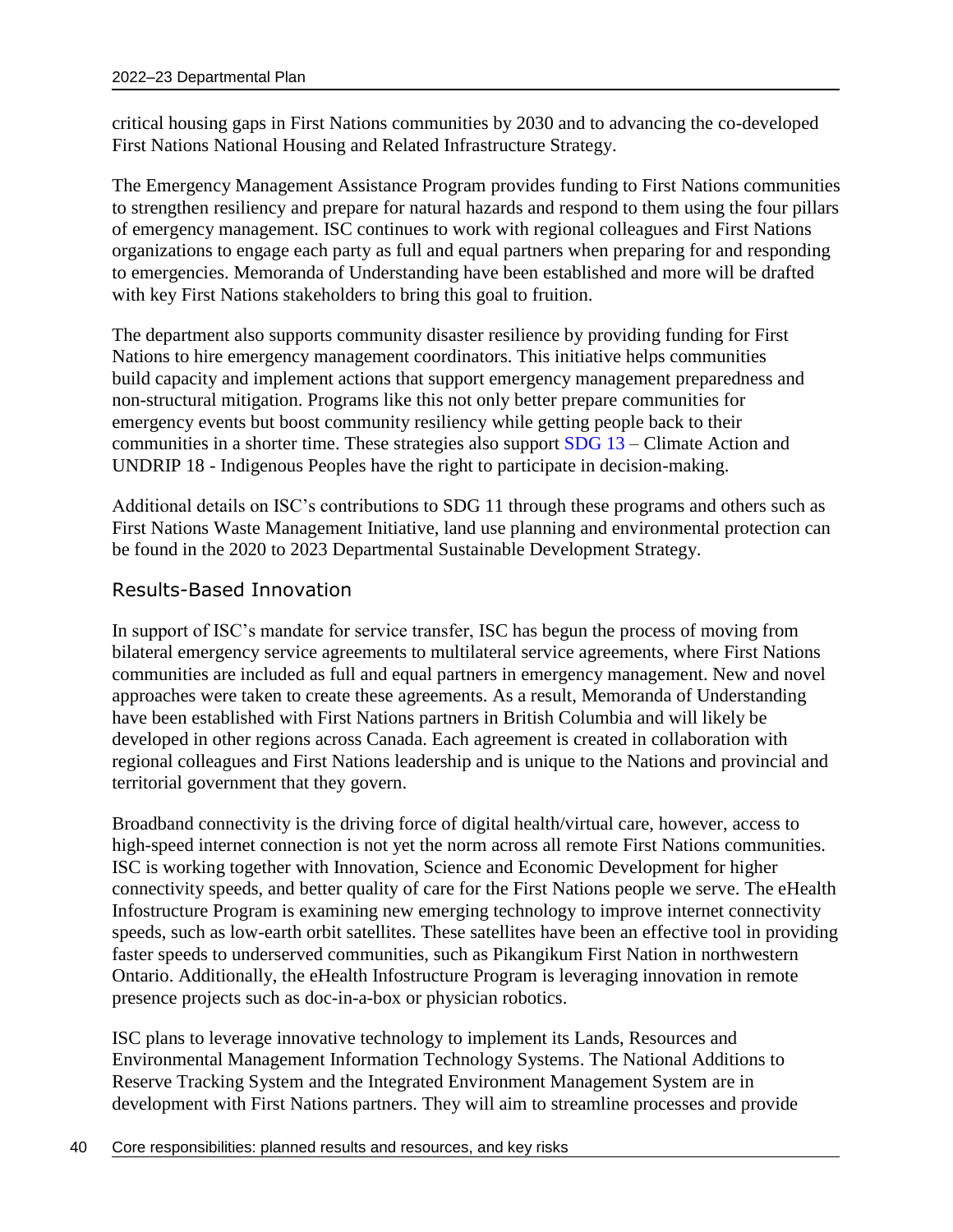critical housing gaps in First Nations communities by 2030 and to advancing the co-developed First Nations National Housing and Related Infrastructure Strategy.

The Emergency Management Assistance Program provides funding to First Nations communities to strengthen resiliency and prepare for natural hazards and respond to them using the four pillars of emergency management. ISC continues to work with regional colleagues and First Nations organizations to engage each party as full and equal partners when preparing for and responding to emergencies. Memoranda of Understanding have been established and more will be drafted with key First Nations stakeholders to bring this goal to fruition.

The department also supports community disaster resilience by providing funding for First Nations to hire emergency management coordinators. This initiative helps communities build capacity and implement actions that support emergency management preparedness and non-structural mitigation. Programs like this not only better prepare communities for emergency events but boost community resiliency while getting people back to their communities in a shorter time. These strategies also support SDG 13 – Climate Action and UNDRIP 18 - Indigenous Peoples have the right to participate in decision-making.

Additional details on ISC's contributions to SDG 11 through these programs and others such as First Nations Waste Management Initiative, land use planning and environmental protection can be found in the 2020 to 2023 Departmental Sustainable Development Strategy.

## Results-Based Innovation

In support of ISC's mandate for service transfer, ISC has begun the process of moving from bilateral emergency service agreements to multilateral service agreements, where First Nations communities are included as full and equal partners in emergency management. New and novel approaches were taken to create these agreements. As a result, Memoranda of Understanding have been established with First Nations partners in British Columbia and will likely be developed in other regions across Canada. Each agreement is created in collaboration with regional colleagues and First Nations leadership and is unique to the Nations and provincial and territorial government that they govern.

Broadband connectivity is the driving force of digital health/virtual care, however, access to high-speed internet connection is not yet the norm across all remote First Nations communities. ISC is working together with Innovation, Science and Economic Development for higher connectivity speeds, and better quality of care for the First Nations people we serve. The eHealth Infostructure Program is examining new emerging technology to improve internet connectivity speeds, such as low-earth orbit satellites. These satellites have been an effective tool in providing faster speeds to underserved communities, such as Pikangikum First Nation in northwestern Ontario. Additionally, the eHealth Infostructure Program is leveraging innovation in remote presence projects such as doc-in-a-box or physician robotics.

ISC plans to leverage innovative technology to implement its Lands, Resources and Environmental Management Information Technology Systems. The National Additions to Reserve Tracking System and the Integrated Environment Management System are in development with First Nations partners. They will aim to streamline processes and provide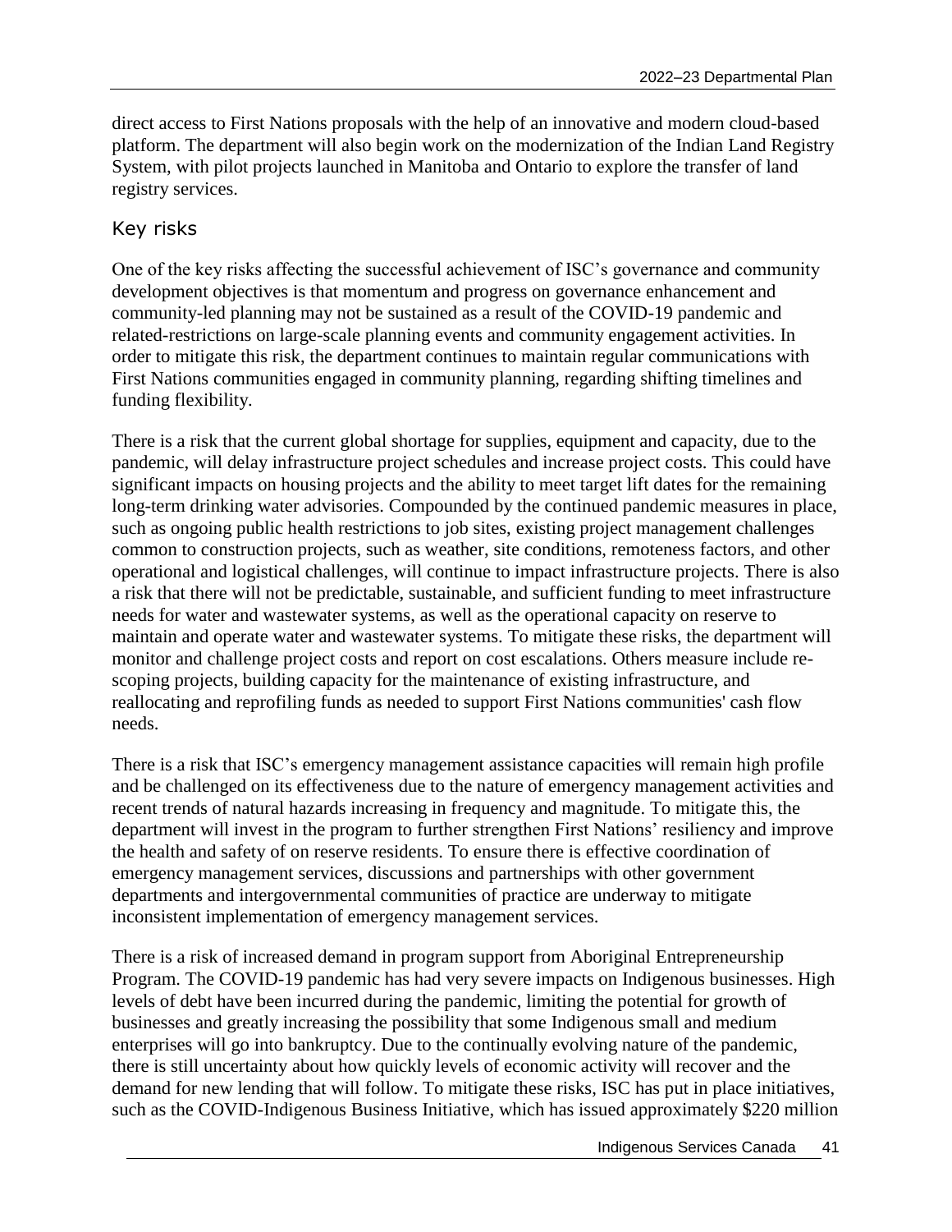direct access to First Nations proposals with the help of an innovative and modern cloud-based platform. The department will also begin work on the modernization of the Indian Land Registry System, with pilot projects launched in Manitoba and Ontario to explore the transfer of land registry services.

### Key risks

One of the key risks affecting the successful achievement of ISC's governance and community development objectives is that momentum and progress on governance enhancement and community-led planning may not be sustained as a result of the COVID-19 pandemic and related-restrictions on large-scale planning events and community engagement activities. In order to mitigate this risk, the department continues to maintain regular communications with First Nations communities engaged in community planning, regarding shifting timelines and funding flexibility.

There is a risk that the current global shortage for supplies, equipment and capacity, due to the pandemic, will delay infrastructure project schedules and increase project costs. This could have significant impacts on housing projects and the ability to meet target lift dates for the remaining long-term drinking water advisories. Compounded by the continued pandemic measures in place, such as ongoing public health restrictions to job sites, existing project management challenges common to construction projects, such as weather, site conditions, remoteness factors, and other operational and logistical challenges, will continue to impact infrastructure projects. There is also a risk that there will not be predictable, sustainable, and sufficient funding to meet infrastructure needs for water and wastewater systems, as well as the operational capacity on reserve to maintain and operate water and wastewater systems. To mitigate these risks, the department will monitor and challenge project costs and report on cost escalations. Others measure include re-scoping projects, building capacity for the maintenance of existing infrastructure, and reallocating and reprofiling funds as needed to support First Nations communities' cash flow needs.

There is a risk that ISC's emergency management assistance capacities will remain high profile and be challenged on its effectiveness due to the nature of emergency management activities and recent trends of natural hazards increasing in frequency and magnitude. To mitigate this, the department will invest in the program to further strengthen First Nations' resiliency and improve the health and safety of on reserve residents. To ensure there is effective coordination of emergency management services, discussions and partnerships with other government departments and intergovernmental communities of practice are underway to mitigate inconsistent implementation of emergency management services.

There is a risk of increased demand in program support from Aboriginal Entrepreneurship Program. The COVID-19 pandemic has had very severe impacts on Indigenous businesses. High levels of debt have been incurred during the pandemic, limiting the potential for growth of businesses and greatly increasing the possibility that some Indigenous small and medium enterprises will go into bankruptcy. Due to the continually evolving nature of the pandemic, there is still uncertainty about how quickly levels of economic activity will recover and the demand for new lending that will follow. To mitigate these risks, ISC has put in place initiatives, such as the COVID-Indigenous Business Initiative, which has issued approximately $220 million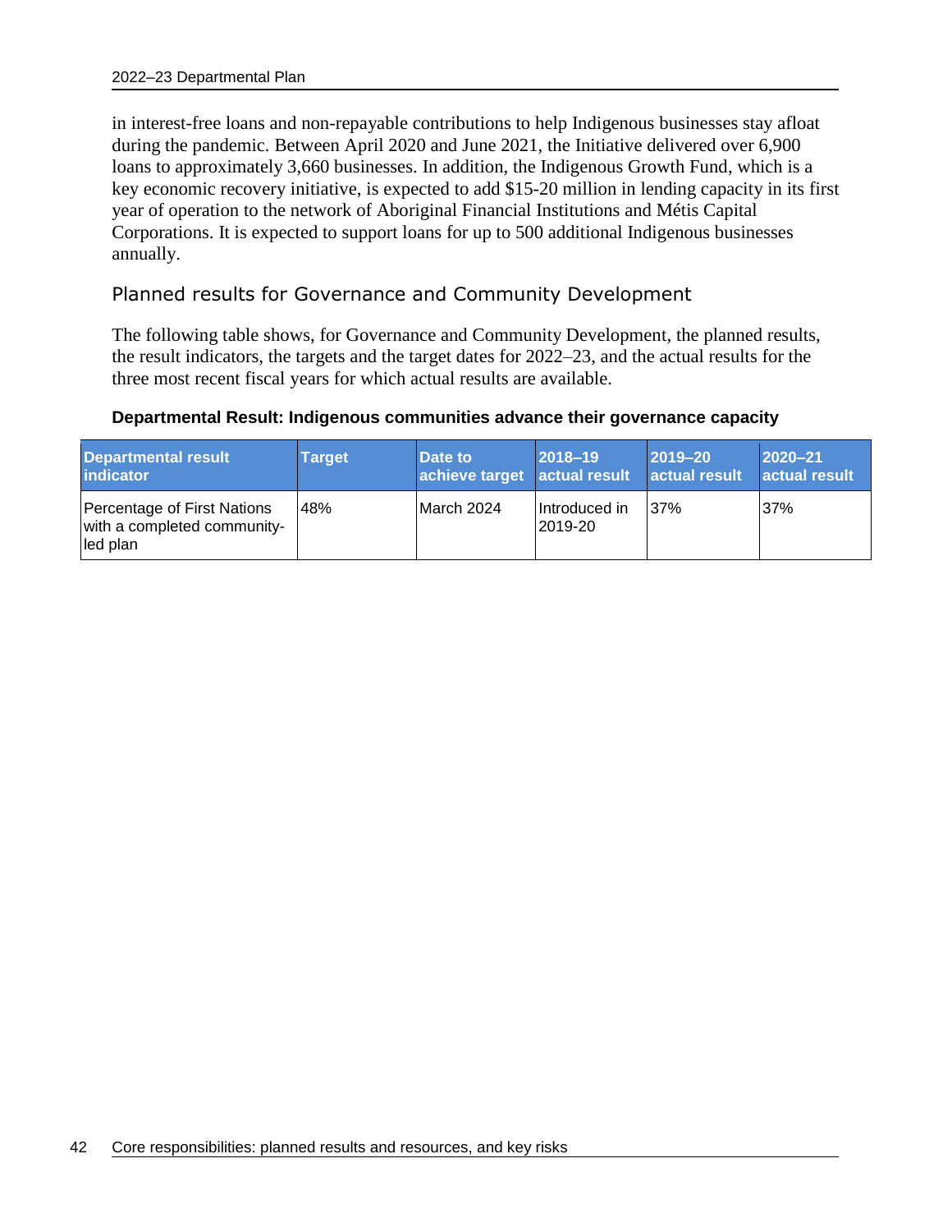in interest-free loans and non-repayable contributions to help Indigenous businesses stay afloat during the pandemic. Between April 2020 and June 2021, the Initiative delivered over 6,900 loans to approximately 3,660 businesses. In addition, the Indigenous Growth Fund, which is a key economic recovery initiative, is expected to add $15-20 million in lending capacity in its first year of operation to the network of Aboriginal Financial Institutions and Métis Capital Corporations. It is expected to support loans for up to 500 additional Indigenous businesses annually.

## Planned results for Governance and Community Development

The following table shows, for Governance and Community Development, the planned results, the result indicators, the targets and the target dates for 2022–23, and the actual results for the three most recent fiscal years for which actual results are available.

**Departmental Result: Indigenous communities advance their governance capacity**

| Departmental result indicator | Target | Date to achieve target | 2018–19 actual result | 2019–20 actual result | 2020–21 actual result |
|---|---|---|---|---|---|
| Percentage of First Nations with a completed community-led plan | 48% | March 2024 | Introduced in 2019-20 | 37% | 37% |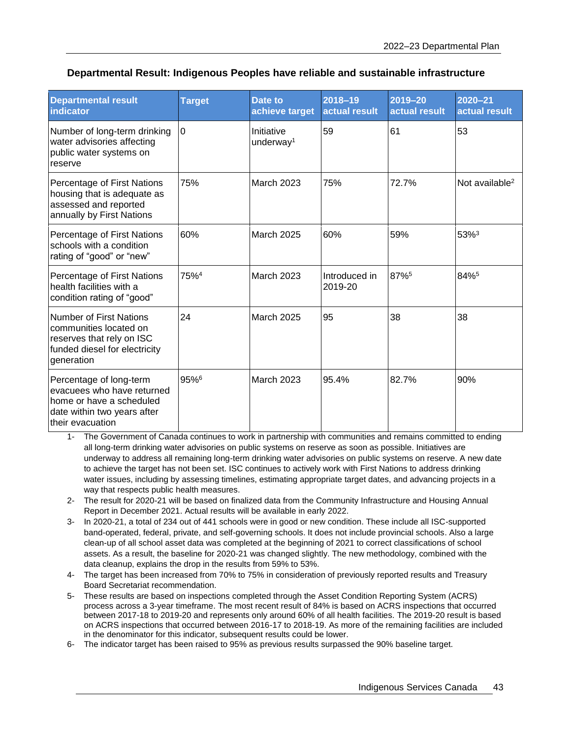### Departmental Result: Indigenous Peoples have reliable and sustainable infrastructure

| Departmental result indicator | Target | Date to achieve target | 2018–19 actual result | 2019–20 actual result | 2020–21 actual result |
|---|---|---|---|---|---|
| Number of long-term drinking water advisories affecting public water systems on reserve | 0 | Initiative underway[1] | 59 | 61 | 53 |
| Percentage of First Nations housing that is adequate as assessed and reported annually by First Nations | 75% | March 2023 | 75% | 72.7% | Not available[2] |
| Percentage of First Nations schools with a condition rating of "good" or "new" | 60% | March 2025 | 60% | 59% | 53%[3] |
| Percentage of First Nations health facilities with a condition rating of "good" | 75%[4] | March 2023 | Introduced in 2019-20 | 87%[5] | 84%[5] |
| Number of First Nations communities located on reserves that rely on ISC funded diesel for electricity generation | 24 | March 2025 | 95 | 38 | 38 |
| Percentage of long-term evacuees who have returned home or have a scheduled date within two years after their evacuation | 95%[6] | March 2023 | 95.4% | 82.7% | 90% |

1- The Government of Canada continues to work in partnership with communities and remains committed to ending all long-term drinking water advisories on public systems on reserve as soon as possible. Initiatives are underway to address all remaining long-term drinking water advisories on public systems on reserve. A new date to achieve the target has not been set. ISC continues to actively work with First Nations to address drinking water issues, including by assessing timelines, estimating appropriate target dates, and advancing projects in a way that respects public health measures.

2- The result for 2020-21 will be based on finalized data from the Community Infrastructure and Housing Annual Report in December 2021. Actual results will be available in early 2022.

3- In 2020-21, a total of 234 out of 441 schools were in good or new condition. These include all ISC-supported band-operated, federal, private, and self-governing schools. It does not include provincial schools. Also a large clean-up of all school asset data was completed at the beginning of 2021 to correct classifications of school assets. As a result, the baseline for 2020-21 was changed slightly. The new methodology, combined with the data cleanup, explains the drop in the results from 59% to 53%.

4- The target has been increased from 70% to 75% in consideration of previously reported results and Treasury Board Secretariat recommendation.

5- These results are based on inspections completed through the Asset Condition Reporting System (ACRS) process across a 3-year timeframe. The most recent result of 84% is based on ACRS inspections that occurred between 2017-18 to 2019-20 and represents only around 60% of all health facilities. The 2019-20 result is based on ACRS inspections that occurred between 2016-17 to 2018-19. As more of the remaining facilities are included in the denominator for this indicator, subsequent results could be lower.

6- The indicator target has been raised to 95% as previous results surpassed the 90% baseline target.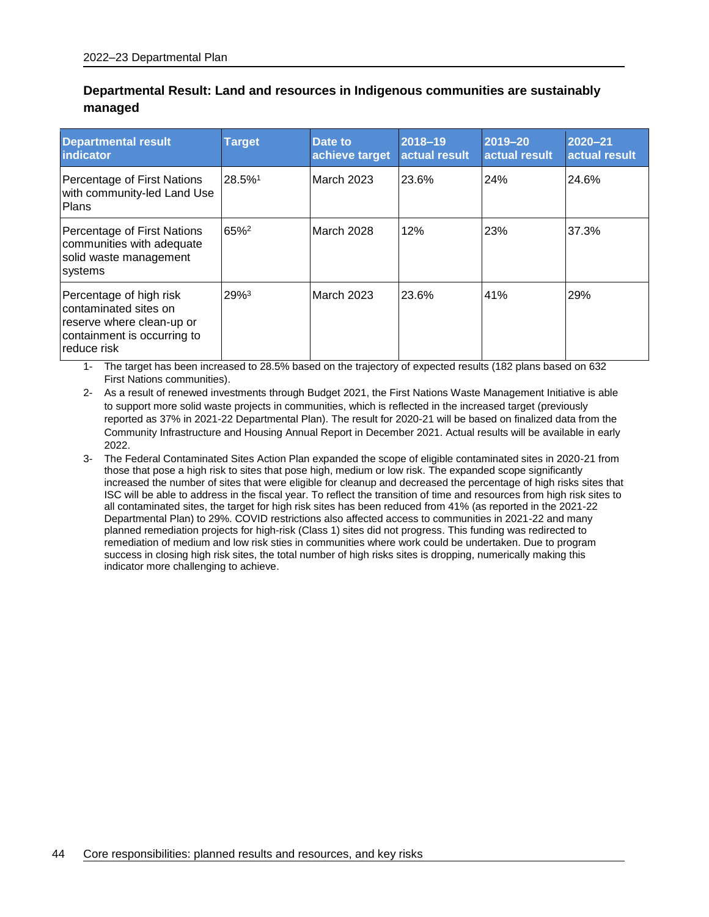### Departmental Result: Land and resources in Indigenous communities are sustainably managed

| Departmental result indicator | Target | Date to achieve target | 2018–19 actual result | 2019–20 actual result | 2020–21 actual result |
|---|---|---|---|---|---|
| Percentage of First Nations with community-led Land Use Plans | 28.5%[1] | March 2023 | 23.6% | 24% | 24.6% |
| Percentage of First Nations communities with adequate solid waste management systems | 65%[2] | March 2028 | 12% | 23% | 37.3% |
| Percentage of high risk contaminated sites on reserve where clean-up or containment is occurring to reduce risk | 29%[3] | March 2023 | 23.6% | 41% | 29% |

1- The target has been increased to 28.5% based on the trajectory of expected results (182 plans based on 632 First Nations communities).

2- As a result of renewed investments through Budget 2021, the First Nations Waste Management Initiative is able to support more solid waste projects in communities, which is reflected in the increased target (previously reported as 37% in 2021-22 Departmental Plan). The result for 2020-21 will be based on finalized data from the Community Infrastructure and Housing Annual Report in December 2021. Actual results will be available in early 2022.

3- The Federal Contaminated Sites Action Plan expanded the scope of eligible contaminated sites in 2020-21 from those that pose a high risk to sites that pose high, medium or low risk. The expanded scope significantly increased the number of sites that were eligible for cleanup and decreased the percentage of high risks sites that ISC will be able to address in the fiscal year. To reflect the transition of time and resources from high risk sites to all contaminated sites, the target for high risk sites has been reduced from 41% (as reported in the 2021-22 Departmental Plan) to 29%. COVID restrictions also affected access to communities in 2021-22 and many planned remediation projects for high-risk (Class 1) sites did not progress. This funding was redirected to remediation of medium and low risk sties in communities where work could be undertaken. Due to program success in closing high risk sites, the total number of high risks sites is dropping, numerically making this indicator more challenging to achieve.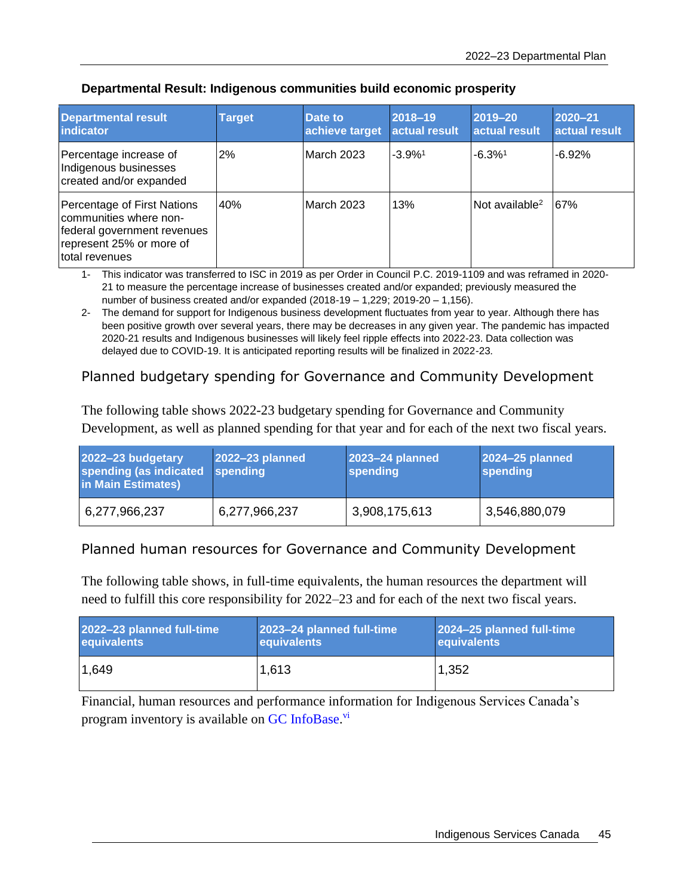**Departmental Result: Indigenous communities build economic prosperity**

| Departmental result indicator | Target | Date to achieve target | 2018–19 actual result | 2019–20 actual result | 2020–21 actual result |
|---|---|---|---|---|---|
| Percentage increase of Indigenous businesses created and/or expanded | 2% | March 2023 | -3.9%[1] | -6.3%[1] | -6.92% |
| Percentage of First Nations communities where non-federal government revenues represent 25% or more of total revenues | 40% | March 2023 | 13% | Not available[2] | 67% |

1- This indicator was transferred to ISC in 2019 as per Order in Council P.C. 2019-1109 and was reframed in 2020-21 to measure the percentage increase of businesses created and/or expanded; previously measured the number of business created and/or expanded (2018-19 – 1,229; 2019-20 – 1,156).

2- The demand for support for Indigenous business development fluctuates from year to year. Although there has been positive growth over several years, there may be decreases in any given year. The pandemic has impacted 2020-21 results and Indigenous businesses will likely feel ripple effects into 2022-23. Data collection was delayed due to COVID-19. It is anticipated reporting results will be finalized in 2022-23.

## Planned budgetary spending for Governance and Community Development

The following table shows 2022-23 budgetary spending for Governance and Community Development, as well as planned spending for that year and for each of the next two fiscal years.

| 2022–23 budgetary spending (as indicated in Main Estimates) | 2022–23 planned spending | 2023–24 planned spending | 2024–25 planned spending |
|---|---|---|---|
| 6,277,966,237 | 6,277,966,237 | 3,908,175,613 | 3,546,880,079 |

## Planned human resources for Governance and Community Development

The following table shows, in full-time equivalents, the human resources the department will need to fulfill this core responsibility for 2022–23 and for each of the next two fiscal years.

| 2022–23 planned full-time equivalents | 2023–24 planned full-time equivalents | 2024–25 planned full-time equivalents |
|---|---|---|
| 1,649 | 1,613 | 1,352 |

Financial, human resources and performance information for Indigenous Services Canada's program inventory is available on GC InfoBase.[vi]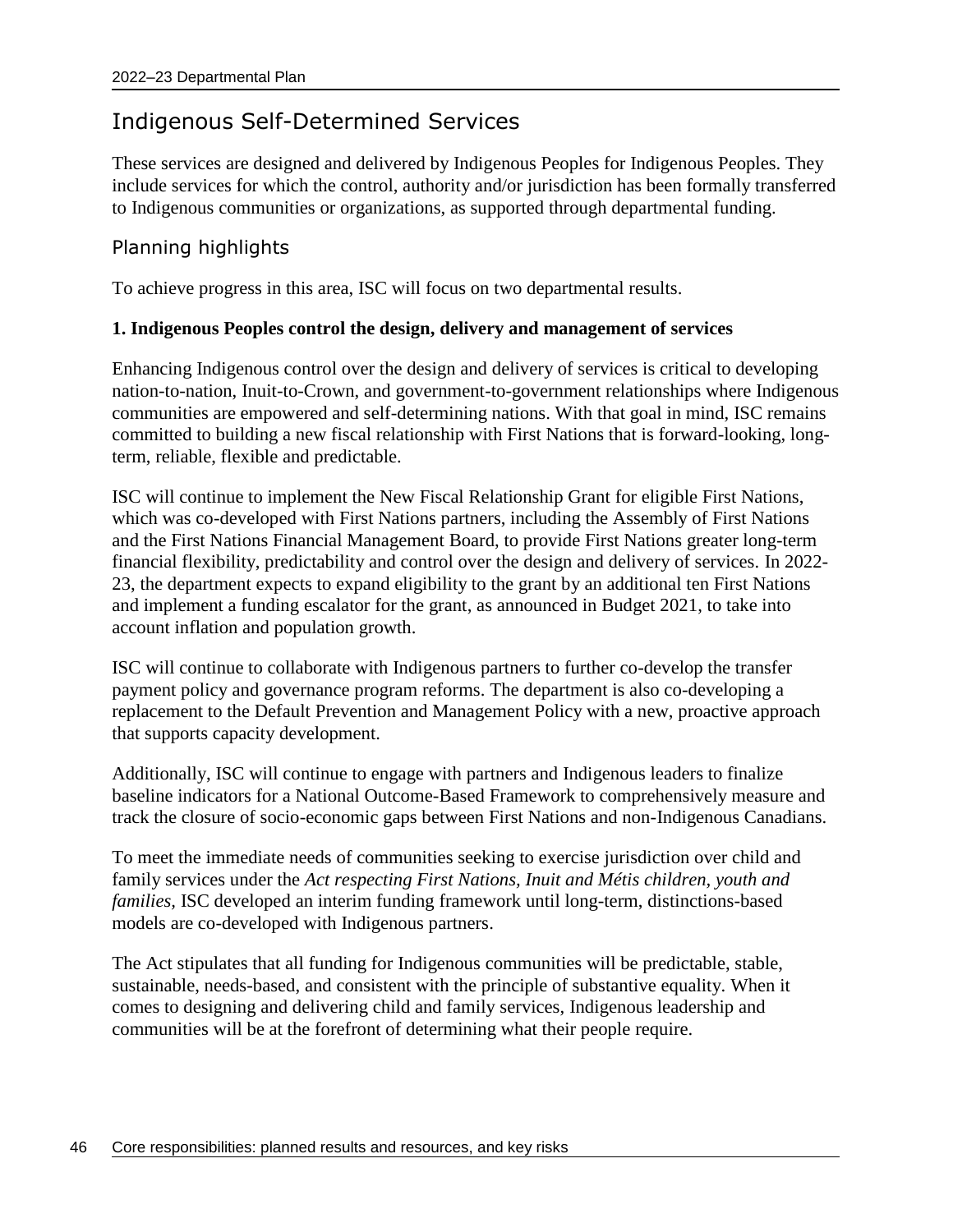## Indigenous Self-Determined Services

These services are designed and delivered by Indigenous Peoples for Indigenous Peoples. They include services for which the control, authority and/or jurisdiction has been formally transferred to Indigenous communities or organizations, as supported through departmental funding.

### Planning highlights

To achieve progress in this area, ISC will focus on two departmental results.

**1. Indigenous Peoples control the design, delivery and management of services**

Enhancing Indigenous control over the design and delivery of services is critical to developing nation-to-nation, Inuit-to-Crown, and government-to-government relationships where Indigenous communities are empowered and self-determining nations. With that goal in mind, ISC remains committed to building a new fiscal relationship with First Nations that is forward-looking, long-term, reliable, flexible and predictable.

ISC will continue to implement the New Fiscal Relationship Grant for eligible First Nations, which was co-developed with First Nations partners, including the Assembly of First Nations and the First Nations Financial Management Board, to provide First Nations greater long-term financial flexibility, predictability and control over the design and delivery of services. In 2022-23, the department expects to expand eligibility to the grant by an additional ten First Nations and implement a funding escalator for the grant, as announced in Budget 2021, to take into account inflation and population growth.

ISC will continue to collaborate with Indigenous partners to further co-develop the transfer payment policy and governance program reforms. The department is also co-developing a replacement to the Default Prevention and Management Policy with a new, proactive approach that supports capacity development.

Additionally, ISC will continue to engage with partners and Indigenous leaders to finalize baseline indicators for a National Outcome-Based Framework to comprehensively measure and track the closure of socio-economic gaps between First Nations and non-Indigenous Canadians.

To meet the immediate needs of communities seeking to exercise jurisdiction over child and family services under the *Act respecting First Nations, Inuit and Métis children, youth and families*, ISC developed an interim funding framework until long-term, distinctions-based models are co-developed with Indigenous partners.

The Act stipulates that all funding for Indigenous communities will be predictable, stable, sustainable, needs-based, and consistent with the principle of substantive equality. When it comes to designing and delivering child and family services, Indigenous leadership and communities will be at the forefront of determining what their people require.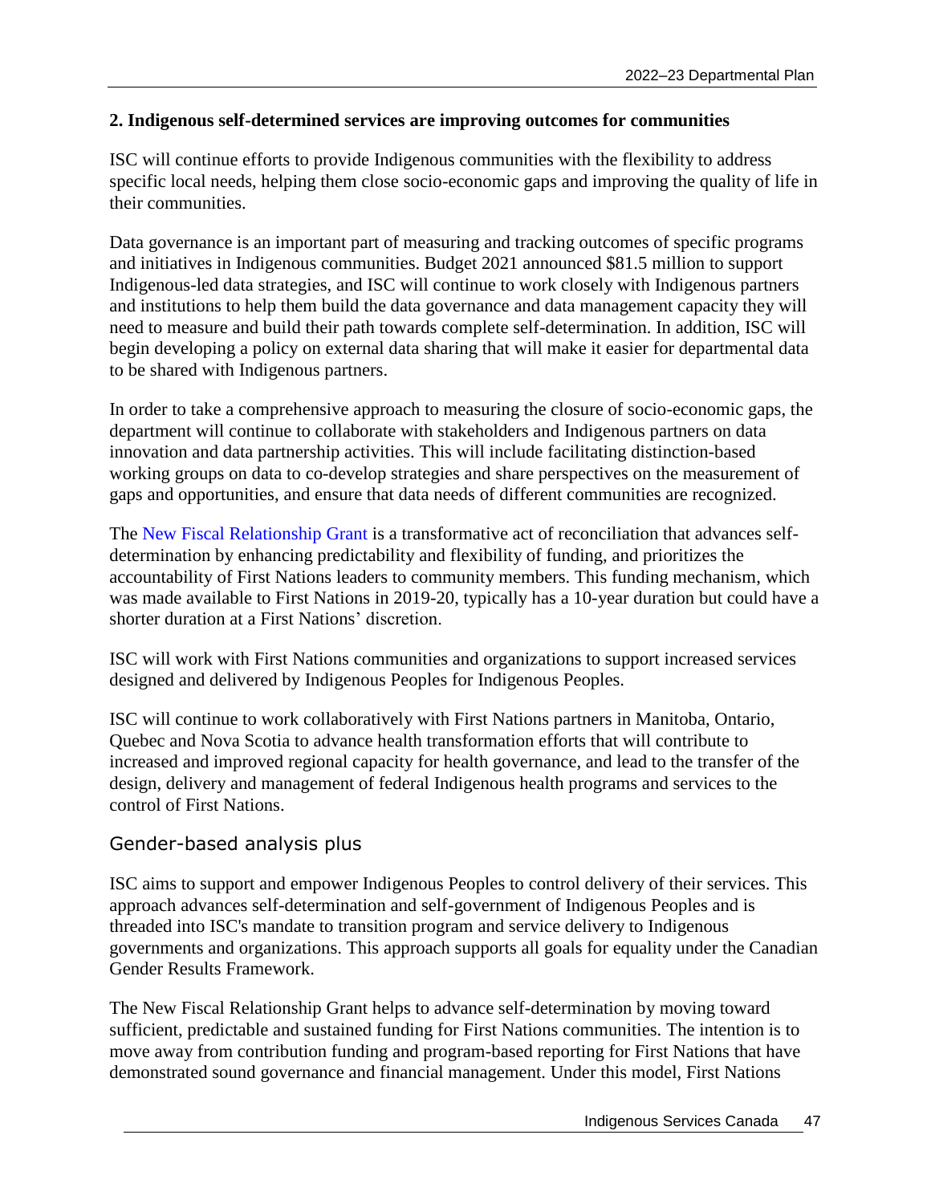**2. Indigenous self-determined services are improving outcomes for communities**

ISC will continue efforts to provide Indigenous communities with the flexibility to address specific local needs, helping them close socio-economic gaps and improving the quality of life in their communities.

Data governance is an important part of measuring and tracking outcomes of specific programs and initiatives in Indigenous communities. Budget 2021 announced $81.5 million to support Indigenous-led data strategies, and ISC will continue to work closely with Indigenous partners and institutions to help them build the data governance and data management capacity they will need to measure and build their path towards complete self-determination. In addition, ISC will begin developing a policy on external data sharing that will make it easier for departmental data to be shared with Indigenous partners.

In order to take a comprehensive approach to measuring the closure of socio-economic gaps, the department will continue to collaborate with stakeholders and Indigenous partners on data innovation and data partnership activities. This will include facilitating distinction-based working groups on data to co-develop strategies and share perspectives on the measurement of gaps and opportunities, and ensure that data needs of different communities are recognized.

The New Fiscal Relationship Grant is a transformative act of reconciliation that advances self-determination by enhancing predictability and flexibility of funding, and prioritizes the accountability of First Nations leaders to community members. This funding mechanism, which was made available to First Nations in 2019-20, typically has a 10-year duration but could have a shorter duration at a First Nations' discretion.

ISC will work with First Nations communities and organizations to support increased services designed and delivered by Indigenous Peoples for Indigenous Peoples.

ISC will continue to work collaboratively with First Nations partners in Manitoba, Ontario, Quebec and Nova Scotia to advance health transformation efforts that will contribute to increased and improved regional capacity for health governance, and lead to the transfer of the design, delivery and management of federal Indigenous health programs and services to the control of First Nations.

## Gender-based analysis plus

ISC aims to support and empower Indigenous Peoples to control delivery of their services. This approach advances self-determination and self-government of Indigenous Peoples and is threaded into ISC's mandate to transition program and service delivery to Indigenous governments and organizations. This approach supports all goals for equality under the Canadian Gender Results Framework.

The New Fiscal Relationship Grant helps to advance self-determination by moving toward sufficient, predictable and sustained funding for First Nations communities. The intention is to move away from contribution funding and program-based reporting for First Nations that have demonstrated sound governance and financial management. Under this model, First Nations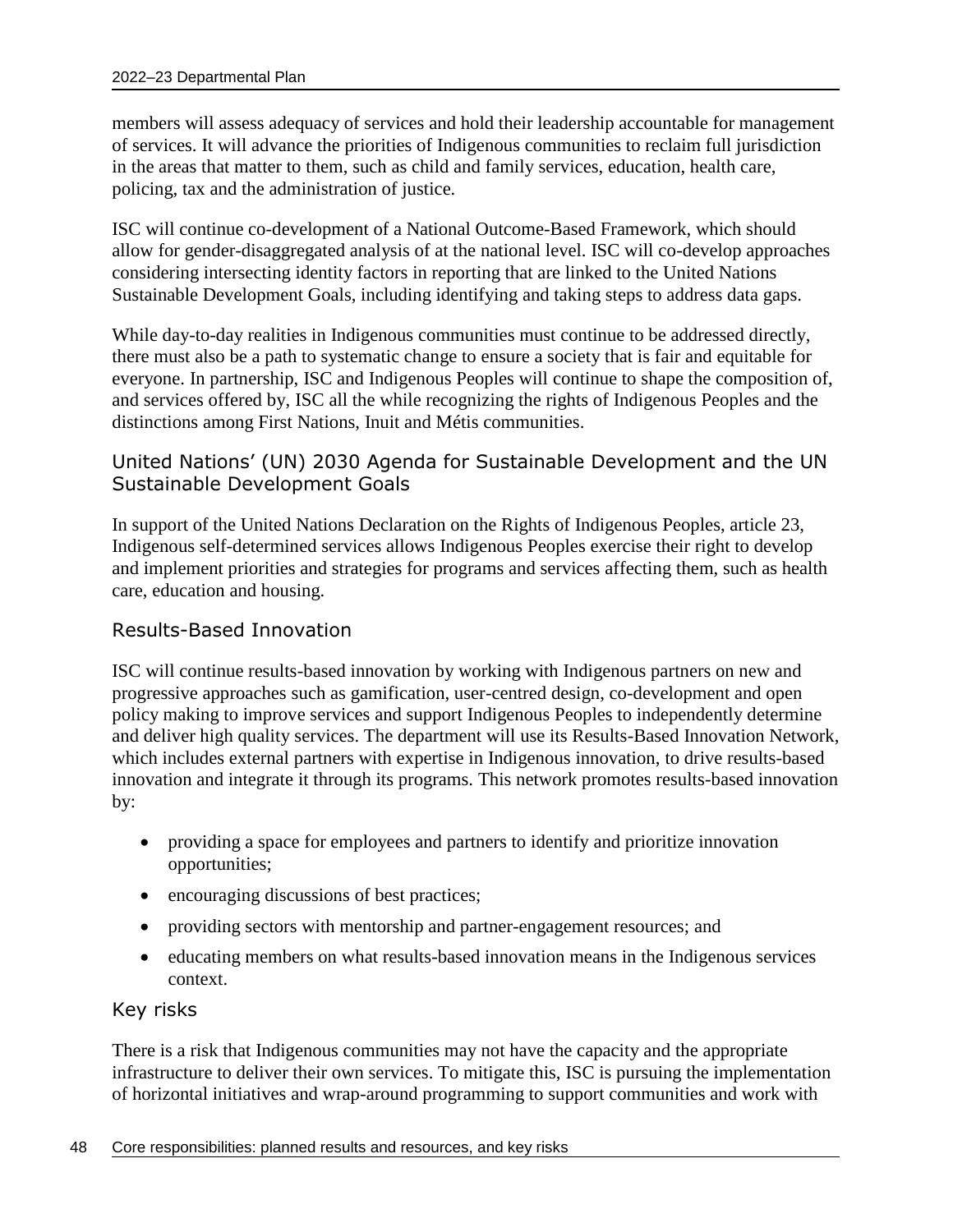members will assess adequacy of services and hold their leadership accountable for management of services. It will advance the priorities of Indigenous communities to reclaim full jurisdiction in the areas that matter to them, such as child and family services, education, health care, policing, tax and the administration of justice.

ISC will continue co-development of a National Outcome-Based Framework, which should allow for gender-disaggregated analysis of at the national level. ISC will co-develop approaches considering intersecting identity factors in reporting that are linked to the United Nations Sustainable Development Goals, including identifying and taking steps to address data gaps.

While day-to-day realities in Indigenous communities must continue to be addressed directly, there must also be a path to systematic change to ensure a society that is fair and equitable for everyone. In partnership, ISC and Indigenous Peoples will continue to shape the composition of, and services offered by, ISC all the while recognizing the rights of Indigenous Peoples and the distinctions among First Nations, Inuit and Métis communities.

### United Nations' (UN) 2030 Agenda for Sustainable Development and the UN Sustainable Development Goals

In support of the United Nations Declaration on the Rights of Indigenous Peoples, article 23, Indigenous self-determined services allows Indigenous Peoples exercise their right to develop and implement priorities and strategies for programs and services affecting them, such as health care, education and housing.

### Results-Based Innovation

ISC will continue results-based innovation by working with Indigenous partners on new and progressive approaches such as gamification, user-centred design, co-development and open policy making to improve services and support Indigenous Peoples to independently determine and deliver high quality services. The department will use its Results-Based Innovation Network, which includes external partners with expertise in Indigenous innovation, to drive results-based innovation and integrate it through its programs. This network promotes results-based innovation by:

- providing a space for employees and partners to identify and prioritize innovation opportunities;
- encouraging discussions of best practices;
- providing sectors with mentorship and partner-engagement resources; and
- educating members on what results-based innovation means in the Indigenous services context.

### Key risks

There is a risk that Indigenous communities may not have the capacity and the appropriate infrastructure to deliver their own services. To mitigate this, ISC is pursuing the implementation of horizontal initiatives and wrap-around programming to support communities and work with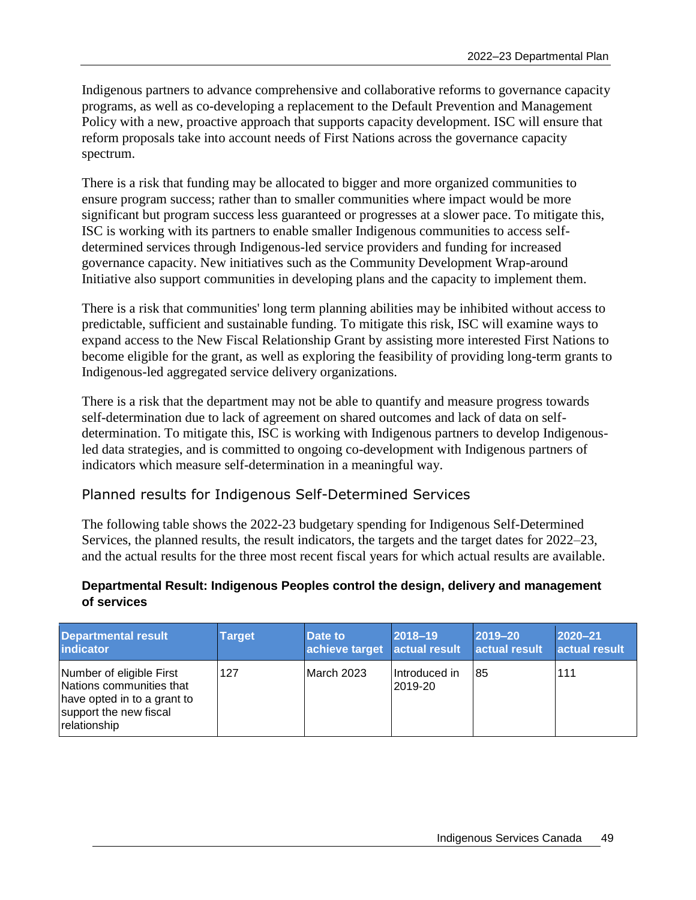Indigenous partners to advance comprehensive and collaborative reforms to governance capacity programs, as well as co-developing a replacement to the Default Prevention and Management Policy with a new, proactive approach that supports capacity development. ISC will ensure that reform proposals take into account needs of First Nations across the governance capacity spectrum.

There is a risk that funding may be allocated to bigger and more organized communities to ensure program success; rather than to smaller communities where impact would be more significant but program success less guaranteed or progresses at a slower pace. To mitigate this, ISC is working with its partners to enable smaller Indigenous communities to access self-determined services through Indigenous-led service providers and funding for increased governance capacity. New initiatives such as the Community Development Wrap-around Initiative also support communities in developing plans and the capacity to implement them.

There is a risk that communities' long term planning abilities may be inhibited without access to predictable, sufficient and sustainable funding. To mitigate this risk, ISC will examine ways to expand access to the New Fiscal Relationship Grant by assisting more interested First Nations to become eligible for the grant, as well as exploring the feasibility of providing long-term grants to Indigenous-led aggregated service delivery organizations.

There is a risk that the department may not be able to quantify and measure progress towards self-determination due to lack of agreement on shared outcomes and lack of data on self-determination. To mitigate this, ISC is working with Indigenous partners to develop Indigenous-led data strategies, and is committed to ongoing co-development with Indigenous partners of indicators which measure self-determination in a meaningful way.

## Planned results for Indigenous Self-Determined Services

The following table shows the 2022-23 budgetary spending for Indigenous Self-Determined Services, the planned results, the result indicators, the targets and the target dates for 2022–23, and the actual results for the three most recent fiscal years for which actual results are available.

**Departmental Result: Indigenous Peoples control the design, delivery and management of services**

| Departmental result indicator | Target | Date to achieve target | 2018–19 actual result | 2019–20 actual result | 2020–21 actual result |
|---|---|---|---|---|---|
| Number of eligible First Nations communities that have opted in to a grant to support the new fiscal relationship | 127 | March 2023 | Introduced in 2019-20 | 85 | 111 |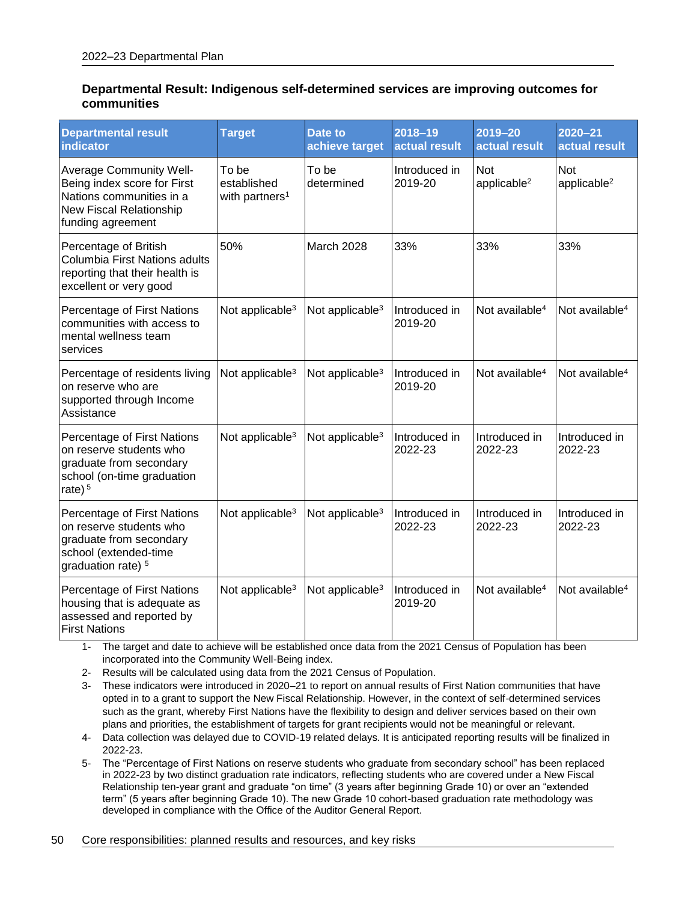**Departmental Result: Indigenous self-determined services are improving outcomes for communities**

| Departmental result indicator | Target | Date to achieve target | 2018–19 actual result | 2019–20 actual result | 2020–21 actual result |
| --- | --- | --- | --- | --- | --- |
| Average Community Well-Being index score for First Nations communities in a New Fiscal Relationship funding agreement | To be established with partners[1] | To be determined | Introduced in 2019-20 | Not applicable[2] | Not applicable[2] |
| Percentage of British Columbia First Nations adults reporting that their health is excellent or very good | 50% | March 2028 | 33% | 33% | 33% |
| Percentage of First Nations communities with access to mental wellness team services | Not applicable[3] | Not applicable[3] | Introduced in 2019-20 | Not available[4] | Not available[4] |
| Percentage of residents living on reserve who are supported through Income Assistance | Not applicable[3] | Not applicable[3] | Introduced in 2019-20 | Not available[4] | Not available[4] |
| Percentage of First Nations on reserve students who graduate from secondary school (on-time graduation rate) [5] | Not applicable[3] | Not applicable[3] | Introduced in 2022-23 | Introduced in 2022-23 | Introduced in 2022-23 |
| Percentage of First Nations on reserve students who graduate from secondary school (extended-time graduation rate) [5] | Not applicable[3] | Not applicable[3] | Introduced in 2022-23 | Introduced in 2022-23 | Introduced in 2022-23 |
| Percentage of First Nations housing that is adequate as assessed and reported by First Nations | Not applicable[3] | Not applicable[3] | Introduced in 2019-20 | Not available[4] | Not available[4] |

1- The target and date to achieve will be established once data from the 2021 Census of Population has been incorporated into the Community Well-Being index.

2- Results will be calculated using data from the 2021 Census of Population.

3- These indicators were introduced in 2020–21 to report on annual results of First Nation communities that have opted in to a grant to support the New Fiscal Relationship. However, in the context of self-determined services such as the grant, whereby First Nations have the flexibility to design and deliver services based on their own plans and priorities, the establishment of targets for grant recipients would not be meaningful or relevant.

4- Data collection was delayed due to COVID-19 related delays. It is anticipated reporting results will be finalized in 2022-23.

5- The "Percentage of First Nations on reserve students who graduate from secondary school" has been replaced in 2022-23 by two distinct graduation rate indicators, reflecting students who are covered under a New Fiscal Relationship ten-year grant and graduate "on time" (3 years after beginning Grade 10) or over an "extended term" (5 years after beginning Grade 10). The new Grade 10 cohort-based graduation rate methodology was developed in compliance with the Office of the Auditor General Report.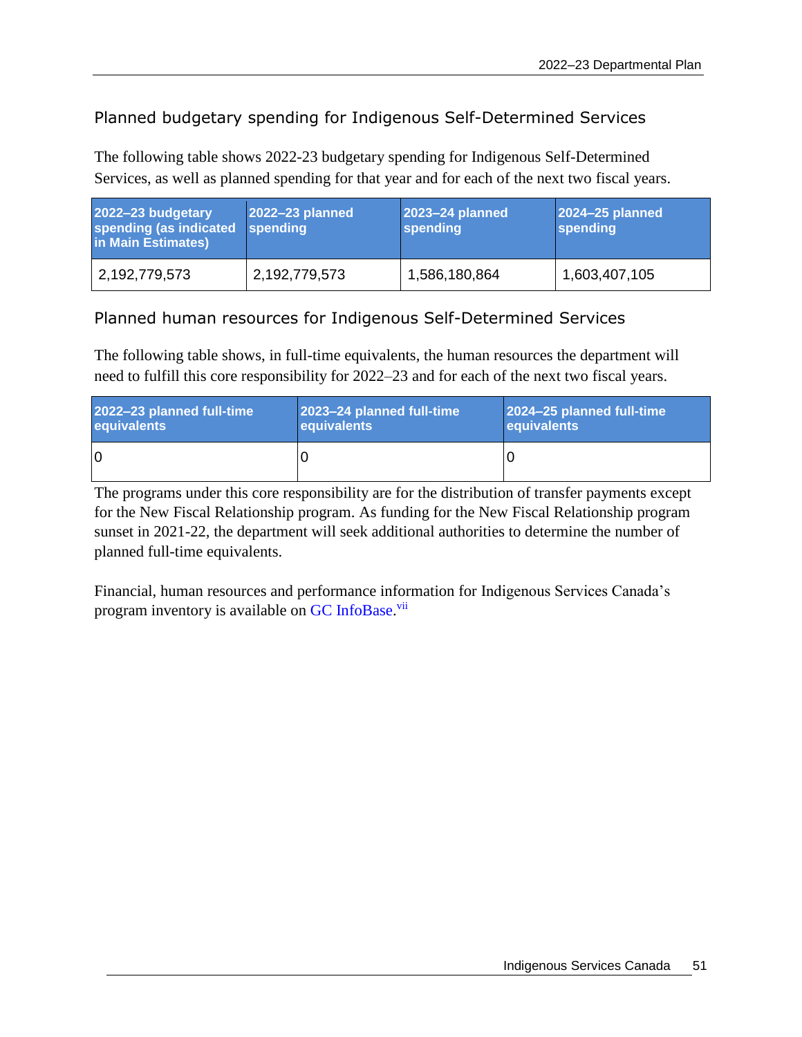### Planned budgetary spending for Indigenous Self-Determined Services

The following table shows 2022-23 budgetary spending for Indigenous Self-Determined Services, as well as planned spending for that year and for each of the next two fiscal years.

| 2022–23 budgetary spending (as indicated in Main Estimates) | 2022–23 planned spending | 2023–24 planned spending | 2024–25 planned spending |
|---|---|---|---|
| 2,192,779,573 | 2,192,779,573 | 1,586,180,864 | 1,603,407,105 |

### Planned human resources for Indigenous Self-Determined Services

The following table shows, in full-time equivalents, the human resources the department will need to fulfill this core responsibility for 2022–23 and for each of the next two fiscal years.

| 2022–23 planned full-time equivalents | 2023–24 planned full-time equivalents | 2024–25 planned full-time equivalents |
|---|---|---|
| 0 | 0 | 0 |

The programs under this core responsibility are for the distribution of transfer payments except for the New Fiscal Relationship program. As funding for the New Fiscal Relationship program sunset in 2021-22, the department will seek additional authorities to determine the number of planned full-time equivalents.

Financial, human resources and performance information for Indigenous Services Canada's program inventory is available on GC InfoBase.[vii]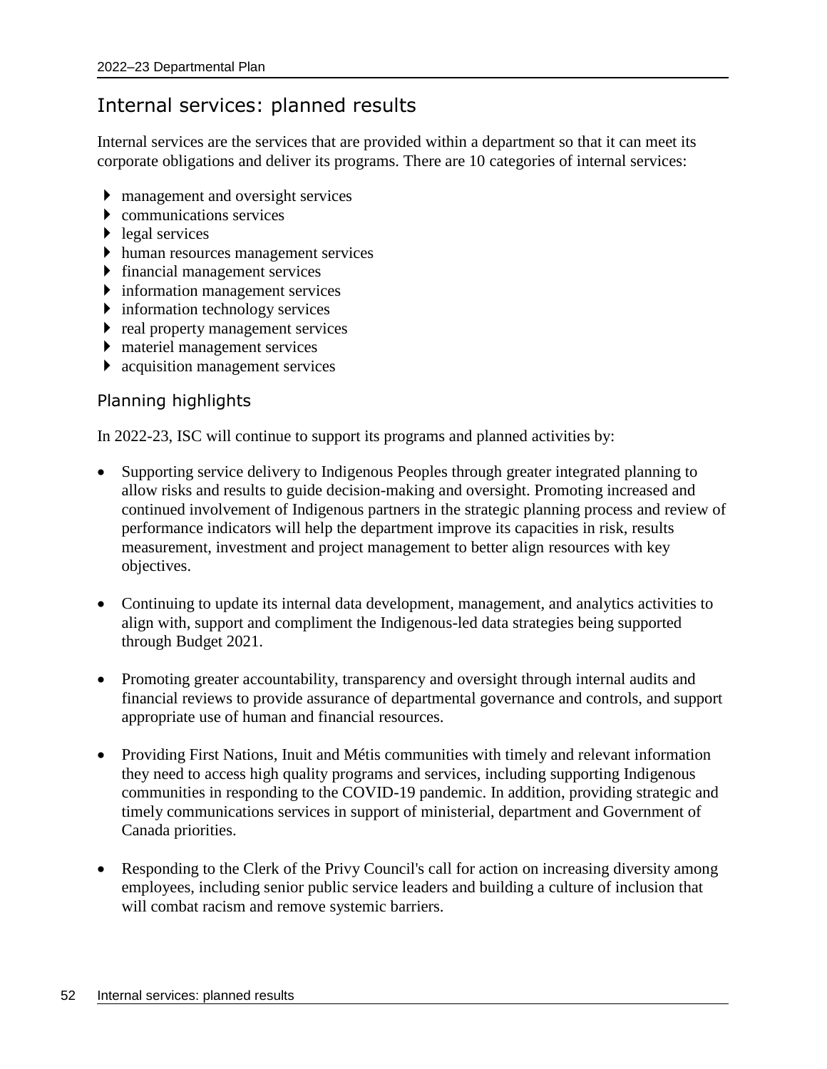## Internal services: planned results

Internal services are the services that are provided within a department so that it can meet its corporate obligations and deliver its programs. There are 10 categories of internal services:

- management and oversight services
- communications services
- legal services
- human resources management services
- financial management services
- information management services
- information technology services
- real property management services
- materiel management services
- acquisition management services

### Planning highlights

In 2022-23, ISC will continue to support its programs and planned activities by:

- Supporting service delivery to Indigenous Peoples through greater integrated planning to allow risks and results to guide decision-making and oversight. Promoting increased and continued involvement of Indigenous partners in the strategic planning process and review of performance indicators will help the department improve its capacities in risk, results measurement, investment and project management to better align resources with key objectives.

- Continuing to update its internal data development, management, and analytics activities to align with, support and compliment the Indigenous-led data strategies being supported through Budget 2021.

- Promoting greater accountability, transparency and oversight through internal audits and financial reviews to provide assurance of departmental governance and controls, and support appropriate use of human and financial resources.

- Providing First Nations, Inuit and Métis communities with timely and relevant information they need to access high quality programs and services, including supporting Indigenous communities in responding to the COVID-19 pandemic. In addition, providing strategic and timely communications services in support of ministerial, department and Government of Canada priorities.

- Responding to the Clerk of the Privy Council's call for action on increasing diversity among employees, including senior public service leaders and building a culture of inclusion that will combat racism and remove systemic barriers.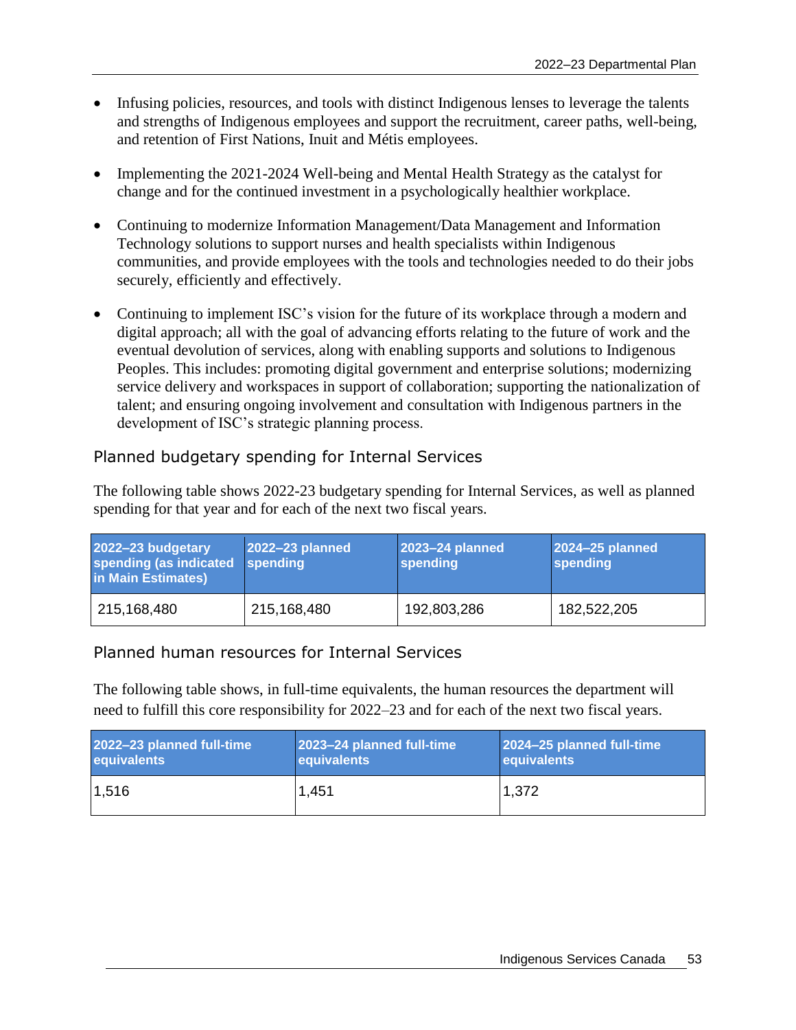- Infusing policies, resources, and tools with distinct Indigenous lenses to leverage the talents and strengths of Indigenous employees and support the recruitment, career paths, well-being, and retention of First Nations, Inuit and Métis employees.
- Implementing the 2021-2024 Well-being and Mental Health Strategy as the catalyst for change and for the continued investment in a psychologically healthier workplace.
- Continuing to modernize Information Management/Data Management and Information Technology solutions to support nurses and health specialists within Indigenous communities, and provide employees with the tools and technologies needed to do their jobs securely, efficiently and effectively.
- Continuing to implement ISC's vision for the future of its workplace through a modern and digital approach; all with the goal of advancing efforts relating to the future of work and the eventual devolution of services, along with enabling supports and solutions to Indigenous Peoples. This includes: promoting digital government and enterprise solutions; modernizing service delivery and workspaces in support of collaboration; supporting the nationalization of talent; and ensuring ongoing involvement and consultation with Indigenous partners in the development of ISC's strategic planning process.

### Planned budgetary spending for Internal Services

The following table shows 2022-23 budgetary spending for Internal Services, as well as planned spending for that year and for each of the next two fiscal years.

| 2022–23 budgetary spending (as indicated in Main Estimates) | 2022–23 planned spending | 2023–24 planned spending | 2024–25 planned spending |
|---|---|---|---|
| 215,168,480 | 215,168,480 | 192,803,286 | 182,522,205 |

### Planned human resources for Internal Services

The following table shows, in full-time equivalents, the human resources the department will need to fulfill this core responsibility for 2022–23 and for each of the next two fiscal years.

| 2022–23 planned full-time equivalents | 2023–24 planned full-time equivalents | 2024–25 planned full-time equivalents |
|---|---|---|
| 1,516 | 1,451 | 1,372 |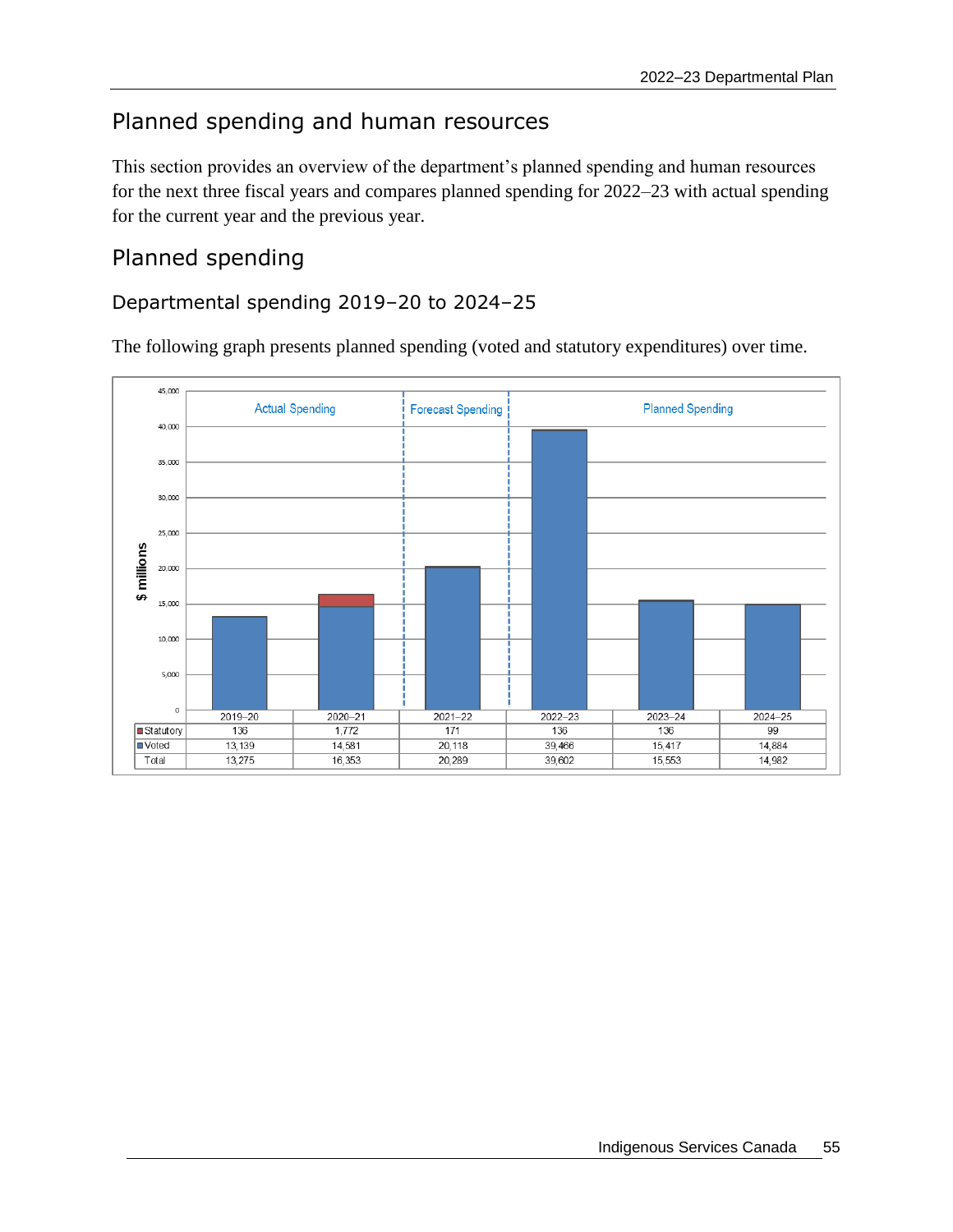## Planned spending and human resources

This section provides an overview of the department's planned spending and human resources for the next three fiscal years and compares planned spending for 2022–23 with actual spending for the current year and the previous year.

## Planned spending

### Departmental spending 2019–20 to 2024–25

The following graph presents planned spending (voted and statutory expenditures) over time.

| | 2019–20 | 2020–21 | 2021–22 | 2022–23 | 2023–24 | 2024–25 |
|---|---|---|---|---|---|---|
| | Actual Spending | | Forecast Spending | Planned Spending | | |
| Statutory | 136 | 1,772 | 171 | 136 | 136 | 99 |
| Voted | 13,139 | 14,581 | 20,118 | 39,466 | 15,417 | 14,884 |
| Total | 13,275 | 16,353 | 20,289 | 39,602 | 15,553 | 14,982 |

($ millions)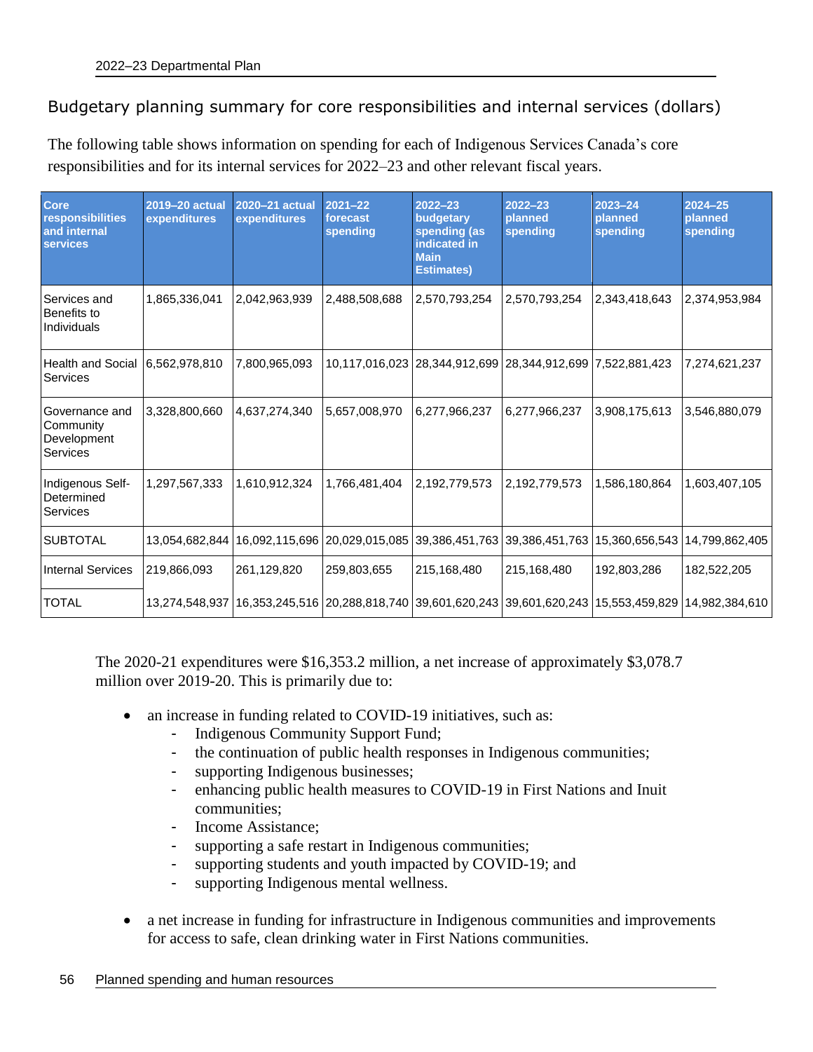## Budgetary planning summary for core responsibilities and internal services (dollars)

The following table shows information on spending for each of Indigenous Services Canada's core responsibilities and for its internal services for 2022–23 and other relevant fiscal years.

| Core responsibilities and internal services | 2019–20 actual expenditures | 2020–21 actual expenditures | 2021–22 forecast spending | 2022–23 budgetary spending (as indicated in Main Estimates) | 2022–23 planned spending | 2023–24 planned spending | 2024–25 planned spending |
|---|---|---|---|---|---|---|---|
| Services and Benefits to Individuals | 1,865,336,041 | 2,042,963,939 | 2,488,508,688 | 2,570,793,254 | 2,570,793,254 | 2,343,418,643 | 2,374,953,984 |
| Health and Social Services | 6,562,978,810 | 7,800,965,093 | 10,117,016,023 | 28,344,912,699 | 28,344,912,699 | 7,522,881,423 | 7,274,621,237 |
| Governance and Community Development Services | 3,328,800,660 | 4,637,274,340 | 5,657,008,970 | 6,277,966,237 | 6,277,966,237 | 3,908,175,613 | 3,546,880,079 |
| Indigenous Self-Determined Services | 1,297,567,333 | 1,610,912,324 | 1,766,481,404 | 2,192,779,573 | 2,192,779,573 | 1,586,180,864 | 1,603,407,105 |
| SUBTOTAL | 13,054,682,844 | 16,092,115,696 | 20,029,015,085 | 39,386,451,763 | 39,386,451,763 | 15,360,656,543 | 14,799,862,405 |
| Internal Services | 219,866,093 | 261,129,820 | 259,803,655 | 215,168,480 | 215,168,480 | 192,803,286 | 182,522,205 |
| TOTAL | 13,274,548,937 | 16,353,245,516 | 20,288,818,740 | 39,601,620,243 | 39,601,620,243 | 15,553,459,829 | 14,982,384,610 |

The 2020-21 expenditures were $16,353.2 million, a net increase of approximately $3,078.7 million over 2019-20. This is primarily due to:

- an increase in funding related to COVID-19 initiatives, such as:
  - Indigenous Community Support Fund;
  - the continuation of public health responses in Indigenous communities;
  - supporting Indigenous businesses;
  - enhancing public health measures to COVID-19 in First Nations and Inuit communities;
  - Income Assistance;
  - supporting a safe restart in Indigenous communities;
  - supporting students and youth impacted by COVID-19; and
  - supporting Indigenous mental wellness.
- a net increase in funding for infrastructure in Indigenous communities and improvements for access to safe, clean drinking water in First Nations communities.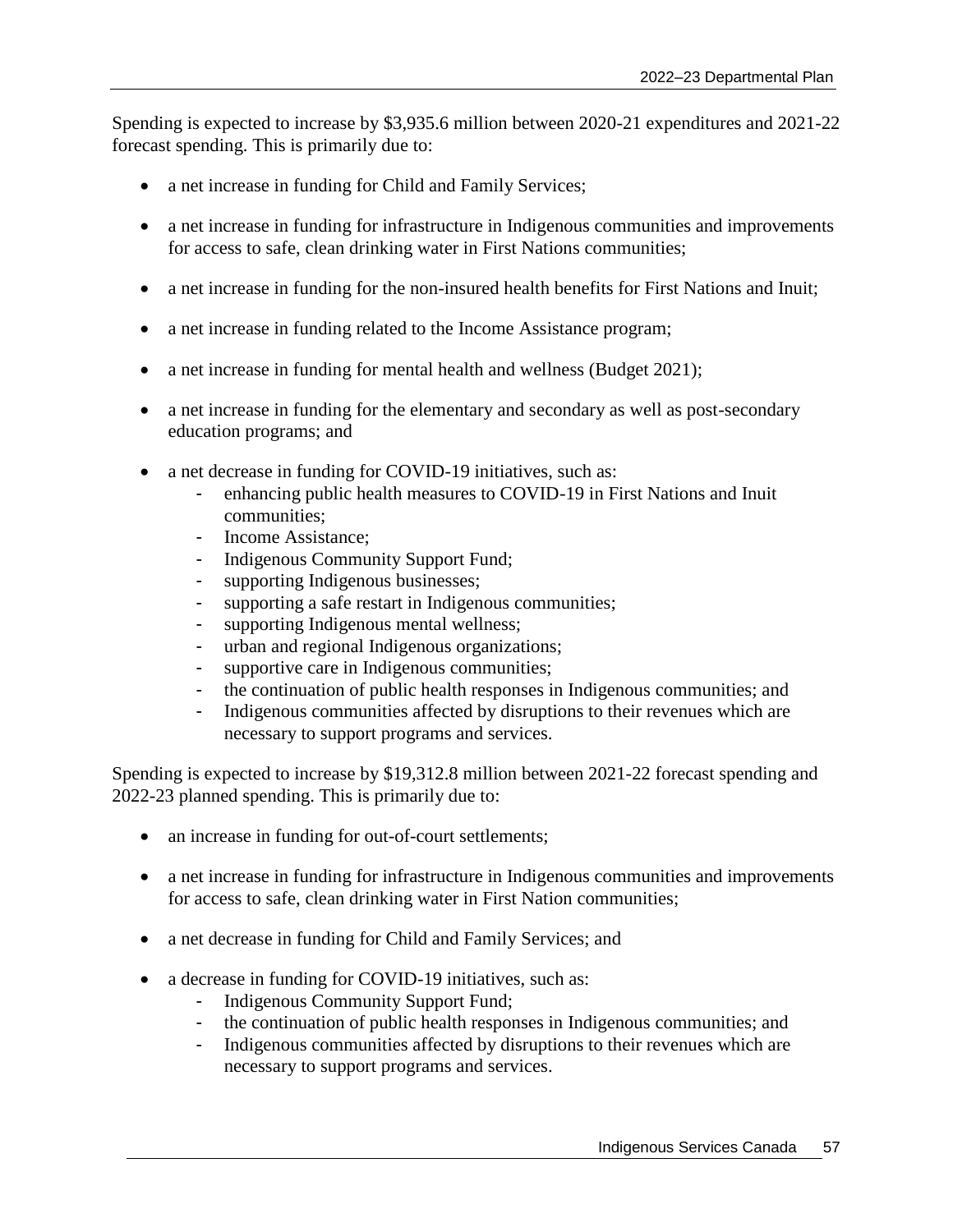Spending is expected to increase by $3,935.6 million between 2020-21 expenditures and 2021-22 forecast spending. This is primarily due to:

- a net increase in funding for Child and Family Services;
- a net increase in funding for infrastructure in Indigenous communities and improvements for access to safe, clean drinking water in First Nations communities;
- a net increase in funding for the non-insured health benefits for First Nations and Inuit;
- a net increase in funding related to the Income Assistance program;
- a net increase in funding for mental health and wellness (Budget 2021);
- a net increase in funding for the elementary and secondary as well as post-secondary education programs; and
- a net decrease in funding for COVID-19 initiatives, such as:
  - enhancing public health measures to COVID-19 in First Nations and Inuit communities;
  - Income Assistance;
  - Indigenous Community Support Fund;
  - supporting Indigenous businesses;
  - supporting a safe restart in Indigenous communities;
  - supporting Indigenous mental wellness;
  - urban and regional Indigenous organizations;
  - supportive care in Indigenous communities;
  - the continuation of public health responses in Indigenous communities; and
  - Indigenous communities affected by disruptions to their revenues which are necessary to support programs and services.

Spending is expected to increase by $19,312.8 million between 2021-22 forecast spending and 2022-23 planned spending. This is primarily due to:

- an increase in funding for out-of-court settlements;
- a net increase in funding for infrastructure in Indigenous communities and improvements for access to safe, clean drinking water in First Nation communities;
- a net decrease in funding for Child and Family Services; and
- a decrease in funding for COVID-19 initiatives, such as:
  - Indigenous Community Support Fund;
  - the continuation of public health responses in Indigenous communities; and
  - Indigenous communities affected by disruptions to their revenues which are necessary to support programs and services.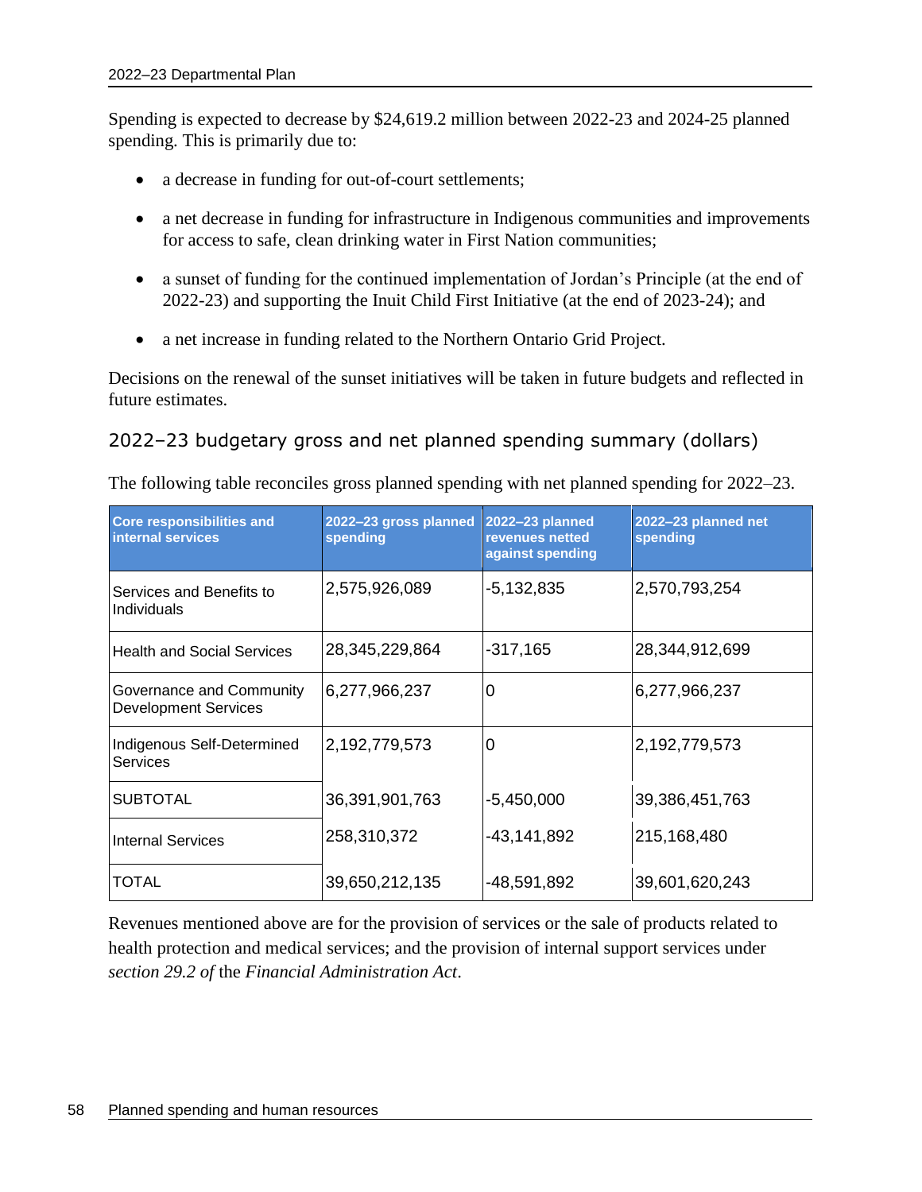Spending is expected to decrease by $24,619.2 million between 2022-23 and 2024-25 planned spending. This is primarily due to:

- a decrease in funding for out-of-court settlements;
- a net decrease in funding for infrastructure in Indigenous communities and improvements for access to safe, clean drinking water in First Nation communities;
- a sunset of funding for the continued implementation of Jordan's Principle (at the end of 2022-23) and supporting the Inuit Child First Initiative (at the end of 2023-24); and
- a net increase in funding related to the Northern Ontario Grid Project.

Decisions on the renewal of the sunset initiatives will be taken in future budgets and reflected in future estimates.

## 2022–23 budgetary gross and net planned spending summary (dollars)

The following table reconciles gross planned spending with net planned spending for 2022–23.

| Core responsibilities and internal services | 2022–23 gross planned spending | 2022–23 planned revenues netted against spending | 2022–23 planned net spending |
|---|---|---|---|
| Services and Benefits to Individuals | 2,575,926,089 | -5,132,835 | 2,570,793,254 |
| Health and Social Services | 28,345,229,864 | -317,165 | 28,344,912,699 |
| Governance and Community Development Services | 6,277,966,237 | 0 | 6,277,966,237 |
| Indigenous Self-Determined Services | 2,192,779,573 | 0 | 2,192,779,573 |
| SUBTOTAL | 36,391,901,763 | -5,450,000 | 39,386,451,763 |
| Internal Services | 258,310,372 | -43,141,892 | 215,168,480 |
| TOTAL | 39,650,212,135 | -48,591,892 | 39,601,620,243 |

Revenues mentioned above are for the provision of services or the sale of products related to health protection and medical services; and the provision of internal support services under *section 29.2 of* the *Financial Administration Act*.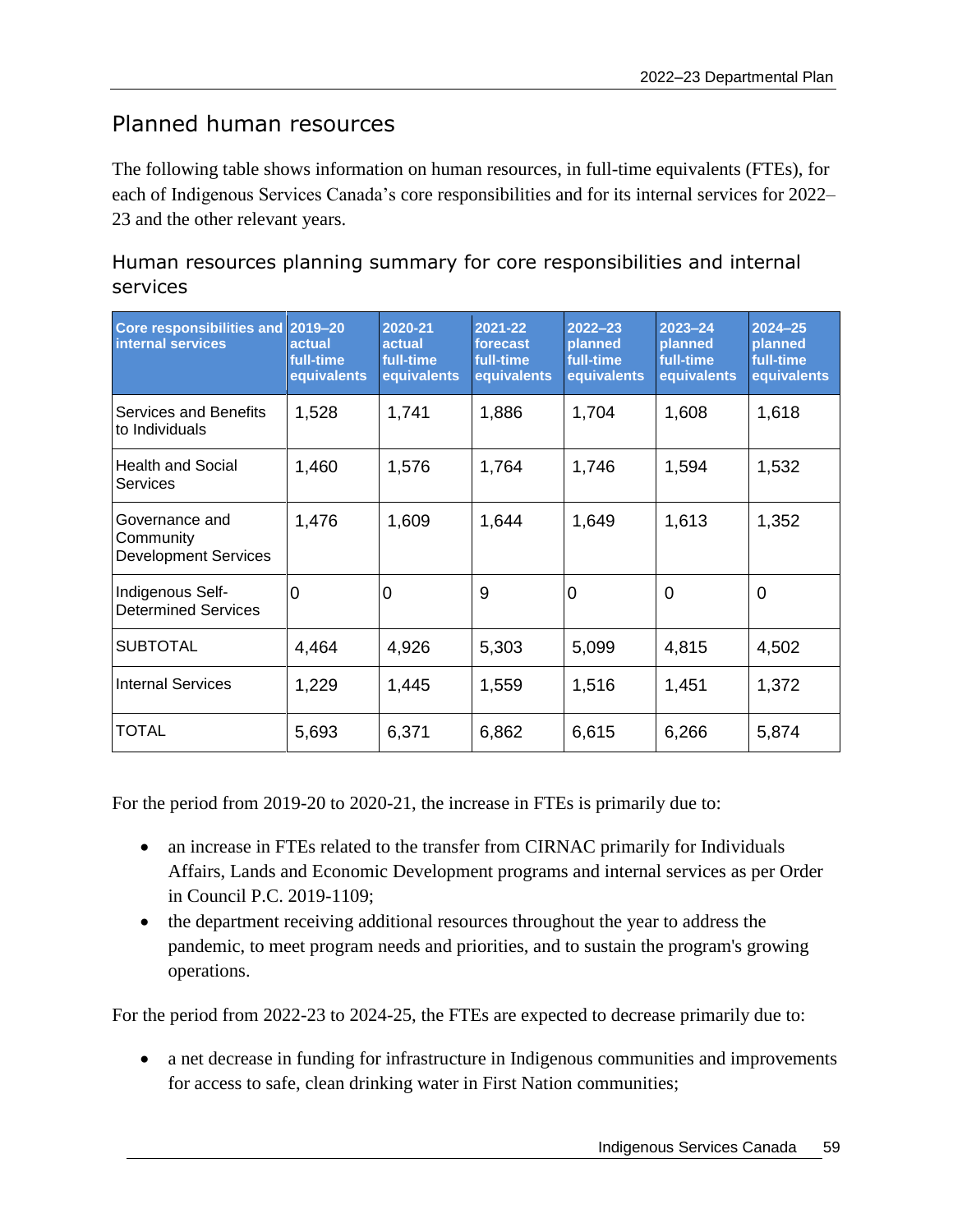## Planned human resources

The following table shows information on human resources, in full-time equivalents (FTEs), for each of Indigenous Services Canada's core responsibilities and for its internal services for 2022–23 and the other relevant years.

### Human resources planning summary for core responsibilities and internal services

| Core responsibilities and internal services | 2019–20 actual full-time equivalents | 2020-21 actual full-time equivalents | 2021-22 forecast full-time equivalents | 2022–23 planned full-time equivalents | 2023–24 planned full-time equivalents | 2024–25 planned full-time equivalents |
|---|---|---|---|---|---|---|
| Services and Benefits to Individuals | 1,528 | 1,741 | 1,886 | 1,704 | 1,608 | 1,618 |
| Health and Social Services | 1,460 | 1,576 | 1,764 | 1,746 | 1,594 | 1,532 |
| Governance and Community Development Services | 1,476 | 1,609 | 1,644 | 1,649 | 1,613 | 1,352 |
| Indigenous Self-Determined Services | 0 | 0 | 9 | 0 | 0 | 0 |
| SUBTOTAL | 4,464 | 4,926 | 5,303 | 5,099 | 4,815 | 4,502 |
| Internal Services | 1,229 | 1,445 | 1,559 | 1,516 | 1,451 | 1,372 |
| TOTAL | 5,693 | 6,371 | 6,862 | 6,615 | 6,266 | 5,874 |

For the period from 2019-20 to 2020-21, the increase in FTEs is primarily due to:

- an increase in FTEs related to the transfer from CIRNAC primarily for Individuals Affairs, Lands and Economic Development programs and internal services as per Order in Council P.C. 2019-1109;
- the department receiving additional resources throughout the year to address the pandemic, to meet program needs and priorities, and to sustain the program's growing operations.

For the period from 2022-23 to 2024-25, the FTEs are expected to decrease primarily due to:

- a net decrease in funding for infrastructure in Indigenous communities and improvements for access to safe, clean drinking water in First Nation communities;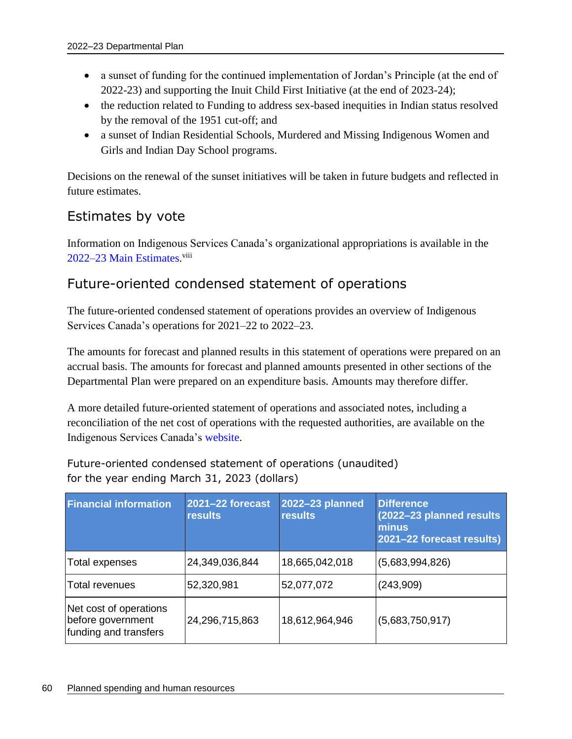- a sunset of funding for the continued implementation of Jordan's Principle (at the end of 2022-23) and supporting the Inuit Child First Initiative (at the end of 2023-24);
- the reduction related to Funding to address sex-based inequities in Indian status resolved by the removal of the 1951 cut-off; and
- a sunset of Indian Residential Schools, Murdered and Missing Indigenous Women and Girls and Indian Day School programs.

Decisions on the renewal of the sunset initiatives will be taken in future budgets and reflected in future estimates.

## Estimates by vote

Information on Indigenous Services Canada's organizational appropriations is available in the 2022–23 Main Estimates.[viii]

## Future-oriented condensed statement of operations

The future-oriented condensed statement of operations provides an overview of Indigenous Services Canada's operations for 2021–22 to 2022–23.

The amounts for forecast and planned results in this statement of operations were prepared on an accrual basis. The amounts for forecast and planned amounts presented in other sections of the Departmental Plan were prepared on an expenditure basis. Amounts may therefore differ.

A more detailed future-oriented statement of operations and associated notes, including a reconciliation of the net cost of operations with the requested authorities, are available on the Indigenous Services Canada's website.

Future-oriented condensed statement of operations (unaudited) for the year ending March 31, 2023 (dollars)

| Financial information | 2021–22 forecast results | 2022–23 planned results | Difference (2022–23 planned results minus 2021–22 forecast results) |
|---|---|---|---|
| Total expenses | 24,349,036,844 | 18,665,042,018 | (5,683,994,826) |
| Total revenues | 52,320,981 | 52,077,072 | (243,909) |
| Net cost of operations before government funding and transfers | 24,296,715,863 | 18,612,964,946 | (5,683,750,917) |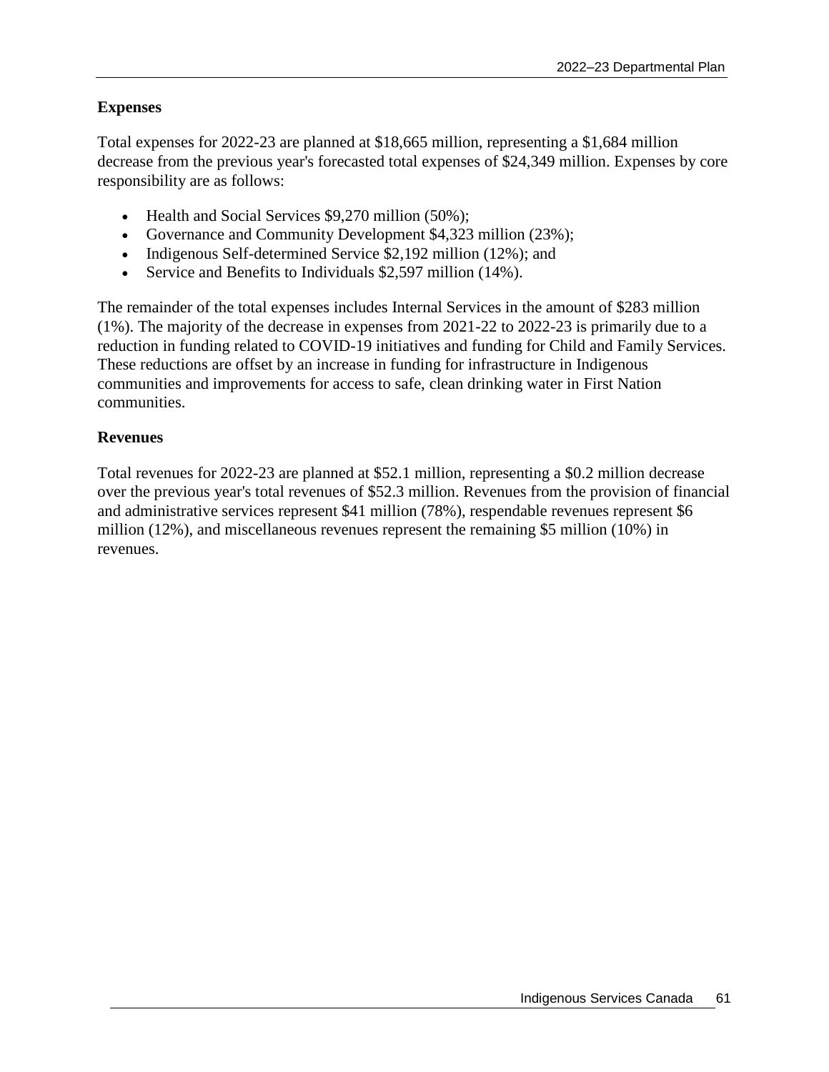### Expenses

Total expenses for 2022-23 are planned at $18,665 million, representing a $1,684 million decrease from the previous year's forecasted total expenses of $24,349 million. Expenses by core responsibility are as follows:

- Health and Social Services $9,270 million (50%);
- Governance and Community Development $4,323 million (23%);
- Indigenous Self-determined Service $2,192 million (12%); and
- Service and Benefits to Individuals $2,597 million (14%).

The remainder of the total expenses includes Internal Services in the amount of $283 million (1%). The majority of the decrease in expenses from 2021-22 to 2022-23 is primarily due to a reduction in funding related to COVID-19 initiatives and funding for Child and Family Services. These reductions are offset by an increase in funding for infrastructure in Indigenous communities and improvements for access to safe, clean drinking water in First Nation communities.

### Revenues

Total revenues for 2022-23 are planned at $52.1 million, representing a $0.2 million decrease over the previous year's total revenues of $52.3 million. Revenues from the provision of financial and administrative services represent $41 million (78%), respendable revenues represent $6 million (12%), and miscellaneous revenues represent the remaining $5 million (10%) in revenues.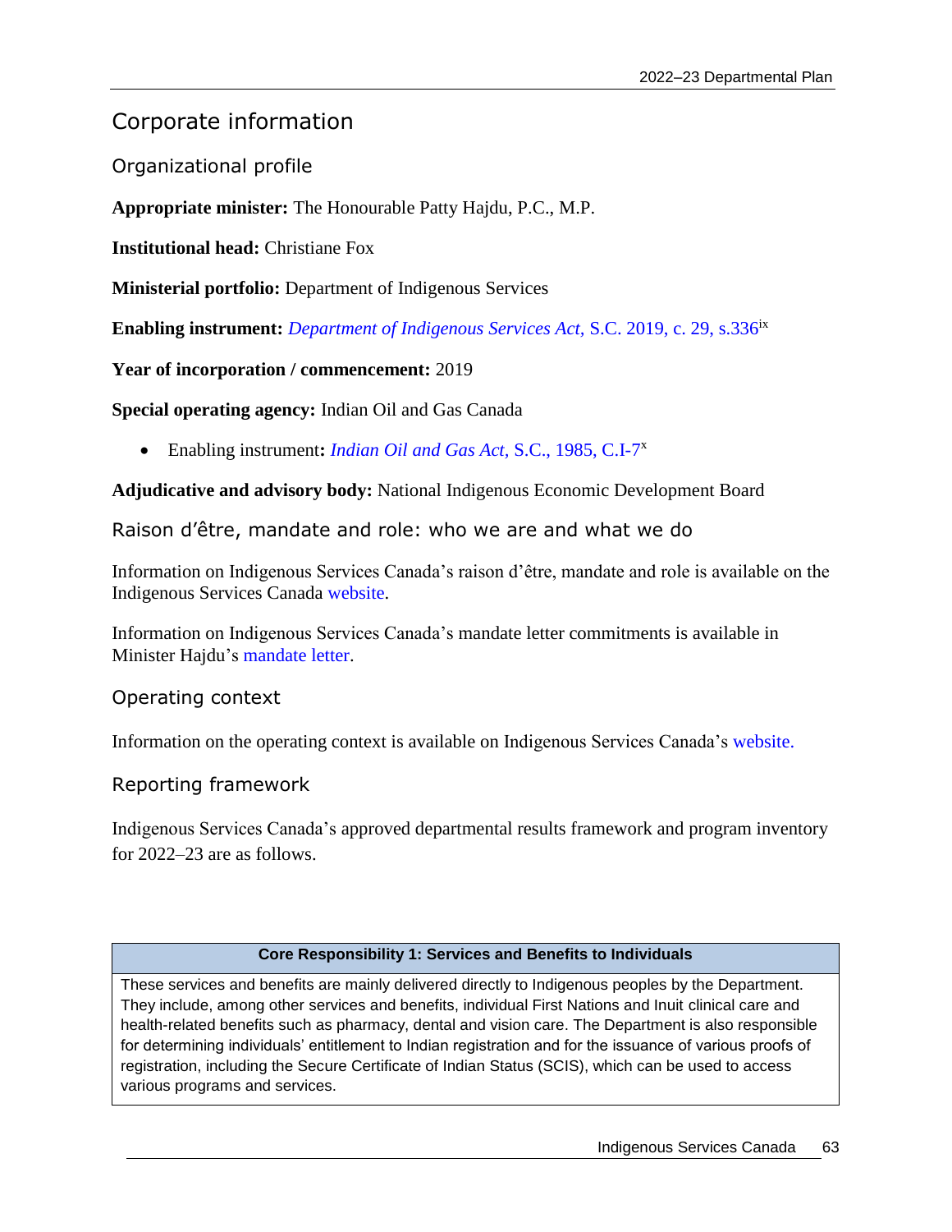## Corporate information

### Organizational profile

**Appropriate minister:** The Honourable Patty Hajdu, P.C., M.P.

**Institutional head:** Christiane Fox

**Ministerial portfolio:** Department of Indigenous Services

**Enabling instrument:** *Department of Indigenous Services Act*, S.C. 2019, c. 29, s.336[ix]

**Year of incorporation / commencement:** 2019

**Special operating agency:** Indian Oil and Gas Canada

- Enabling instrument**:** *Indian Oil and Gas Act*, S.C., 1985, C.I-7[x]

**Adjudicative and advisory body:** National Indigenous Economic Development Board

### Raison d'être, mandate and role: who we are and what we do

Information on Indigenous Services Canada's raison d'être, mandate and role is available on the Indigenous Services Canada website.

Information on Indigenous Services Canada's mandate letter commitments is available in Minister Hajdu's mandate letter.

### Operating context

Information on the operating context is available on Indigenous Services Canada's website.

### Reporting framework

Indigenous Services Canada's approved departmental results framework and program inventory for 2022–23 are as follows.

| Core Responsibility 1: Services and Benefits to Individuals |
| --- |
| These services and benefits are mainly delivered directly to Indigenous peoples by the Department. They include, among other services and benefits, individual First Nations and Inuit clinical care and health-related benefits such as pharmacy, dental and vision care. The Department is also responsible for determining individuals' entitlement to Indian registration and for the issuance of various proofs of registration, including the Secure Certificate of Indian Status (SCIS), which can be used to access various programs and services. |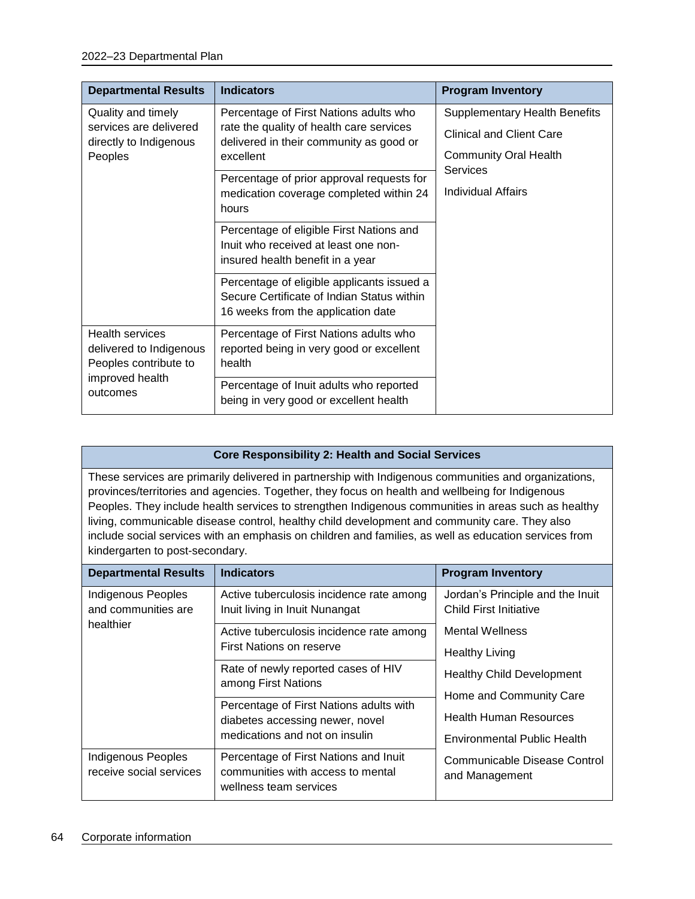| Departmental Results | Indicators | Program Inventory |
|---|---|---|
| Quality and timely services are delivered directly to Indigenous Peoples | Percentage of First Nations adults who rate the quality of health care services delivered in their community as good or excellent | Supplementary Health Benefits<br>Clinical and Client Care<br>Community Oral Health Services<br>Individual Affairs |
| | Percentage of prior approval requests for medication coverage completed within 24 hours | |
| | Percentage of eligible First Nations and Inuit who received at least one non-insured health benefit in a year | |
| | Percentage of eligible applicants issued a Secure Certificate of Indian Status within 16 weeks from the application date | |
| Health services delivered to Indigenous Peoples contribute to improved health outcomes | Percentage of First Nations adults who reported being in very good or excellent health | |
| | Percentage of Inuit adults who reported being in very good or excellent health | |

**Core Responsibility 2: Health and Social Services**

These services are primarily delivered in partnership with Indigenous communities and organizations, provinces/territories and agencies. Together, they focus on health and wellbeing for Indigenous Peoples. They include health services to strengthen Indigenous communities in areas such as healthy living, communicable disease control, healthy child development and community care. They also include social services with an emphasis on children and families, as well as education services from kindergarten to post-secondary.

| Departmental Results | Indicators | Program Inventory |
|---|---|---|
| Indigenous Peoples and communities are healthier | Active tuberculosis incidence rate among Inuit living in Inuit Nunangat | Jordan's Principle and the Inuit Child First Initiative<br>Mental Wellness<br>Healthy Living<br>Healthy Child Development<br>Home and Community Care<br>Health Human Resources<br>Environmental Public Health<br>Communicable Disease Control and Management |
| | Active tuberculosis incidence rate among First Nations on reserve | |
| | Rate of newly reported cases of HIV among First Nations | |
| | Percentage of First Nations adults with diabetes accessing newer, novel medications and not on insulin | |
| Indigenous Peoples receive social services | Percentage of First Nations and Inuit communities with access to mental wellness team services | |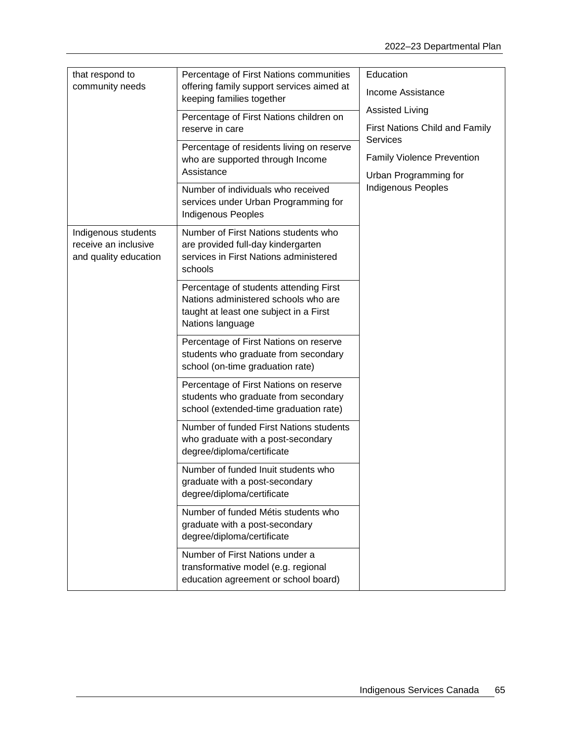| | | |
|---|---|---|
| that respond to community needs | Percentage of First Nations communities offering family support services aimed at keeping families together | Education<br>Income Assistance<br>Assisted Living<br>First Nations Child and Family Services<br>Family Violence Prevention<br>Urban Programming for Indigenous Peoples |
| | Percentage of First Nations children on reserve in care | |
| | Percentage of residents living on reserve who are supported through Income Assistance | |
| | Number of individuals who received services under Urban Programming for Indigenous Peoples | |
| Indigenous students receive an inclusive and quality education | Number of First Nations students who are provided full-day kindergarten services in First Nations administered schools | |
| | Percentage of students attending First Nations administered schools who are taught at least one subject in a First Nations language | |
| | Percentage of First Nations on reserve students who graduate from secondary school (on-time graduation rate) | |
| | Percentage of First Nations on reserve students who graduate from secondary school (extended-time graduation rate) | |
| | Number of funded First Nations students who graduate with a post-secondary degree/diploma/certificate | |
| | Number of funded Inuit students who graduate with a post-secondary degree/diploma/certificate | |
| | Number of funded Métis students who graduate with a post-secondary degree/diploma/certificate | |
| | Number of First Nations under a transformative model (e.g. regional education agreement or school board) | |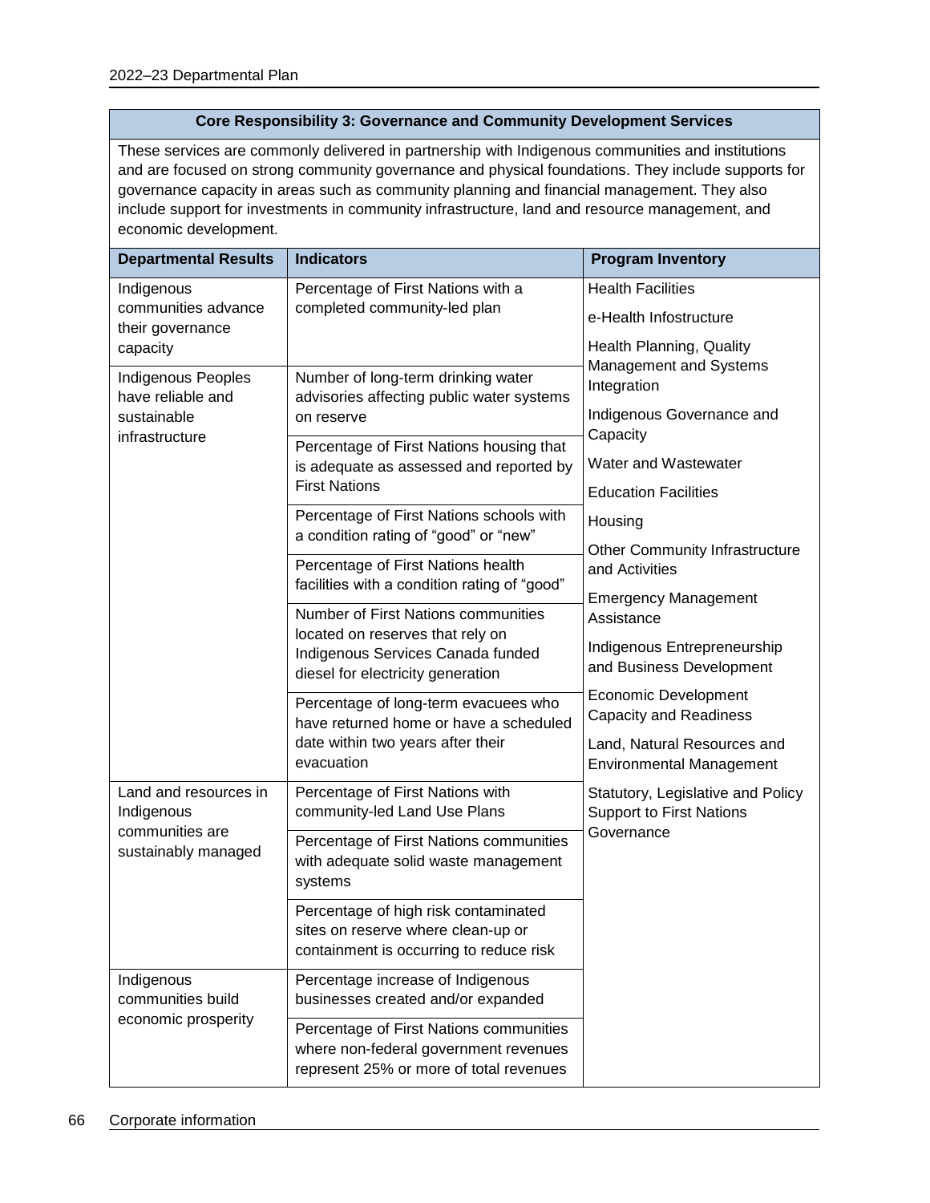## Core Responsibility 3: Governance and Community Development Services

These services are commonly delivered in partnership with Indigenous communities and institutions and are focused on strong community governance and physical foundations. They include supports for governance capacity in areas such as community planning and financial management. They also include support for investments in community infrastructure, land and resource management, and economic development.

| Departmental Results | Indicators | Program Inventory |
|---|---|---|
| Indigenous communities advance their governance capacity | Percentage of First Nations with a completed community-led plan | Health Facilities<br>e-Health Infostructure<br>Health Planning, Quality Management and Systems Integration<br>Indigenous Governance and Capacity<br>Water and Wastewater<br>Education Facilities<br>Housing<br>Other Community Infrastructure and Activities<br>Emergency Management Assistance<br>Indigenous Entrepreneurship and Business Development<br>Economic Development Capacity and Readiness<br>Land, Natural Resources and Environmental Management<br>Statutory, Legislative and Policy Support to First Nations Governance |
| Indigenous Peoples have reliable and sustainable infrastructure | Number of long-term drinking water advisories affecting public water systems on reserve | |
| | Percentage of First Nations housing that is adequate as assessed and reported by First Nations | |
| | Percentage of First Nations schools with a condition rating of "good" or "new" | |
| | Percentage of First Nations health facilities with a condition rating of "good" | |
| | Number of First Nations communities located on reserves that rely on Indigenous Services Canada funded diesel for electricity generation | |
| | Percentage of long-term evacuees who have returned home or have a scheduled date within two years after their evacuation | |
| Land and resources in Indigenous communities are sustainably managed | Percentage of First Nations with community-led Land Use Plans | |
| | Percentage of First Nations communities with adequate solid waste management systems | |
| | Percentage of high risk contaminated sites on reserve where clean-up or containment is occurring to reduce risk | |
| Indigenous communities build economic prosperity | Percentage increase of Indigenous businesses created and/or expanded | |
| | Percentage of First Nations communities where non-federal government revenues represent 25% or more of total revenues | |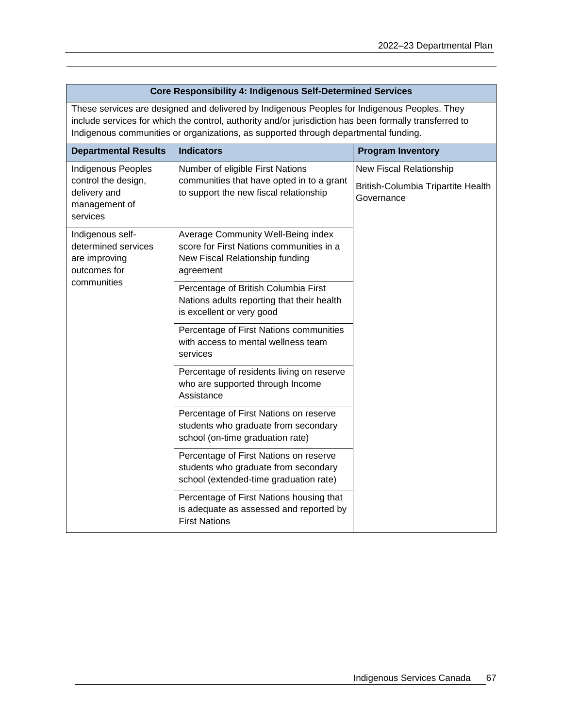| Core Responsibility 4: Indigenous Self-Determined Services | | |
|---|---|---|
| These services are designed and delivered by Indigenous Peoples for Indigenous Peoples. They include services for which the control, authority and/or jurisdiction has been formally transferred to Indigenous communities or organizations, as supported through departmental funding. | | |
| **Departmental Results** | **Indicators** | **Program Inventory** |
| Indigenous Peoples control the design, delivery and management of services | Number of eligible First Nations communities that have opted in to a grant to support the new fiscal relationship | New Fiscal Relationship<br><br>British-Columbia Tripartite Health Governance |
| Indigenous self-determined services are improving outcomes for communities | Average Community Well-Being index score for First Nations communities in a New Fiscal Relationship funding agreement | |
| | Percentage of British Columbia First Nations adults reporting that their health is excellent or very good | |
| | Percentage of First Nations communities with access to mental wellness team services | |
| | Percentage of residents living on reserve who are supported through Income Assistance | |
| | Percentage of First Nations on reserve students who graduate from secondary school (on-time graduation rate) | |
| | Percentage of First Nations on reserve students who graduate from secondary school (extended-time graduation rate) | |
| | Percentage of First Nations housing that is adequate as assessed and reported by First Nations | |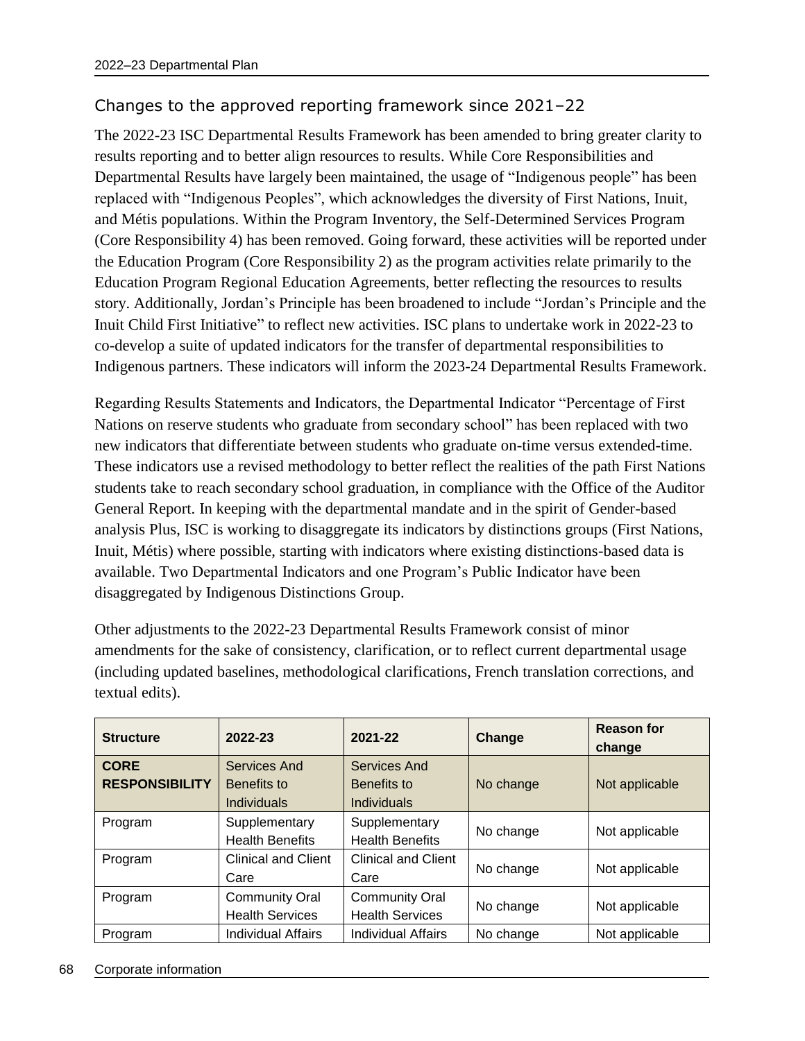## Changes to the approved reporting framework since 2021–22

The 2022-23 ISC Departmental Results Framework has been amended to bring greater clarity to results reporting and to better align resources to results. While Core Responsibilities and Departmental Results have largely been maintained, the usage of "Indigenous people" has been replaced with "Indigenous Peoples", which acknowledges the diversity of First Nations, Inuit, and Métis populations. Within the Program Inventory, the Self-Determined Services Program (Core Responsibility 4) has been removed. Going forward, these activities will be reported under the Education Program (Core Responsibility 2) as the program activities relate primarily to the Education Program Regional Education Agreements, better reflecting the resources to results story. Additionally, Jordan's Principle has been broadened to include "Jordan's Principle and the Inuit Child First Initiative" to reflect new activities. ISC plans to undertake work in 2022-23 to co-develop a suite of updated indicators for the transfer of departmental responsibilities to Indigenous partners. These indicators will inform the 2023-24 Departmental Results Framework.

Regarding Results Statements and Indicators, the Departmental Indicator "Percentage of First Nations on reserve students who graduate from secondary school" has been replaced with two new indicators that differentiate between students who graduate on-time versus extended-time. These indicators use a revised methodology to better reflect the realities of the path First Nations students take to reach secondary school graduation, in compliance with the Office of the Auditor General Report. In keeping with the departmental mandate and in the spirit of Gender-based analysis Plus, ISC is working to disaggregate its indicators by distinctions groups (First Nations, Inuit, Métis) where possible, starting with indicators where existing distinctions-based data is available. Two Departmental Indicators and one Program's Public Indicator have been disaggregated by Indigenous Distinctions Group.

Other adjustments to the 2022-23 Departmental Results Framework consist of minor amendments for the sake of consistency, clarification, or to reflect current departmental usage (including updated baselines, methodological clarifications, French translation corrections, and textual edits).

| Structure | 2022-23 | 2021-22 | Change | Reason for change |
|---|---|---|---|---|
| **CORE RESPONSIBILITY** | Services And Benefits to Individuals | Services And Benefits to Individuals | No change | Not applicable |
| Program | Supplementary Health Benefits | Supplementary Health Benefits | No change | Not applicable |
| Program | Clinical and Client Care | Clinical and Client Care | No change | Not applicable |
| Program | Community Oral Health Services | Community Oral Health Services | No change | Not applicable |
| Program | Individual Affairs | Individual Affairs | No change | Not applicable |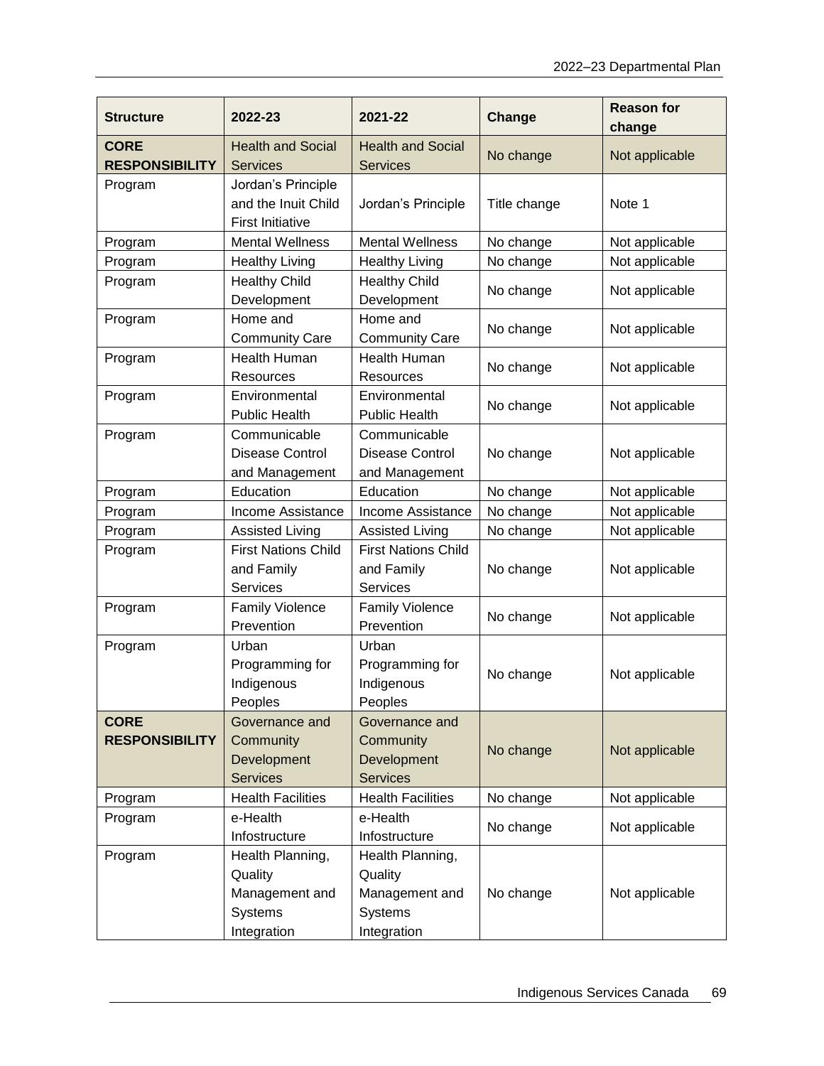| Structure | 2022-23 | 2021-22 | Change | Reason for change |
|---|---|---|---|---|
| **CORE RESPONSIBILITY** | Health and Social Services | Health and Social Services | No change | Not applicable |
| Program | Jordan's Principle and the Inuit Child First Initiative | Jordan's Principle | Title change | Note 1 |
| Program | Mental Wellness | Mental Wellness | No change | Not applicable |
| Program | Healthy Living | Healthy Living | No change | Not applicable |
| Program | Healthy Child Development | Healthy Child Development | No change | Not applicable |
| Program | Home and Community Care | Home and Community Care | No change | Not applicable |
| Program | Health Human Resources | Health Human Resources | No change | Not applicable |
| Program | Environmental Public Health | Environmental Public Health | No change | Not applicable |
| Program | Communicable Disease Control and Management | Communicable Disease Control and Management | No change | Not applicable |
| Program | Education | Education | No change | Not applicable |
| Program | Income Assistance | Income Assistance | No change | Not applicable |
| Program | Assisted Living | Assisted Living | No change | Not applicable |
| Program | First Nations Child and Family Services | First Nations Child and Family Services | No change | Not applicable |
| Program | Family Violence Prevention | Family Violence Prevention | No change | Not applicable |
| Program | Urban Programming for Indigenous Peoples | Urban Programming for Indigenous Peoples | No change | Not applicable |
| **CORE RESPONSIBILITY** | Governance and Community Development Services | Governance and Community Development Services | No change | Not applicable |
| Program | Health Facilities | Health Facilities | No change | Not applicable |
| Program | e-Health Infostructure | e-Health Infostructure | No change | Not applicable |
| Program | Health Planning, Quality Management and Systems Integration | Health Planning, Quality Management and Systems Integration | No change | Not applicable |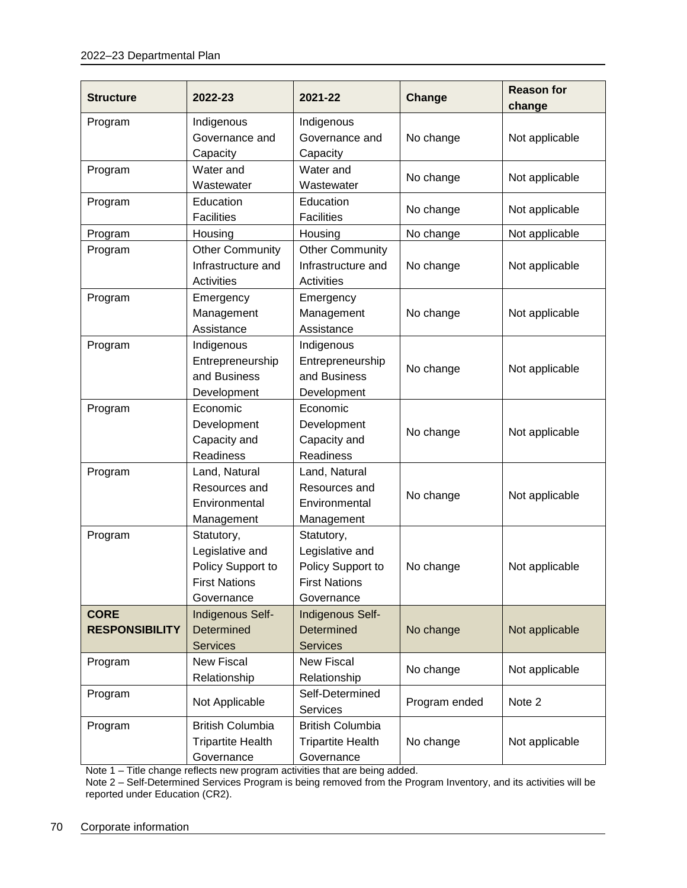| Structure | 2022-23 | 2021-22 | Change | Reason for change |
|---|---|---|---|---|
| Program | Indigenous Governance and Capacity | Indigenous Governance and Capacity | No change | Not applicable |
| Program | Water and Wastewater | Water and Wastewater | No change | Not applicable |
| Program | Education Facilities | Education Facilities | No change | Not applicable |
| Program | Housing | Housing | No change | Not applicable |
| Program | Other Community Infrastructure and Activities | Other Community Infrastructure and Activities | No change | Not applicable |
| Program | Emergency Management Assistance | Emergency Management Assistance | No change | Not applicable |
| Program | Indigenous Entrepreneurship and Business Development | Indigenous Entrepreneurship and Business Development | No change | Not applicable |
| Program | Economic Development Capacity and Readiness | Economic Development Capacity and Readiness | No change | Not applicable |
| Program | Land, Natural Resources and Environmental Management | Land, Natural Resources and Environmental Management | No change | Not applicable |
| Program | Statutory, Legislative and Policy Support to First Nations Governance | Statutory, Legislative and Policy Support to First Nations Governance | No change | Not applicable |
| **CORE RESPONSIBILITY** | Indigenous Self-Determined Services | Indigenous Self-Determined Services | No change | Not applicable |
| Program | New Fiscal Relationship | New Fiscal Relationship | No change | Not applicable |
| Program | Not Applicable | Self-Determined Services | Program ended | Note 2 |
| Program | British Columbia Tripartite Health Governance | British Columbia Tripartite Health Governance | No change | Not applicable |

Note 1 – Title change reflects new program activities that are being added.

Note 2 – Self-Determined Services Program is being removed from the Program Inventory, and its activities will be reported under Education (CR2).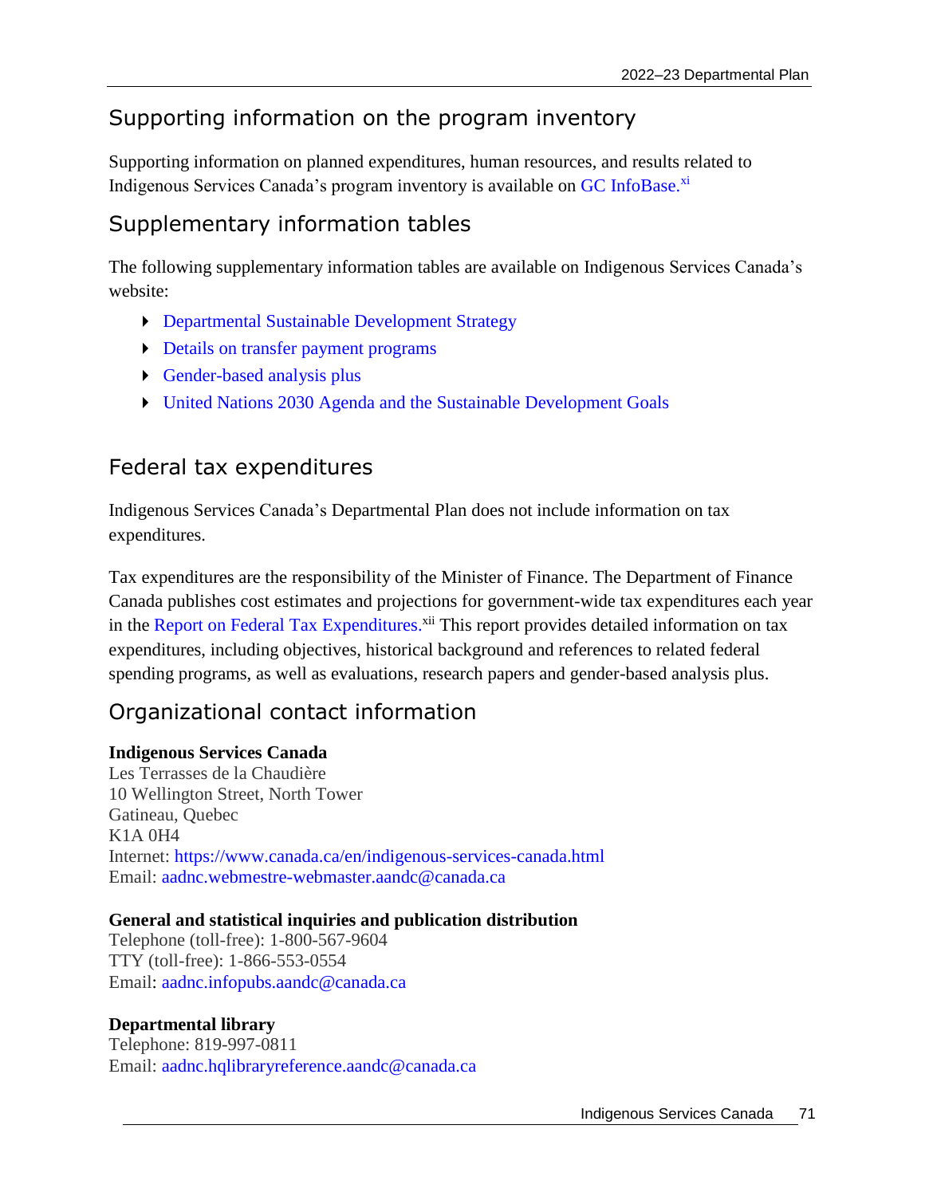## Supporting information on the program inventory

Supporting information on planned expenditures, human resources, and results related to Indigenous Services Canada's program inventory is available on GC InfoBase.[xi]

## Supplementary information tables

The following supplementary information tables are available on Indigenous Services Canada's website:

- Departmental Sustainable Development Strategy
- Details on transfer payment programs
- Gender-based analysis plus
- United Nations 2030 Agenda and the Sustainable Development Goals

## Federal tax expenditures

Indigenous Services Canada's Departmental Plan does not include information on tax expenditures.

Tax expenditures are the responsibility of the Minister of Finance. The Department of Finance Canada publishes cost estimates and projections for government-wide tax expenditures each year in the Report on Federal Tax Expenditures.[xii] This report provides detailed information on tax expenditures, including objectives, historical background and references to related federal spending programs, as well as evaluations, research papers and gender-based analysis plus.

## Organizational contact information

**Indigenous Services Canada**
Les Terrasses de la Chaudière
10 Wellington Street, North Tower
Gatineau, Quebec
K1A 0H4
Internet: https://www.canada.ca/en/indigenous-services-canada.html
Email: aadnc.webmestre-webmaster.aandc@canada.ca

**General and statistical inquiries and publication distribution**
Telephone (toll-free): 1-800-567-9604
TTY (toll-free): 1-866-553-0554
Email: aadnc.infopubs.aandc@canada.ca

**Departmental library**
Telephone: 819-997-0811
Email: aadnc.hqlibraryreference.aandc@canada.ca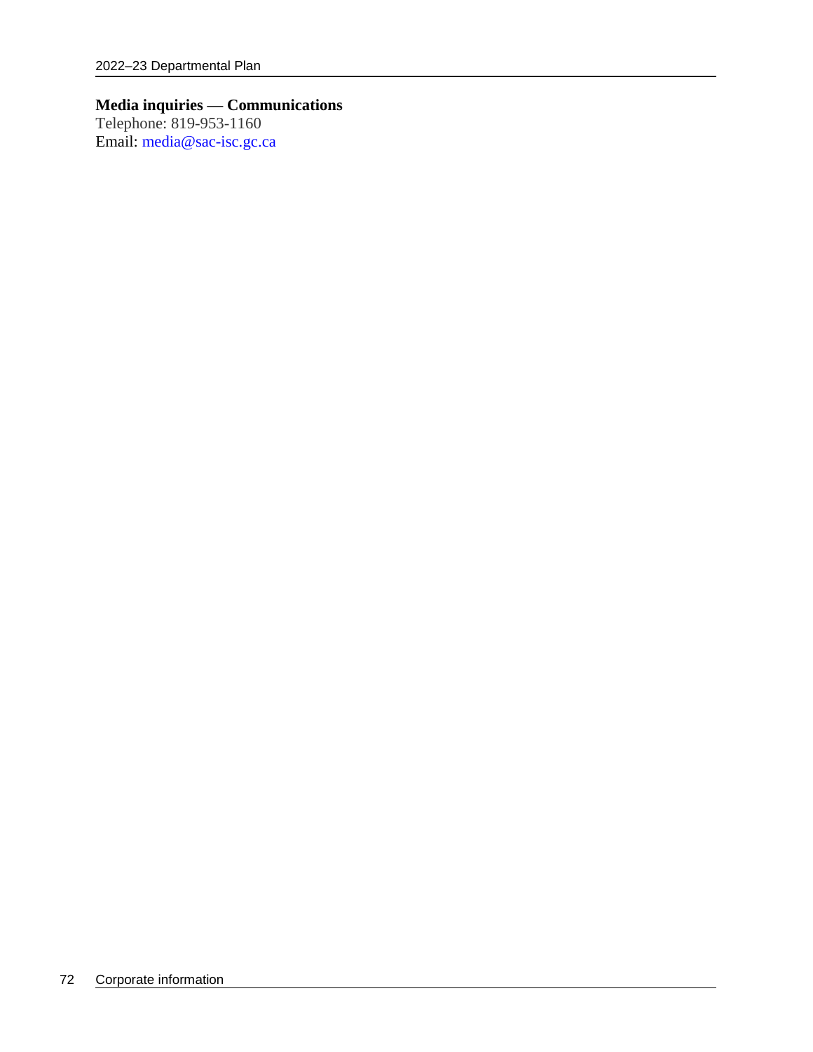**Media inquiries — Communications**
Telephone: 819-953-1160
Email: media@sac-isc.gc.ca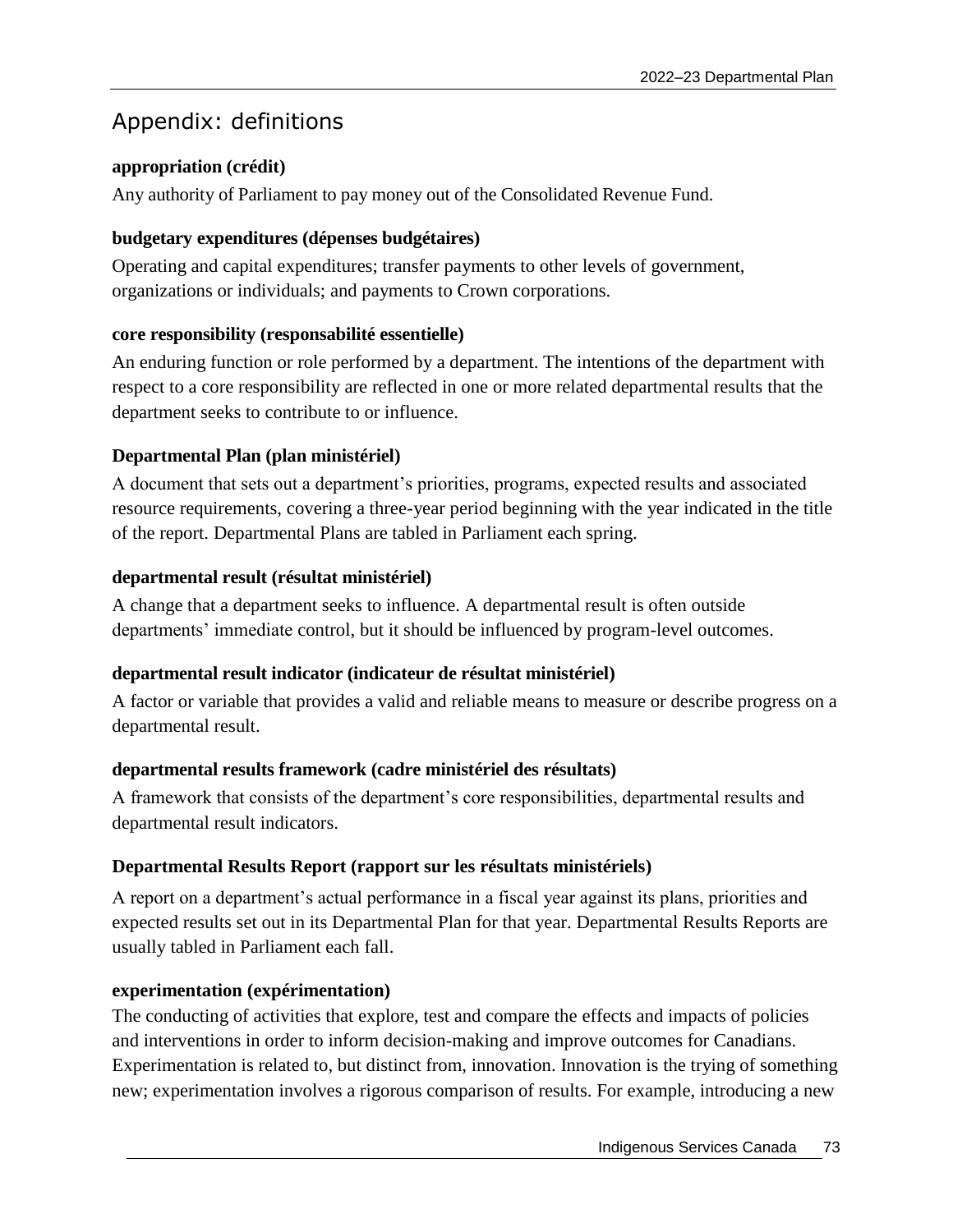## Appendix: definitions

**appropriation (crédit)**

Any authority of Parliament to pay money out of the Consolidated Revenue Fund.

**budgetary expenditures (dépenses budgétaires)**

Operating and capital expenditures; transfer payments to other levels of government, organizations or individuals; and payments to Crown corporations.

**core responsibility (responsabilité essentielle)**

An enduring function or role performed by a department. The intentions of the department with respect to a core responsibility are reflected in one or more related departmental results that the department seeks to contribute to or influence.

**Departmental Plan (plan ministériel)**

A document that sets out a department's priorities, programs, expected results and associated resource requirements, covering a three-year period beginning with the year indicated in the title of the report. Departmental Plans are tabled in Parliament each spring.

**departmental result (résultat ministériel)**

A change that a department seeks to influence. A departmental result is often outside departments' immediate control, but it should be influenced by program-level outcomes.

**departmental result indicator (indicateur de résultat ministériel)**

A factor or variable that provides a valid and reliable means to measure or describe progress on a departmental result.

**departmental results framework (cadre ministériel des résultats)**

A framework that consists of the department's core responsibilities, departmental results and departmental result indicators.

**Departmental Results Report (rapport sur les résultats ministériels)**

A report on a department's actual performance in a fiscal year against its plans, priorities and expected results set out in its Departmental Plan for that year. Departmental Results Reports are usually tabled in Parliament each fall.

**experimentation (expérimentation)**

The conducting of activities that explore, test and compare the effects and impacts of policies and interventions in order to inform decision-making and improve outcomes for Canadians. Experimentation is related to, but distinct from, innovation. Innovation is the trying of something new; experimentation involves a rigorous comparison of results. For example, introducing a new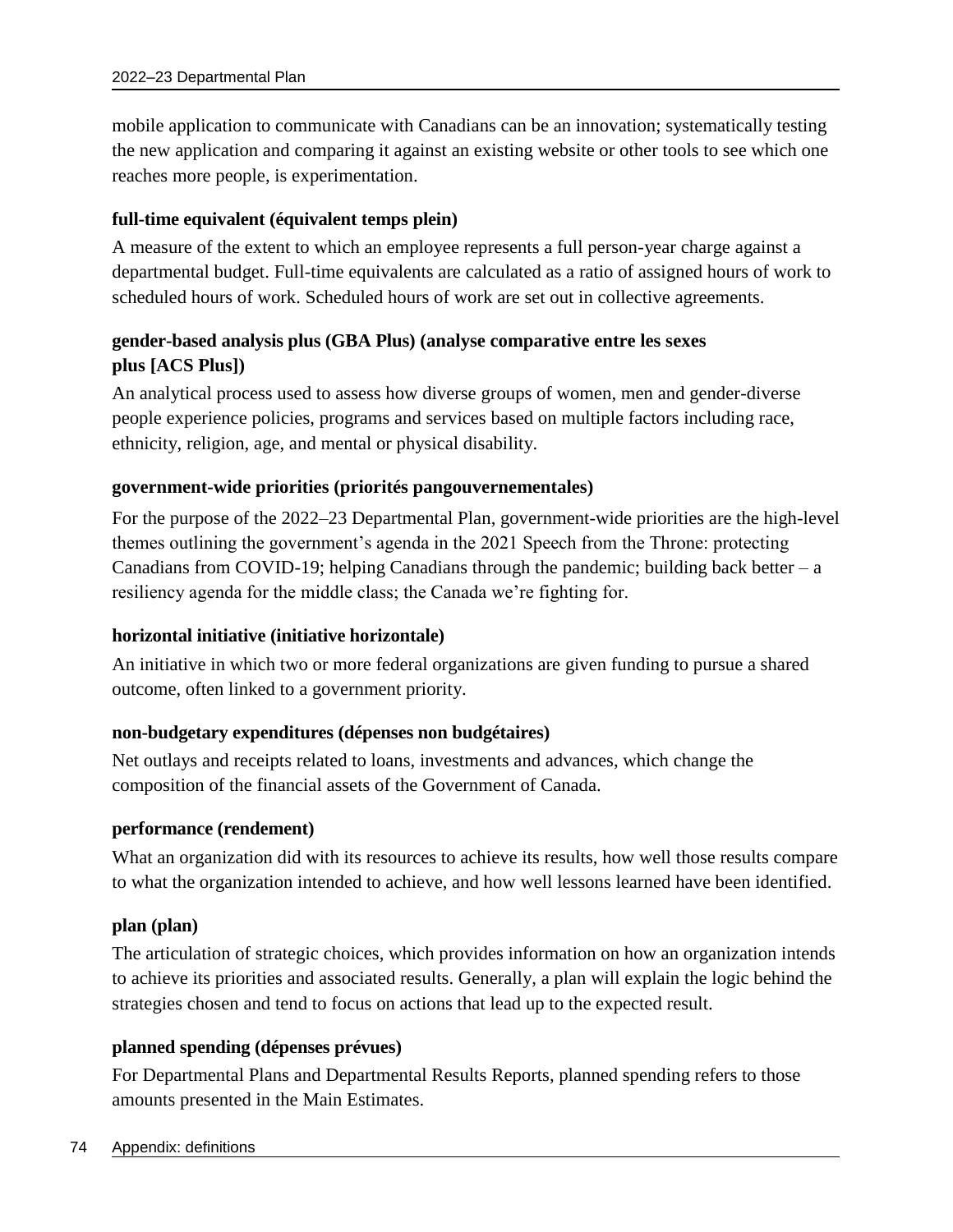mobile application to communicate with Canadians can be an innovation; systematically testing the new application and comparing it against an existing website or other tools to see which one reaches more people, is experimentation.

**full-time equivalent (équivalent temps plein)**

A measure of the extent to which an employee represents a full person-year charge against a departmental budget. Full-time equivalents are calculated as a ratio of assigned hours of work to scheduled hours of work. Scheduled hours of work are set out in collective agreements.

**gender-based analysis plus (GBA Plus) (analyse comparative entre les sexes plus [ACS Plus])**

An analytical process used to assess how diverse groups of women, men and gender-diverse people experience policies, programs and services based on multiple factors including race, ethnicity, religion, age, and mental or physical disability.

**government-wide priorities (priorités pangouvernementales)**

For the purpose of the 2022–23 Departmental Plan, government-wide priorities are the high-level themes outlining the government's agenda in the 2021 Speech from the Throne: protecting Canadians from COVID-19; helping Canadians through the pandemic; building back better – a resiliency agenda for the middle class; the Canada we're fighting for.

**horizontal initiative (initiative horizontale)**

An initiative in which two or more federal organizations are given funding to pursue a shared outcome, often linked to a government priority.

**non-budgetary expenditures (dépenses non budgétaires)**

Net outlays and receipts related to loans, investments and advances, which change the composition of the financial assets of the Government of Canada.

**performance (rendement)**

What an organization did with its resources to achieve its results, how well those results compare to what the organization intended to achieve, and how well lessons learned have been identified.

**plan (plan)**

The articulation of strategic choices, which provides information on how an organization intends to achieve its priorities and associated results. Generally, a plan will explain the logic behind the strategies chosen and tend to focus on actions that lead up to the expected result.

**planned spending (dépenses prévues)**

For Departmental Plans and Departmental Results Reports, planned spending refers to those amounts presented in the Main Estimates.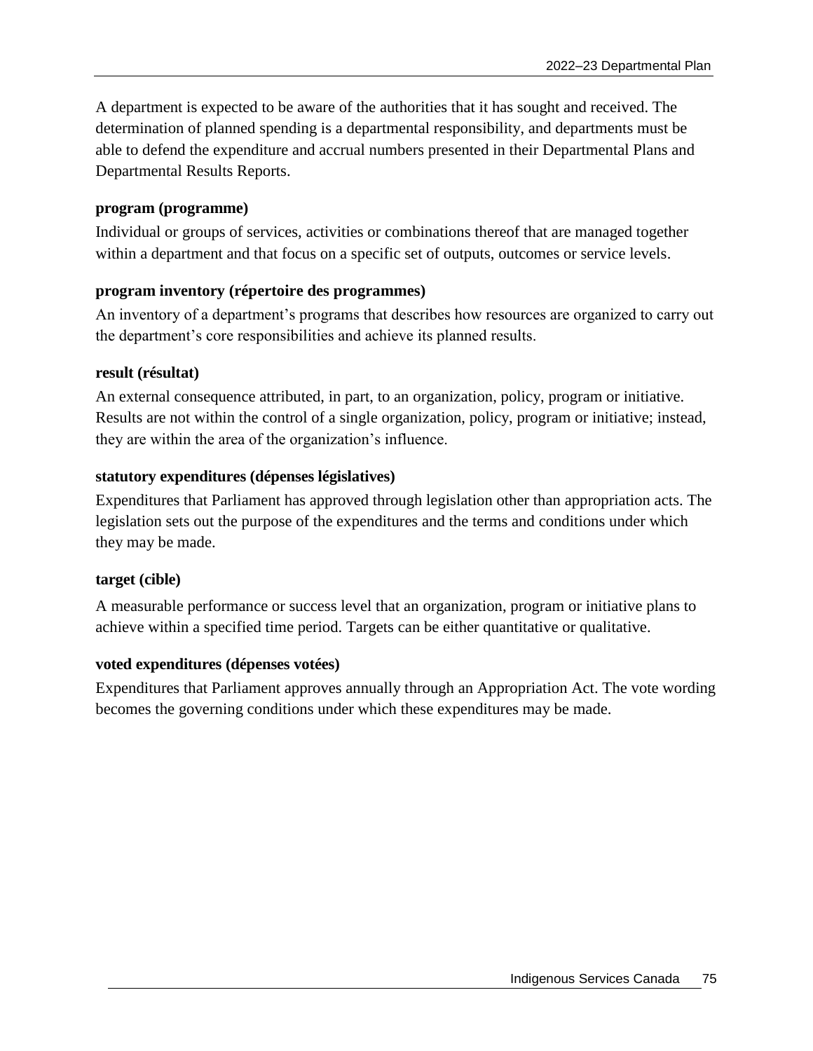A department is expected to be aware of the authorities that it has sought and received. The determination of planned spending is a departmental responsibility, and departments must be able to defend the expenditure and accrual numbers presented in their Departmental Plans and Departmental Results Reports.

**program (programme)**

Individual or groups of services, activities or combinations thereof that are managed together within a department and that focus on a specific set of outputs, outcomes or service levels.

**program inventory (répertoire des programmes)**

An inventory of a department's programs that describes how resources are organized to carry out the department's core responsibilities and achieve its planned results.

**result (résultat)**

An external consequence attributed, in part, to an organization, policy, program or initiative. Results are not within the control of a single organization, policy, program or initiative; instead, they are within the area of the organization's influence.

**statutory expenditures (dépenses législatives)**

Expenditures that Parliament has approved through legislation other than appropriation acts. The legislation sets out the purpose of the expenditures and the terms and conditions under which they may be made.

**target (cible)**

A measurable performance or success level that an organization, program or initiative plans to achieve within a specified time period. Targets can be either quantitative or qualitative.

**voted expenditures (dépenses votées)**

Expenditures that Parliament approves annually through an Appropriation Act. The vote wording becomes the governing conditions under which these expenditures may be made.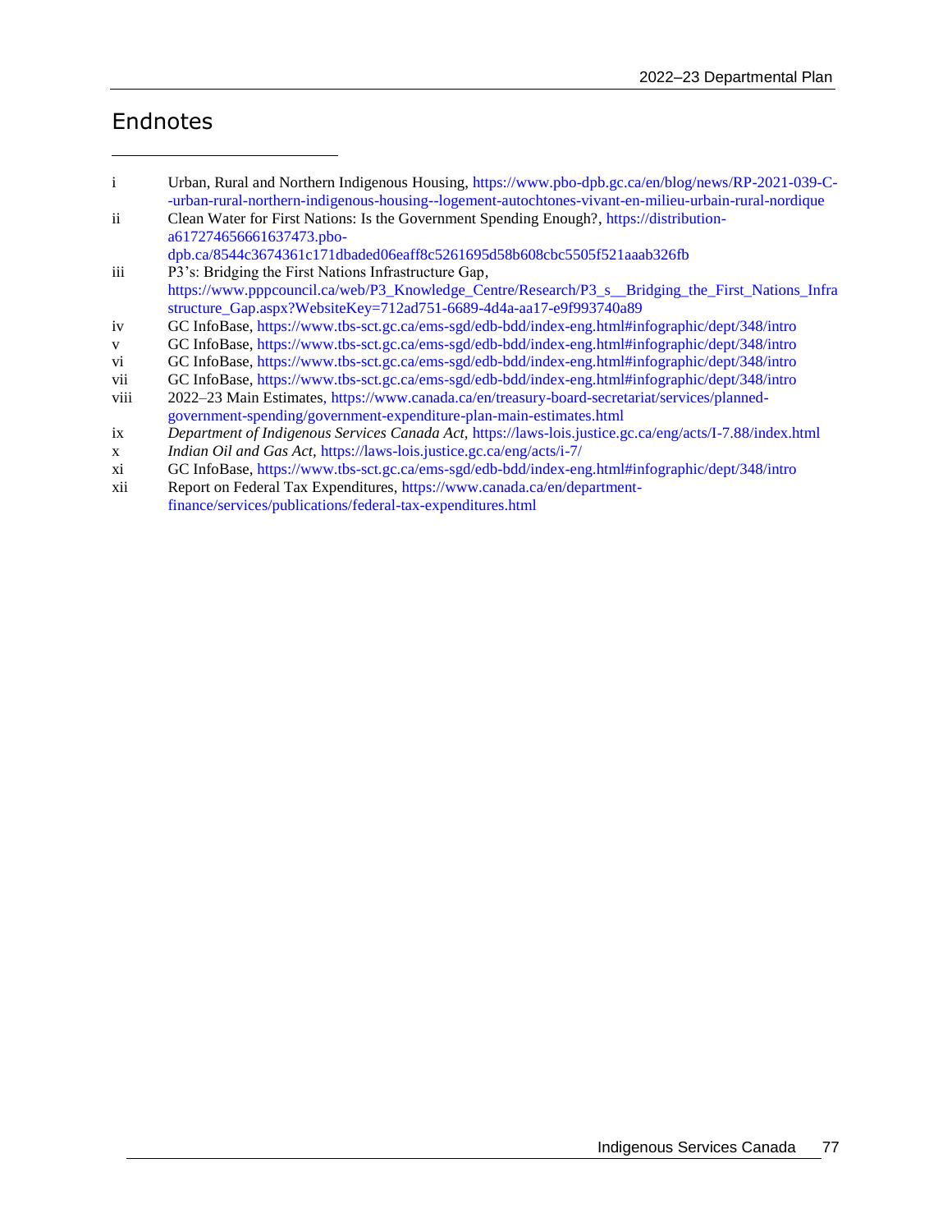# Endnotes

i Urban, Rural and Northern Indigenous Housing, https://www.pbo-dpb.gc.ca/en/blog/news/RP-2021-039-C--urban-rural-northern-indigenous-housing--logement-autochtones-vivant-en-milieu-urbain-rural-nordique

ii Clean Water for First Nations: Is the Government Spending Enough?, https://distribution-a617274656661637473.pbo-dpb.ca/8544c3674361c171dbaded06eaff8c5261695d58b608cbc5505f521aaab326fb

iii P3's: Bridging the First Nations Infrastructure Gap, https://www.pppcouncil.ca/web/P3_Knowledge_Centre/Research/P3_s__Bridging_the_First_Nations_Infrastructure_Gap.aspx?WebsiteKey=712ad751-6689-4d4a-aa17-e9f993740a89

iv GC InfoBase, https://www.tbs-sct.gc.ca/ems-sgd/edb-bdd/index-eng.html#infographic/dept/348/intro

v GC InfoBase, https://www.tbs-sct.gc.ca/ems-sgd/edb-bdd/index-eng.html#infographic/dept/348/intro

vi GC InfoBase, https://www.tbs-sct.gc.ca/ems-sgd/edb-bdd/index-eng.html#infographic/dept/348/intro

vii GC InfoBase, https://www.tbs-sct.gc.ca/ems-sgd/edb-bdd/index-eng.html#infographic/dept/348/intro

viii 2022–23 Main Estimates, https://www.canada.ca/en/treasury-board-secretariat/services/planned-government-spending/government-expenditure-plan-main-estimates.html

ix *Department of Indigenous Services Canada Act*, https://laws-lois.justice.gc.ca/eng/acts/I-7.88/index.html

x *Indian Oil and Gas Act*, https://laws-lois.justice.gc.ca/eng/acts/i-7/

xi GC InfoBase, https://www.tbs-sct.gc.ca/ems-sgd/edb-bdd/index-eng.html#infographic/dept/348/intro

xii Report on Federal Tax Expenditures, https://www.canada.ca/en/department-finance/services/publications/federal-tax-expenditures.html